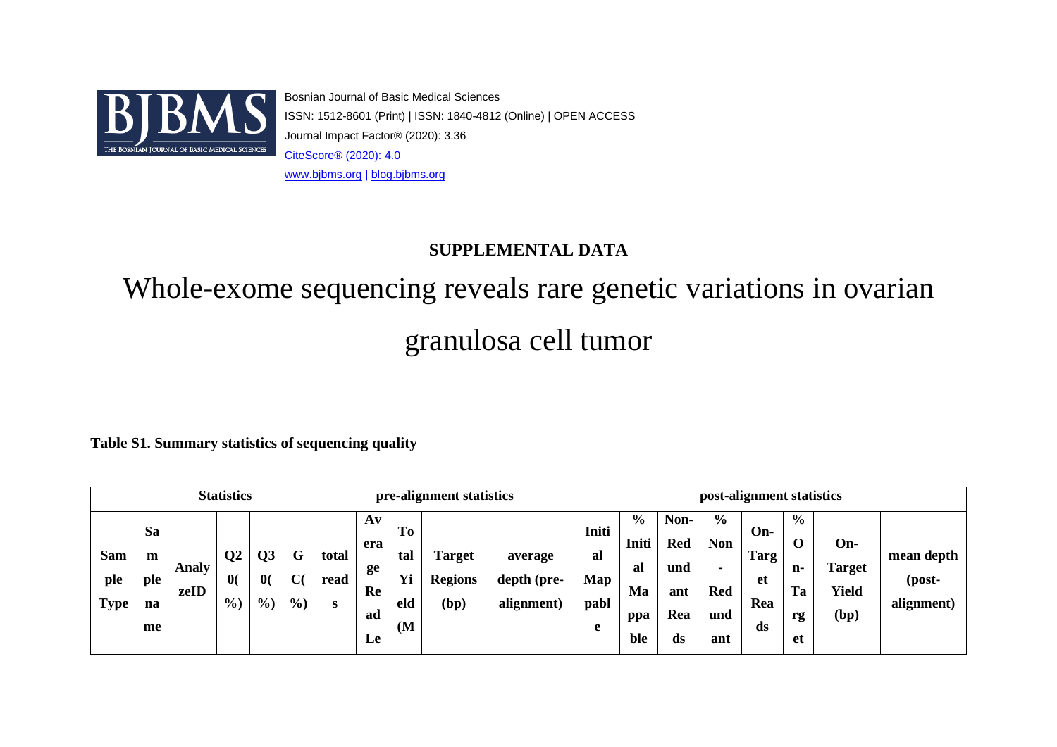Bosnian Journal of Basic Medical Sciences
ISSN: 1512-8601 (Print) | ISSN: 1840-4812 (Online) | OPEN ACCESS
Journal Impact Factor® (2020): 3.36
CiteScore® (2020): 4.0
www.bjbms.org | blog.bjbms.org

**SUPPLEMENTAL DATA**

# Whole-exome sequencing reveals rare genetic variations in ovarian granulosa cell tumor

**Table S1. Summary statistics of sequencing quality**

| | Statistics | | | | | pre-alignment statistics | | | | | post-alignment statistics | | | | | | | |
|---|---|---|---|---|---|---|---|---|---|---|---|---|---|---|---|---|---|---|
| **Sample Type** | **Sample name** | **AnalyzeID** | **Q20(%)** | **Q30(%)** | **GC(%)** | **total reads** | **Average Read Le** | **Total Yield (M** | **Target Regions (bp)** | **average depth (pre-alignment)** | **Initial Mappable** | **% Initial Mappable** | **Non-Redundant Reads** | **% Non-Redundant** | **On-Target Reads** | **% On-Target** | **On-Target Yield (bp)** | **mean depth (post-alignment)** |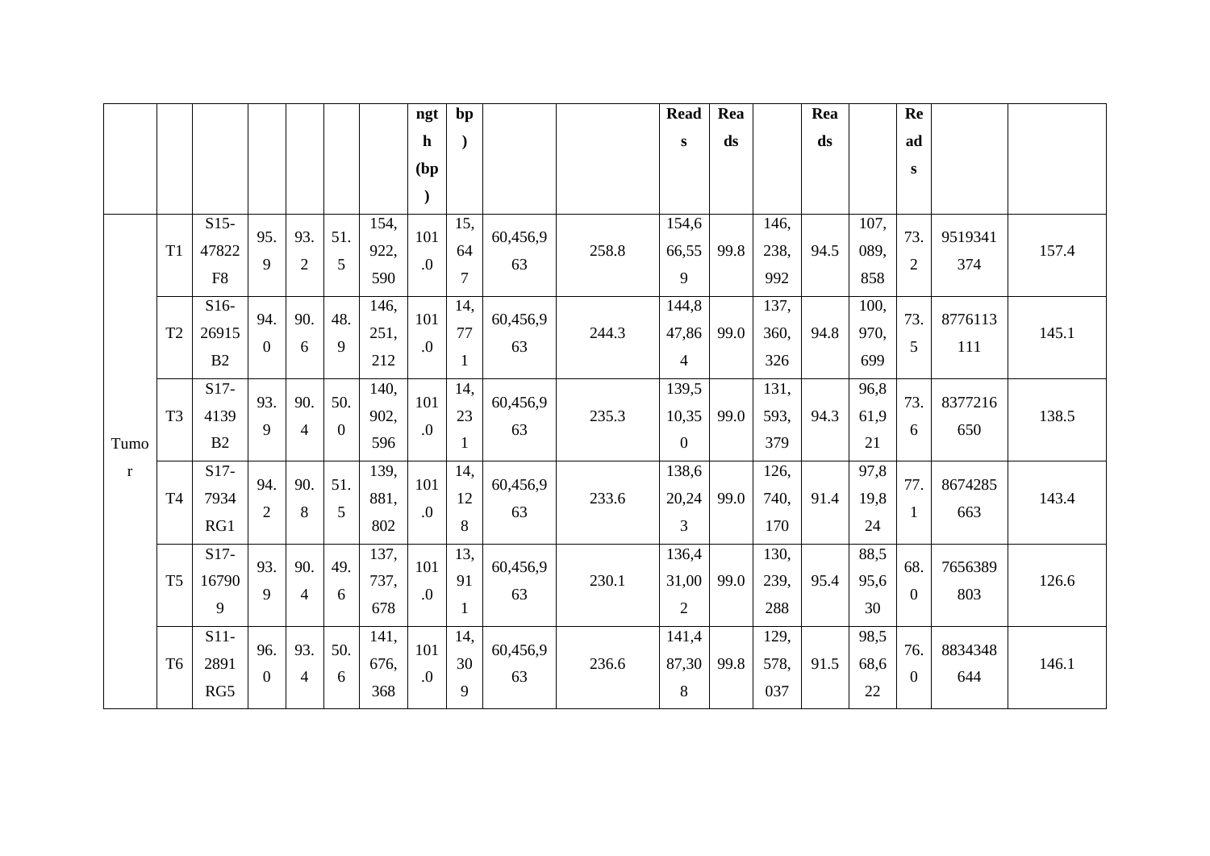|  |  |  |  |  |  |  | ngth (bp) | bp) |  |  | Reads | Reads |  | Reads |  | Reads |  |  |
|---|---|---|---|---|---|---|---|---|---|---|---|---|---|---|---|---|---|---|
| Tumor | T1 | S15-47822F8 | 95.9 | 93.2 | 51.5 | 154,922,590 | 101.0 | 15,647 | 60,456,963 | 258.8 | 154,666,559 | 99.8 | 146,238,992 | 94.5 | 107,089,858 | 73.2 | 9519341374 | 157.4 |
|  | T2 | S16-26915B2 | 94.0 | 90.6 | 48.9 | 146,251,212 | 101.0 | 14,771 | 60,456,963 | 244.3 | 144,847,864 | 99.0 | 137,360,326 | 94.8 | 100,970,699 | 73.5 | 8776113111 | 145.1 |
|  | T3 | S17-4139B2 | 93.9 | 90.4 | 50.0 | 140,902,596 | 101.0 | 14,231 | 60,456,963 | 235.3 | 139,510,350 | 99.0 | 131,593,379 | 94.3 | 96,861,921 | 73.6 | 8377216650 | 138.5 |
|  | T4 | S17-7934RG1 | 94.2 | 90.8 | 51.5 | 139,881,802 | 101.0 | 14,128 | 60,456,963 | 233.6 | 138,620,243 | 99.0 | 126,740,170 | 91.4 | 97,819,824 | 77.1 | 8674285663 | 143.4 |
|  | T5 | S17-167909 | 93.9 | 90.4 | 49.6 | 137,737,678 | 101.0 | 13,911 | 60,456,963 | 230.1 | 136,431,002 | 99.0 | 130,239,288 | 95.4 | 88,595,630 | 68.0 | 7656389803 | 126.6 |
|  | T6 | S11-2891RG5 | 96.0 | 93.4 | 50.6 | 141,676,368 | 101.0 | 14,309 | 60,456,963 | 236.6 | 141,487,308 | 99.8 | 129,578,037 | 91.5 | 98,568,622 | 76.0 | 8834348644 | 146.1 |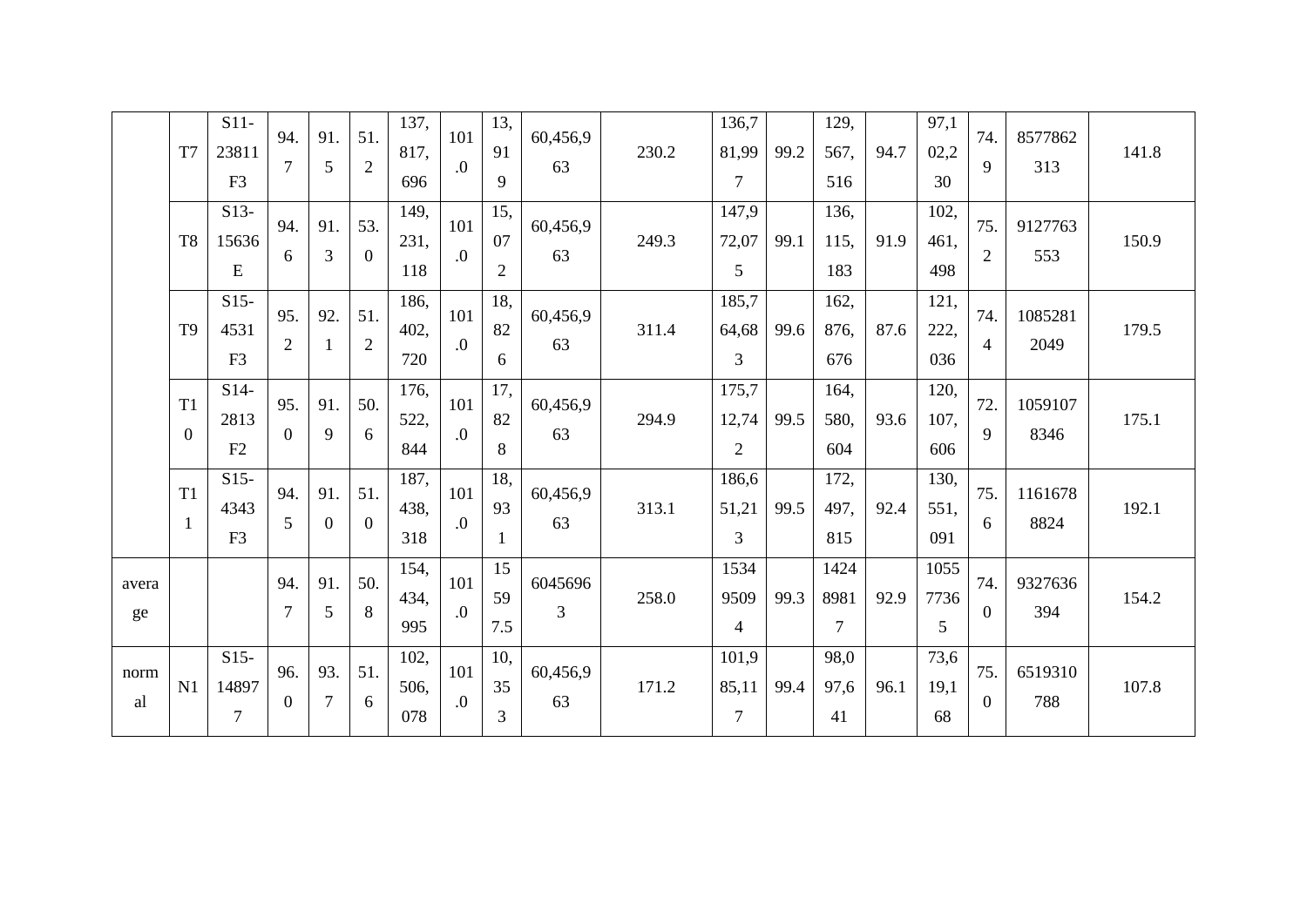|  |  |  |  |  |  |  |  |  |  |  |  |  |  |  |  |  |  |  |
|---|---|---|---|---|---|---|---|---|---|---|---|---|---|---|---|---|---|---|
|  | T7 | S11-23811F3 | 94.7 | 91.5 | 51.2 | 137,817,696 | 101.0 | 13,919 | 60,456,963 | 230.2 | 136,781,997 | 99.2 | 129,567,516 | 94.7 | 97,102,230 | 74.9 | 8577862313 | 141.8 |
|  | T8 | S13-15636E | 94.6 | 91.3 | 53.0 | 149,231,118 | 101.0 | 15,072 | 60,456,963 | 249.3 | 147,972,075 | 99.1 | 136,115,183 | 91.9 | 102,461,498 | 75.2 | 9127763553 | 150.9 |
|  | T9 | S15-4531F3 | 95.2 | 92.1 | 51.2 | 186,402,720 | 101.0 | 18,826 | 60,456,963 | 311.4 | 185,764,683 | 99.6 | 162,876,676 | 87.6 | 121,222,036 | 74.4 | 10852812049 | 179.5 |
|  | T10 | S14-2813F2 | 95.0 | 91.9 | 50.6 | 176,522,844 | 101.0 | 17,828 | 60,456,963 | 294.9 | 175,712,742 | 99.5 | 164,580,604 | 93.6 | 120,107,606 | 72.9 | 10591078346 | 175.1 |
|  | T11 | S15-4343F3 | 94.5 | 91.0 | 51.0 | 187,438,318 | 101.0 | 18,931 | 60,456,963 | 313.1 | 186,651,213 | 99.5 | 172,497,815 | 92.4 | 130,551,091 | 75.6 | 11616788824 | 192.1 |
| average |  |  | 94.7 | 91.5 | 50.8 | 154,434,995 | 101.0 | 155597.5 | 60456963 | 258.0 | 153495094 | 99.3 | 142489817 | 92.9 | 105577365 | 74.0 | 9327636394 | 154.2 |
| normal | N1 | S15-148977 | 96.0 | 93.7 | 51.6 | 102,506,078 | 101.0 | 10,353 | 60,456,963 | 171.2 | 101,985,117 | 99.4 | 98,097,641 | 96.1 | 73,619,168 | 75.0 | 6519310788 | 107.8 |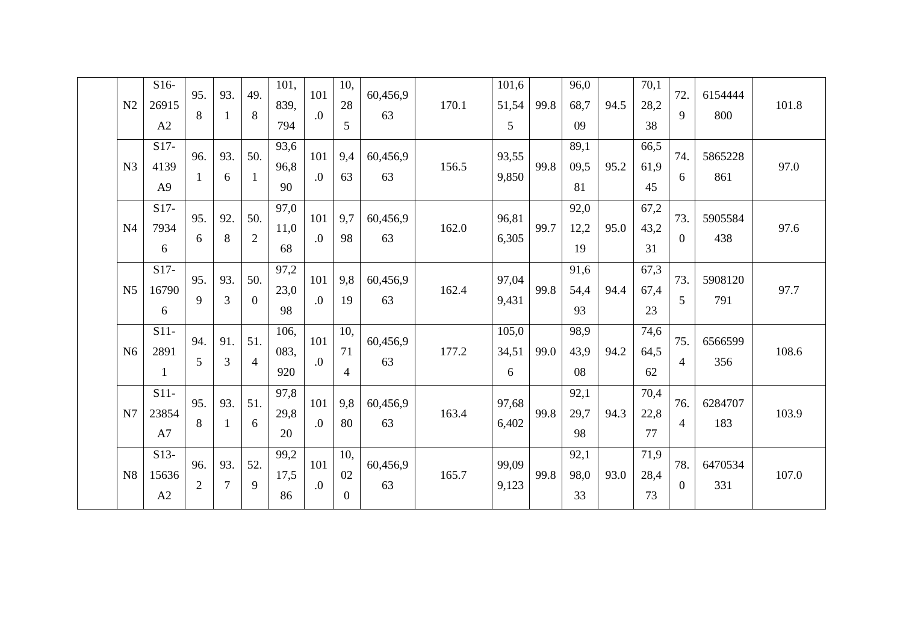| | | | | | | | | | | | | | | | | | | |
|---|---|---|---|---|---|---|---|---|---|---|---|---|---|---|---|---|---|---|
| | N2 | S16-26915A2 | 95.8 | 93.1 | 49.8 | 101,839,794 | 101.0 | 10,285 | 60,456,963 | 170.1 | 101,651,545 | 99.8 | 96,068,709 | 94.5 | 70,128,238 | 72.9 | 6154444800 | 101.8 |
| | N3 | S17-4139A9 | 96.1 | 93.6 | 50.1 | 93,696,890 | 101.0 | 9,463 | 60,456,963 | 156.5 | 93,559,850 | 99.8 | 89,109,581 | 95.2 | 66,561,945 | 74.6 | 5865228861 | 97.0 |
| | N4 | S17-79346 | 95.6 | 92.8 | 50.2 | 97,011,068 | 101.0 | 9,798 | 60,456,963 | 162.0 | 96,816,305 | 99.7 | 92,012,219 | 95.0 | 67,243,231 | 73.0 | 5905584438 | 97.6 |
| | N5 | S17-167906 | 95.9 | 93.3 | 50.0 | 97,223,098 | 101.0 | 9,819 | 60,456,963 | 162.4 | 97,049,431 | 99.8 | 91,654,493 | 94.4 | 67,367,423 | 73.5 | 5908120791 | 97.7 |
| | N6 | S11-28911 | 94.5 | 91.3 | 51.4 | 106,083,920 | 101.0 | 10,714 | 60,456,963 | 177.2 | 105,034,516 | 99.0 | 98,943,908 | 94.2 | 74,664,562 | 75.4 | 6566599356 | 108.6 |
| | N7 | S11-23854A7 | 95.8 | 93.1 | 51.6 | 97,829,820 | 101.0 | 9,880 | 60,456,963 | 163.4 | 97,686,402 | 99.8 | 92,129,798 | 94.3 | 70,422,877 | 76.4 | 6284707183 | 103.9 |
| | N8 | S13-15636A2 | 96.2 | 93.7 | 52.9 | 99,217,586 | 101.0 | 10,020 | 60,456,963 | 165.7 | 99,099,123 | 99.8 | 92,198,033 | 93.0 | 71,928,473 | 78.0 | 6470534331 | 107.0 |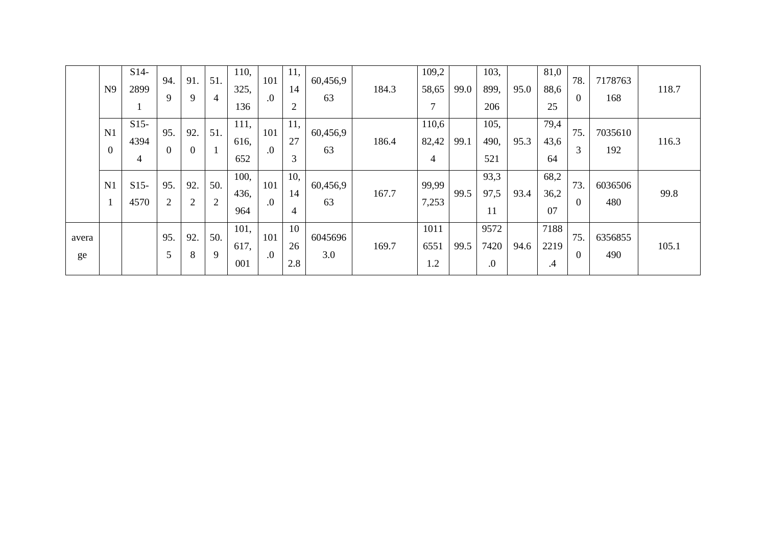| | | | | | | | | | | | | | | | | | | |
|---|---|---|---|---|---|---|---|---|---|---|---|---|---|---|---|---|---|---|
| | N9 | S14-28991 | 94.9 | 91.9 | 51.4 | 110,325,136 | 101.0 | 11,142 | 60,456,963 | 184.3 | 109,258,657 | 99.0 | 103,899,206 | 95.0 | 81,088,625 | 78.0 | 7178763168 | 118.7 |
| | N10 | S15-43944 | 95.0 | 92.0 | 51.1 | 111,616,652 | 101.0 | 11,273 | 60,456,963 | 186.4 | 110,682,424 | 99.1 | 105,490,521 | 95.3 | 79,443,664 | 75.3 | 7035610192 | 116.3 |
| | N11 | S15-4570 | 95.2 | 92.2 | 50.2 | 100,436,964 | 101.0 | 10,144 | 60,456,963 | 167.7 | 99,997,253 | 99.5 | 93,397,511 | 93.4 | 68,236,207 | 73.0 | 6036506480 | 99.8 |
| average | | | 95.5 | 92.8 | 50.9 | 101,617,001 | 101.0 | 10262.8 | 60456963.0 | 169.7 | 10116551 1.2 | 99.5 | 95727420.0 | 94.6 | 71882219.4 | 75.0 | 6356855490 | 105.1 |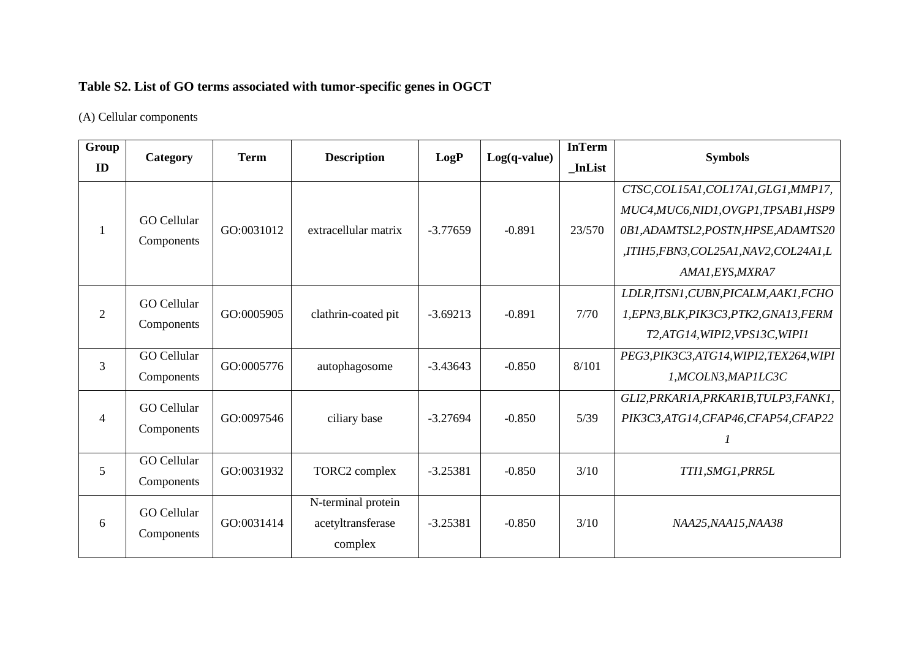**Table S2. List of GO terms associated with tumor-specific genes in OGCT**

(A) Cellular components

| Group ID | Category | Term | Description | LogP | Log(q-value) | InTerm_InList | Symbols |
|---|---|---|---|---|---|---|---|
| 1 | GO Cellular Components | GO:0031012 | extracellular matrix | -3.77659 | -0.891 | 23/570 | *CTSC,COL15A1,COL17A1,GLG1,MMP17,MUC4,MUC6,NID1,OVGP1,TPSAB1,HSP90B1,ADAMTSL2,POSTN,HPSE,ADAMTS20,ITIH5,FBN3,COL25A1,NAV2,COL24A1,LAMA1,EYS,MXRA7* |
| 2 | GO Cellular Components | GO:0005905 | clathrin-coated pit | -3.69213 | -0.891 | 7/70 | *LDLR,ITSN1,CUBN,PICALM,AAK1,FCHO1,EPN3,BLK,PIK3C3,PTK2,GNA13,FERMT2,ATG14,WIPI2,VPS13C,WIPI1* |
| 3 | GO Cellular Components | GO:0005776 | autophagosome | -3.43643 | -0.850 | 8/101 | *PEG3,PIK3C3,ATG14,WIPI2,TEX264,WIPI1,MCOLN3,MAP1LC3C* |
| 4 | GO Cellular Components | GO:0097546 | ciliary base | -3.27694 | -0.850 | 5/39 | *GLI2,PRKAR1A,PRKAR1B,TULP3,FANK1,PIK3C3,ATG14,CFAP46,CFAP54,CFAP221* |
| 5 | GO Cellular Components | GO:0031932 | TORC2 complex | -3.25381 | -0.850 | 3/10 | *TTI1,SMG1,PRR5L* |
| 6 | GO Cellular Components | GO:0031414 | N-terminal protein acetyltransferase complex | -3.25381 | -0.850 | 3/10 | *NAA25,NAA15,NAA38* |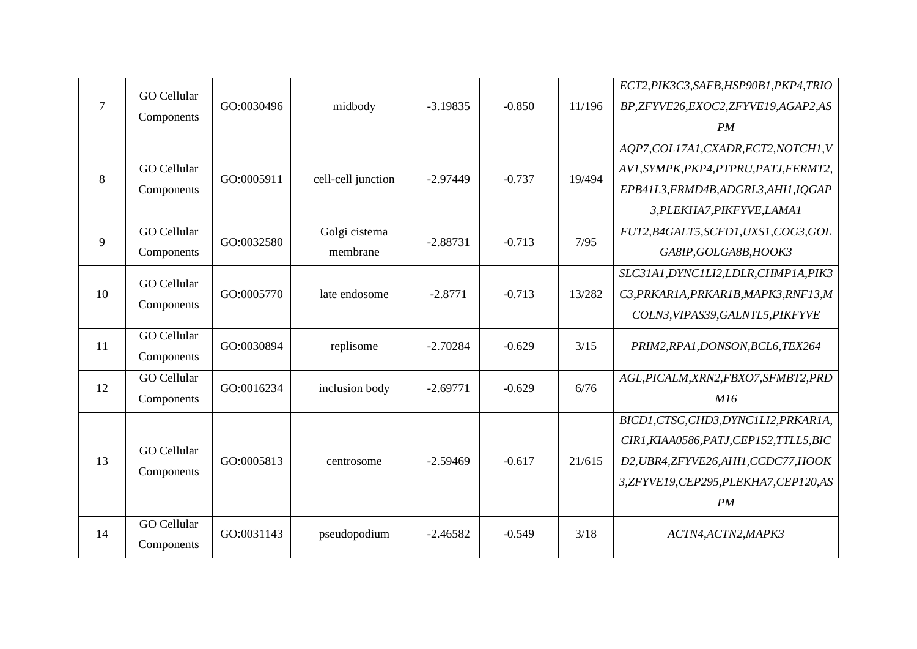| 7 | GO Cellular Components | GO:0030496 | midbody | -3.19835 | -0.850 | 11/196 | *ECT2,PIK3C3,SAFB,HSP90B1,PKP4,TRIOBP,ZFYVE26,EXOC2,ZFYVE19,AGAP2,ASPM* |
|---|---|---|---|---|---|---|---|
| 8 | GO Cellular Components | GO:0005911 | cell-cell junction | -2.97449 | -0.737 | 19/494 | *AQP7,COL17A1,CXADR,ECT2,NOTCH1,VAV1,SYMPK,PKP4,PTPRU,PATJ,FERMT2,EPB41L3,FRMD4B,ADGRL3,AHI1,IQGAP3,PLEKHA7,PIKFYVE,LAMA1* |
| 9 | GO Cellular Components | GO:0032580 | Golgi cisterna membrane | -2.88731 | -0.713 | 7/95 | *FUT2,B4GALT5,SCFD1,UXS1,COG3,GOLGA8IP,GOLGA8B,HOOK3* |
| 10 | GO Cellular Components | GO:0005770 | late endosome | -2.8771 | -0.713 | 13/282 | *SLC31A1,DYNC1LI2,LDLR,CHMP1A,PIK3C3,PRKAR1A,PRKAR1B,MAPK3,RNF13,MCOLN3,VIPAS39,GALNTL5,PIKFYVE* |
| 11 | GO Cellular Components | GO:0030894 | replisome | -2.70284 | -0.629 | 3/15 | *PRIM2,RPA1,DONSON,BCL6,TEX264* |
| 12 | GO Cellular Components | GO:0016234 | inclusion body | -2.69771 | -0.629 | 6/76 | *AGL,PICALM,XRN2,FBXO7,SFMBT2,PRDM16* |
| 13 | GO Cellular Components | GO:0005813 | centrosome | -2.59469 | -0.617 | 21/615 | *BICD1,CTSC,CHD3,DYNC1LI2,PRKAR1A,CIR1,KIAA0586,PATJ,CEP152,TTLL5,BICD2,UBR4,ZFYVE26,AHI1,CCDC77,HOOK3,ZFYVE19,CEP295,PLEKHA7,CEP120,ASPM* |
| 14 | GO Cellular Components | GO:0031143 | pseudopodium | -2.46582 | -0.549 | 3/18 | *ACTN4,ACTN2,MAPK3* |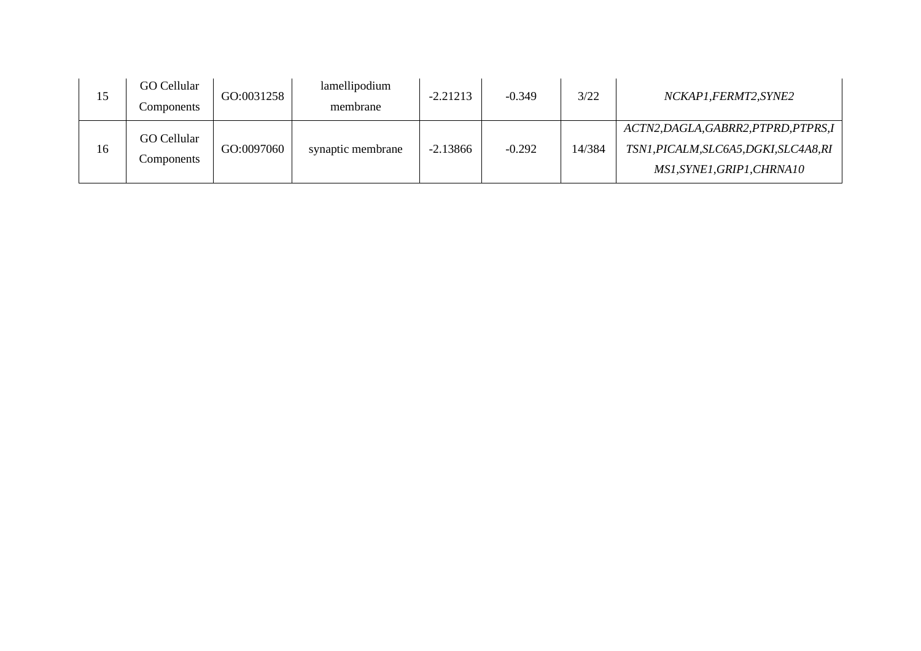| 15 | GO Cellular Components | GO:0031258 | lamellipodium membrane | -2.21213 | -0.349 | 3/22 | *NCKAP1,FERMT2,SYNE2* |
|---|---|---|---|---|---|---|---|
| 16 | GO Cellular Components | GO:0097060 | synaptic membrane | -2.13866 | -0.292 | 14/384 | *ACTN2,DAGLA,GABRR2,PTPRD,PTPRS,ITSN1,PICALM,SLC6A5,DGKI,SLC4A8,RIMS1,SYNE1,GRIP1,CHRNA10* |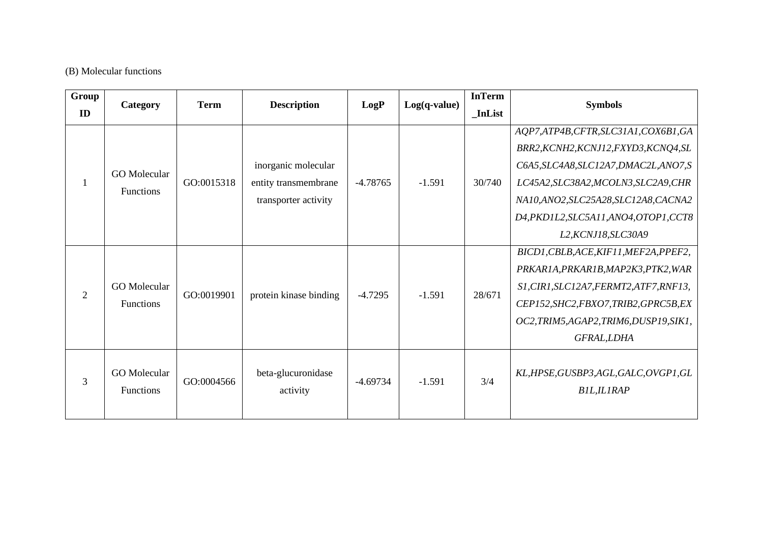(B) Molecular functions

| Group ID | Category | Term | Description | LogP | Log(q-value) | InTerm_InList | Symbols |
|---|---|---|---|---|---|---|---|
| 1 | GO Molecular Functions | GO:0015318 | inorganic molecular entity transmembrane transporter activity | -4.78765 | -1.591 | 30/740 | *AQP7,ATP4B,CFTR,SLC31A1,COX6B1,GABRR2,KCNH2,KCNJ12,FXYD3,KCNQ4,SLC6A5,SLC4A8,SLC12A7,DMAC2L,ANO7,SLC45A2,SLC38A2,MCOLN3,SLC2A9,CHRNA10,ANO2,SLC25A28,SLC12A8,CACNA2D4,PKD1L2,SLC5A11,ANO4,OTOP1,CCT8L2,KCNJ18,SLC30A9* |
| 2 | GO Molecular Functions | GO:0019901 | protein kinase binding | -4.7295 | -1.591 | 28/671 | *BICD1,CBLB,ACE,KIF11,MEF2A,PPEF2,PRKAR1A,PRKAR1B,MAP2K3,PTK2,WARS1,CIR1,SLC12A7,FERMT2,ATF7,RNF13,CEP152,SHC2,FBXO7,TRIB2,GPRC5B,EXOC2,TRIM5,AGAP2,TRIM6,DUSP19,SIK1,GFRAL,LDHA* |
| 3 | GO Molecular Functions | GO:0004566 | beta-glucuronidase activity | -4.69734 | -1.591 | 3/4 | *KL,HPSE,GUSBP3,AGL,GALC,OVGP1,GLB1L,IL1RAP* |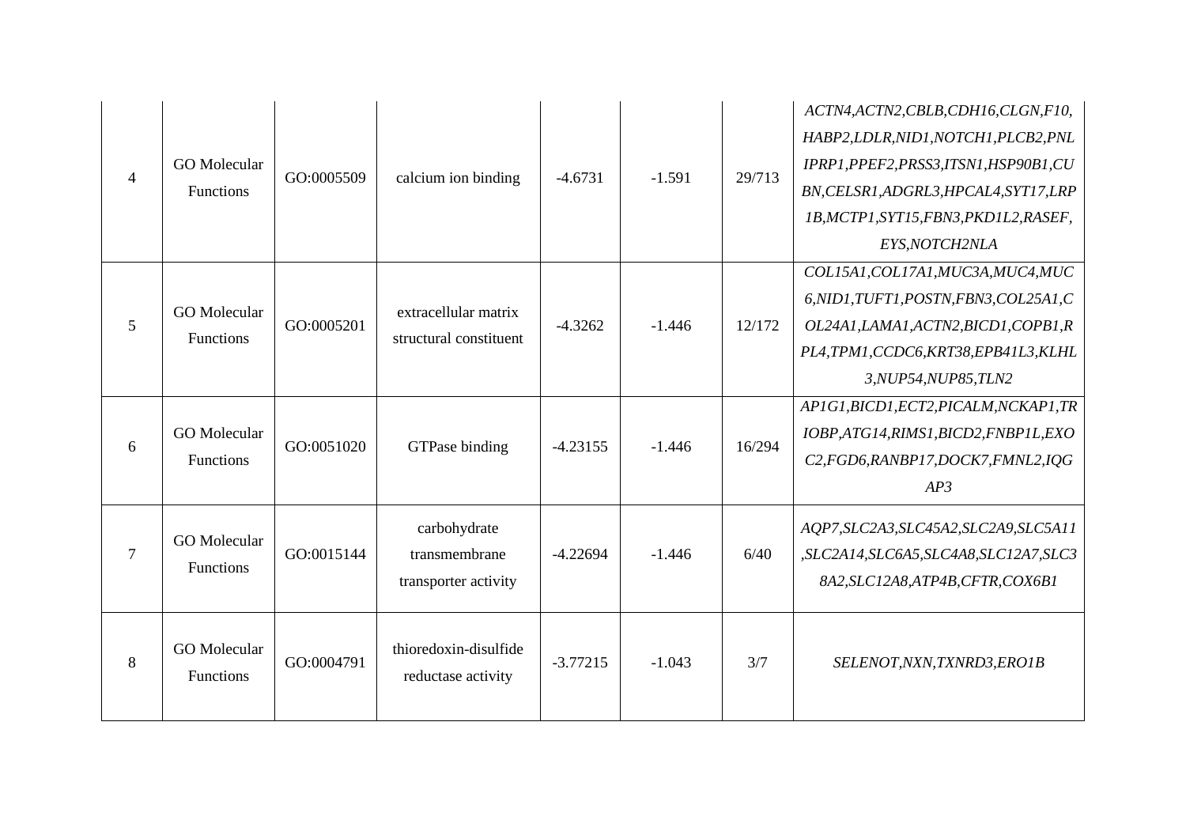| 4 | GO Molecular Functions | GO:0005509 | calcium ion binding | -4.6731 | -1.591 | 29/713 | *ACTN4,ACTN2,CBLB,CDH16,CLGN,F10, HABP2,LDLR,NID1,NOTCH1,PLCB2,PNLIPRP1,PPEF2,PRSS3,ITSN1,HSP90B1,CUBN,CELSR1,ADGRL3,HPCAL4,SYT17,LRP1B,MCTP1,SYT15,FBN3,PKD1L2,RASEF, EYS,NOTCH2NLA* |
|---|---|---|---|---|---|---|---|
| 5 | GO Molecular Functions | GO:0005201 | extracellular matrix structural constituent | -4.3262 | -1.446 | 12/172 | *COL15A1,COL17A1,MUC3A,MUC4,MUC6,NID1,TUFT1,POSTN,FBN3,COL25A1,COL24A1,LAMA1,ACTN2,BICD1,COPB1,RPL4,TPM1,CCDC6,KRT38,EPB41L3,KLHL3,NUP54,NUP85,TLN2* |
| 6 | GO Molecular Functions | GO:0051020 | GTPase binding | -4.23155 | -1.446 | 16/294 | *AP1G1,BICD1,ECT2,PICALM,NCKAP1,TRIOBP,ATG14,RIMS1,BICD2,FNBP1L,EXOC2,FGD6,RANBP17,DOCK7,FMNL2,IQGAP3* |
| 7 | GO Molecular Functions | GO:0015144 | carbohydrate transmembrane transporter activity | -4.22694 | -1.446 | 6/40 | *AQP7,SLC2A3,SLC45A2,SLC2A9,SLC5A11,SLC2A14,SLC6A5,SLC4A8,SLC12A7,SLC38A2,SLC12A8,ATP4B,CFTR,COX6B1* |
| 8 | GO Molecular Functions | GO:0004791 | thioredoxin-disulfide reductase activity | -3.77215 | -1.043 | 3/7 | *SELENOT,NXN,TXNRD3,ERO1B* |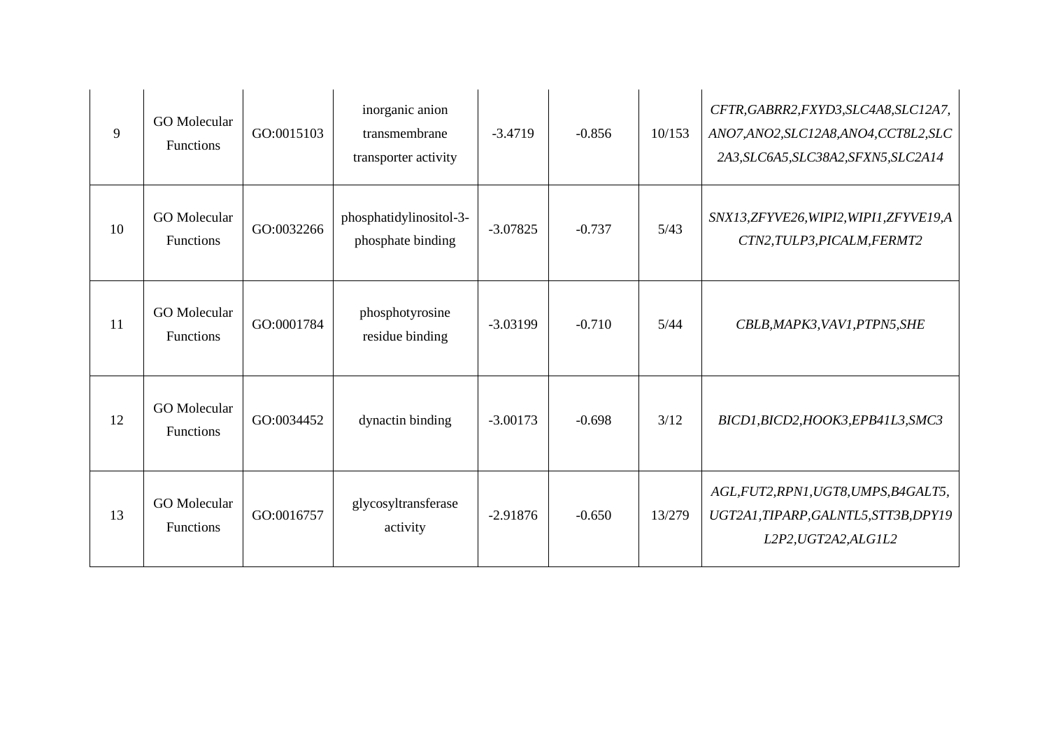| 9 | GO Molecular Functions | GO:0015103 | inorganic anion transmembrane transporter activity | -3.4719 | -0.856 | 10/153 | *CFTR,GABRR2,FXYD3,SLC4A8,SLC12A7,ANO7,ANO2,SLC12A8,ANO4,CCT8L2,SLC2A3,SLC6A5,SLC38A2,SFXN5,SLC2A14* |
|---|---|---|---|---|---|---|---|
| 10 | GO Molecular Functions | GO:0032266 | phosphatidylinositol-3-phosphate binding | -3.07825 | -0.737 | 5/43 | *SNX13,ZFYVE26,WIPI2,WIPI1,ZFYVE19,ACTN2,TULP3,PICALM,FERMT2* |
| 11 | GO Molecular Functions | GO:0001784 | phosphotyrosine residue binding | -3.03199 | -0.710 | 5/44 | *CBLB,MAPK3,VAV1,PTPN5,SHE* |
| 12 | GO Molecular Functions | GO:0034452 | dynactin binding | -3.00173 | -0.698 | 3/12 | *BICD1,BICD2,HOOK3,EPB41L3,SMC3* |
| 13 | GO Molecular Functions | GO:0016757 | glycosyltransferase activity | -2.91876 | -0.650 | 13/279 | *AGL,FUT2,RPN1,UGT8,UMPS,B4GALT5,UGT2A1,TIPARP,GALNTL5,STT3B,DPY19L2P2,UGT2A2,ALG1L2* |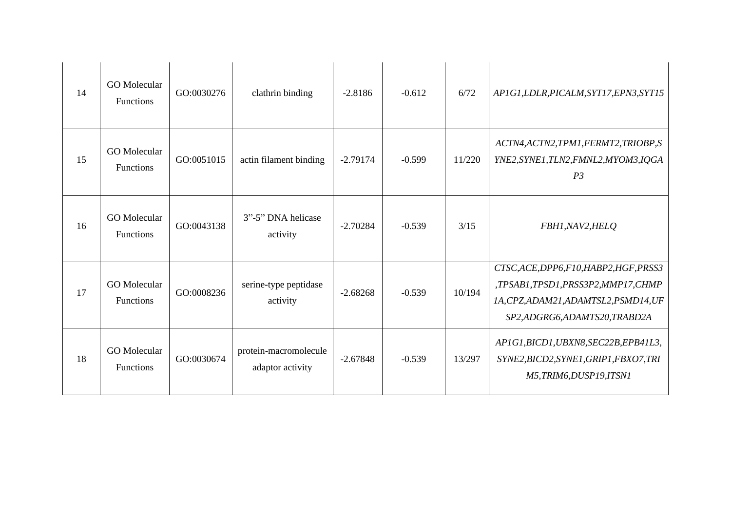| 14 | GO Molecular Functions | GO:0030276 | clathrin binding | -2.8186 | -0.612 | 6/72 | *AP1G1,LDLR,PICALM,SYT17,EPN3,SYT15* |
|---|---|---|---|---|---|---|---|
| 15 | GO Molecular Functions | GO:0051015 | actin filament binding | -2.79174 | -0.599 | 11/220 | *ACTN4,ACTN2,TPM1,FERMT2,TRIOBP,SYNE2,SYNE1,TLN2,FMNL2,MYOM3,IQGAP3* |
| 16 | GO Molecular Functions | GO:0043138 | 3"-5" DNA helicase activity | -2.70284 | -0.539 | 3/15 | *FBH1,NAV2,HELQ* |
| 17 | GO Molecular Functions | GO:0008236 | serine-type peptidase activity | -2.68268 | -0.539 | 10/194 | *CTSC,ACE,DPP6,F10,HABP2,HGF,PRSS3,TPSAB1,TPSD1,PRSS3P2,MMP17,CHMP1A,CPZ,ADAM21,ADAMTSL2,PSMD14,UFSP2,ADGRG6,ADAMTS20,TRABD2A* |
| 18 | GO Molecular Functions | GO:0030674 | protein-macromolecule adaptor activity | -2.67848 | -0.539 | 13/297 | *AP1G1,BICD1,UBXN8,SEC22B,EPB41L3,SYNE2,BICD2,SYNE1,GRIP1,FBXO7,TRIM5,TRIM6,DUSP19,ITSN1* |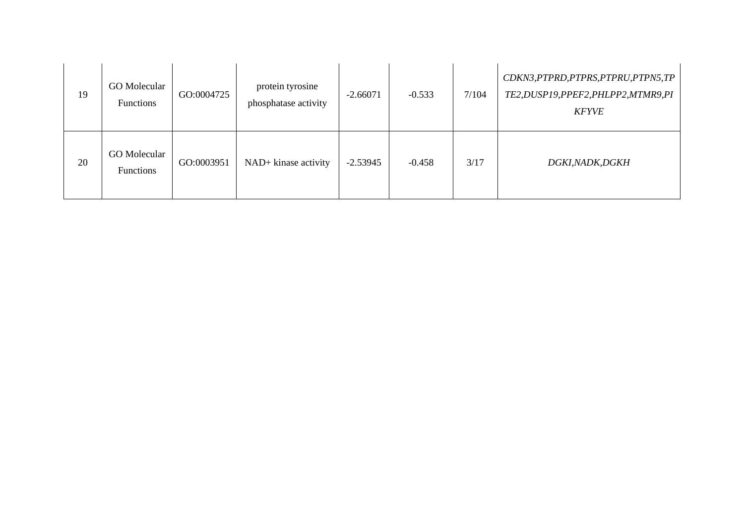| | | | | | | | |
|---|---|---|---|---|---|---|---|
| 19 | GO Molecular Functions | GO:0004725 | protein tyrosine phosphatase activity | -2.66071 | -0.533 | 7/104 | *CDKN3,PTPRD,PTPRS,PTPRU,PTPN5,TPTE2,DUSP19,PPEF2,PHLPP2,MTMR9,PIKFYVE* |
| 20 | GO Molecular Functions | GO:0003951 | NAD+ kinase activity | -2.53945 | -0.458 | 3/17 | *DGKI,NADK,DGKH* |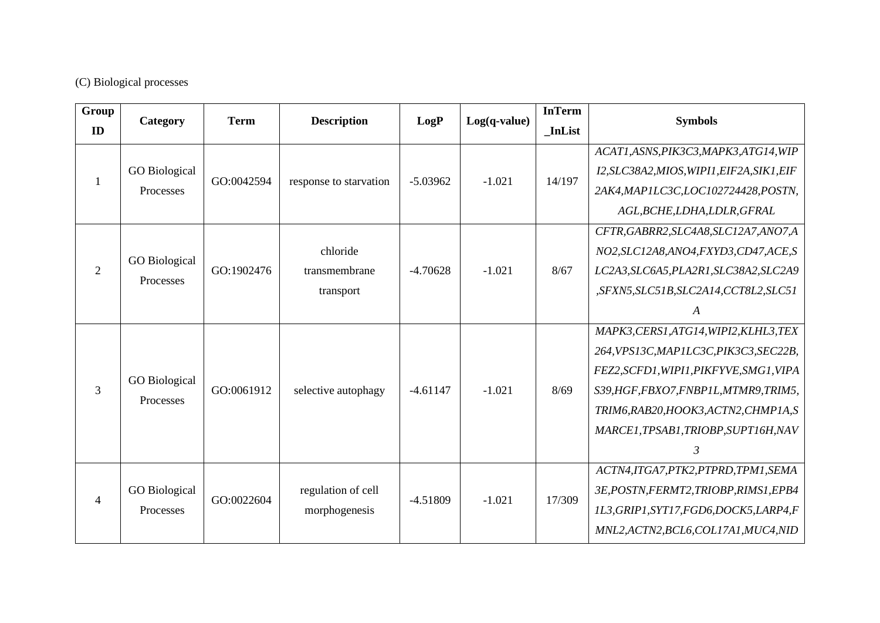(C) Biological processes

| Group ID | Category | Term | Description | LogP | Log(q-value) | InTerm_InList | Symbols |
|---|---|---|---|---|---|---|---|
| 1 | GO Biological Processes | GO:0042594 | response to starvation | -5.03962 | -1.021 | 14/197 | *ACAT1,ASNS,PIK3C3,MAPK3,ATG14,WIPI2,SLC38A2,MIOS,WIPI1,EIF2A,SIK1,EIF2AK4,MAP1LC3C,LOC102724428,POSTN,AGL,BCHE,LDHA,LDLR,GFRAL* |
| 2 | GO Biological Processes | GO:1902476 | chloride transmembrane transport | -4.70628 | -1.021 | 8/67 | *CFTR,GABRR2,SLC4A8,SLC12A7,ANO7,ANO2,SLC12A8,ANO4,FXYD3,CD47,ACE,SLC2A3,SLC6A5,PLA2R1,SLC38A2,SLC2A9,SFXN5,SLC51B,SLC2A14,CCT8L2,SLC51A* |
| 3 | GO Biological Processes | GO:0061912 | selective autophagy | -4.61147 | -1.021 | 8/69 | *MAPK3,CERS1,ATG14,WIPI2,KLHL3,TEX264,VPS13C,MAP1LC3C,PIK3C3,SEC22B,FEZ2,SCFD1,WIPI1,PIKFYVE,SMG1,VIPAS39,HGF,FBXO7,FNBP1L,MTMR9,TRIM5,TRIM6,RAB20,HOOK3,ACTN2,CHMP1A,SMARCE1,TPSAB1,TRIOBP,SUPT16H,NAV3* |
| 4 | GO Biological Processes | GO:0022604 | regulation of cell morphogenesis | -4.51809 | -1.021 | 17/309 | *ACTN4,ITGA7,PTK2,PTPRD,TPM1,SEMA3E,POSTN,FERMT2,TRIOBP,RIMS1,EPB41L3,GRIP1,SYT17,FGD6,DOCK5,LARP4,FMNL2,ACTN2,BCL6,COL17A1,MUC4,NID* |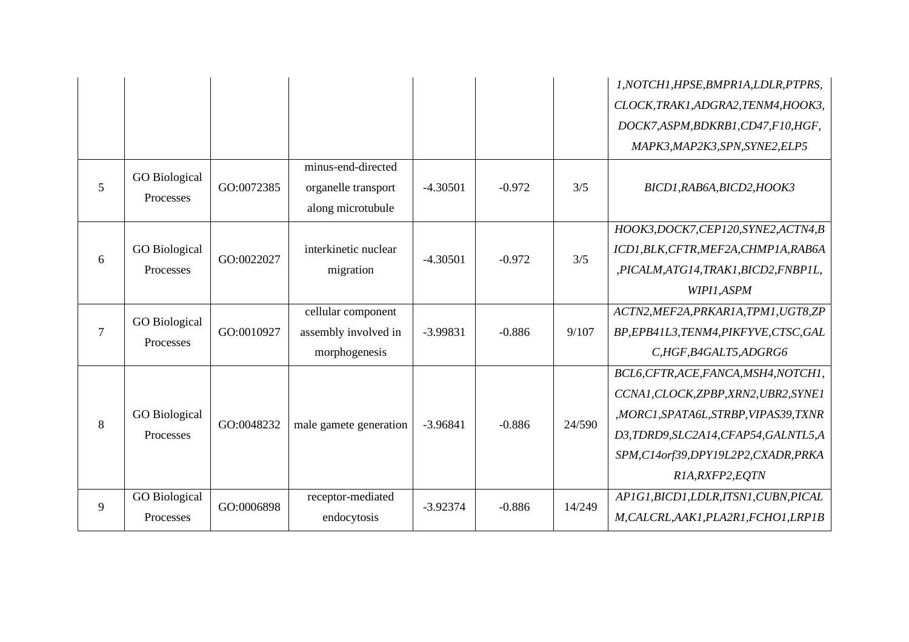| | | | | | | | 1,NOTCH1,HPSE,BMPR1A,LDLR,PTPRS,CLOCK,TRAK1,ADGRA2,TENM4,HOOK3,DOCK7,ASPM,BDKRB1,CD47,F10,HGF,MAPK3,MAP2K3,SPN,SYNE2,ELP5 |
|---|---|---|---|---|---|---|---|
| 5 | GO Biological Processes | GO:0072385 | minus-end-directed organelle transport along microtubule | -4.30501 | -0.972 | 3/5 | *BICD1,RAB6A,BICD2,HOOK3* |
| 6 | GO Biological Processes | GO:0022027 | interkinetic nuclear migration | -4.30501 | -0.972 | 3/5 | *HOOK3,DOCK7,CEP120,SYNE2,ACTN4,BICD1,BLK,CFTR,MEF2A,CHMP1A,RAB6A,PICALM,ATG14,TRAK1,BICD2,FNBP1L,WIPI1,ASPM* |
| 7 | GO Biological Processes | GO:0010927 | cellular component assembly involved in morphogenesis | -3.99831 | -0.886 | 9/107 | *ACTN2,MEF2A,PRKAR1A,TPM1,UGT8,ZPBP,EPB41L3,TENM4,PIKFYVE,CTSC,GALC,HGF,B4GALT5,ADGRG6* |
| 8 | GO Biological Processes | GO:0048232 | male gamete generation | -3.96841 | -0.886 | 24/590 | *BCL6,CFTR,ACE,FANCA,MSH4,NOTCH1,CCNA1,CLOCK,ZPBP,XRN2,UBR2,SYNE1,MORC1,SPATA6L,STRBP,VIPAS39,TXNRD3,TDRD9,SLC2A14,CFAP54,GALNTL5,ASPM,C14orf39,DPY19L2P2,CXADR,PRKAR1A,RXFP2,EQTN* |
| 9 | GO Biological Processes | GO:0006898 | receptor-mediated endocytosis | -3.92374 | -0.886 | 14/249 | *AP1G1,BICD1,LDLR,ITSN1,CUBN,PICALM,CALCRL,AAK1,PLA2R1,FCHO1,LRP1B* |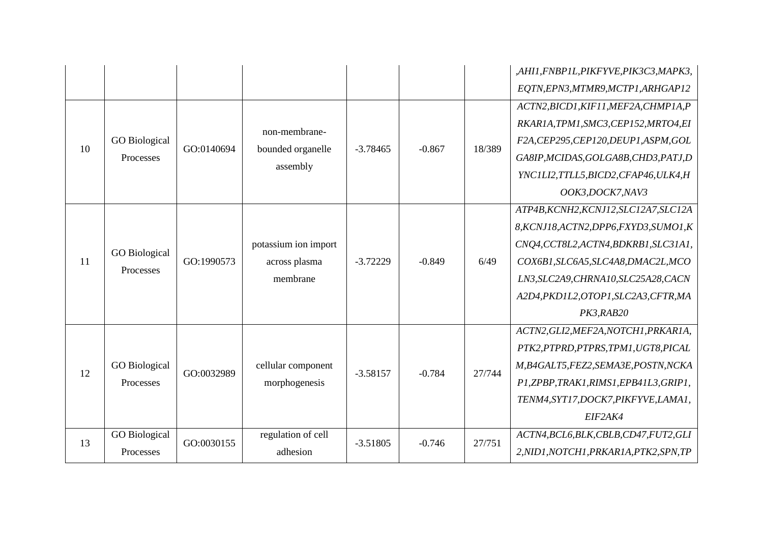| | | | | | | | ,*AHI1,FNBP1L,PIKFYVE,PIK3C3,MAPK3,EQTN,EPN3,MTMR9,MCTP1,ARHGAP12* |
|---|---|---|---|---|---|---|---|
| 10 | GO Biological Processes | GO:0140694 | non-membrane-bounded organelle assembly | -3.78465 | -0.867 | 18/389 | *ACTN2,BICD1,KIF11,MEF2A,CHMP1A,PRKAR1A,TPM1,SMC3,CEP152,MRTO4,EIF2A,CEP295,CEP120,DEUP1,ASPM,GOLGA8IP,MCIDAS,GOLGA8B,CHD3,PATJ,DYNC1LI2,TTLL5,BICD2,CFAP46,ULK4,HOOK3,DOCK7,NAV3* |
| 11 | GO Biological Processes | GO:1990573 | potassium ion import across plasma membrane | -3.72229 | -0.849 | 6/49 | *ATP4B,KCNH2,KCNJ12,SLC12A7,SLC12A8,KCNJ18,ACTN2,DPP6,FXYD3,SUMO1,KCNQ4,CCT8L2,ACTN4,BDKRB1,SLC31A1,COX6B1,SLC6A5,SLC4A8,DMAC2L,MCOLN3,SLC2A9,CHRNA10,SLC25A28,CACNA2D4,PKD1L2,OTOP1,SLC2A3,CFTR,MAPK3,RAB20* |
| 12 | GO Biological Processes | GO:0032989 | cellular component morphogenesis | -3.58157 | -0.784 | 27/744 | *ACTN2,GLI2,MEF2A,NOTCH1,PRKAR1A,PTK2,PTPRD,PTPRS,TPM1,UGT8,PICALM,B4GALT5,FEZ2,SEMA3E,POSTN,NCKAP1,ZPBP,TRAK1,RIMS1,EPB41L3,GRIP1,TENM4,SYT17,DOCK7,PIKFYVE,LAMA1,EIF2AK4* |
| 13 | GO Biological Processes | GO:0030155 | regulation of cell adhesion | -3.51805 | -0.746 | 27/751 | *ACTN4,BCL6,BLK,CBLB,CD47,FUT2,GLI2,NID1,NOTCH1,PRKAR1A,PTK2,SPN,TP* |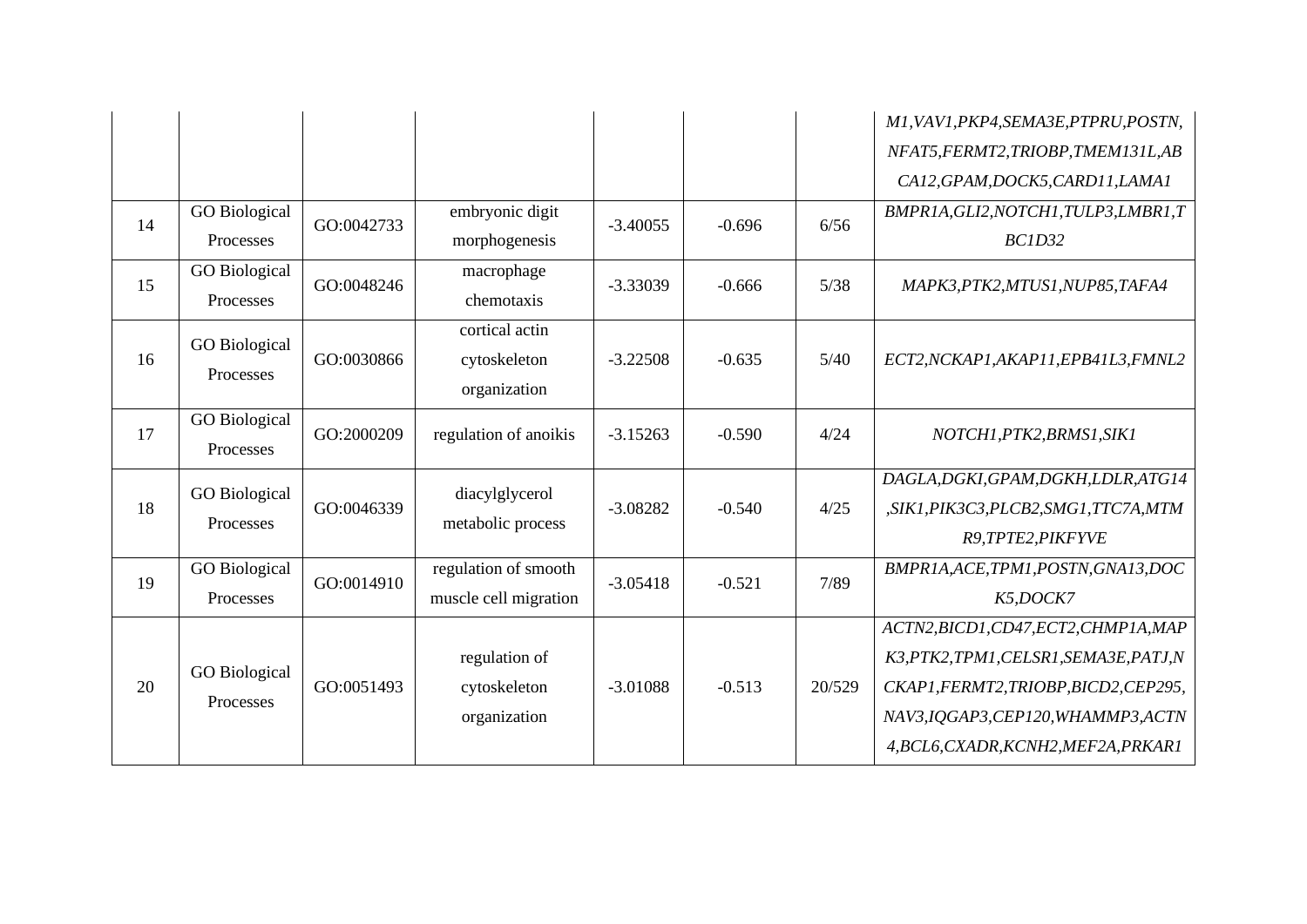|  |  |  |  |  |  |  | *M1,VAV1,PKP4,SEMA3E,PTPRU,POSTN,NFAT5,FERMT2,TRIOBP,TMEM131L,ABCA12,GPAM,DOCK5,CARD11,LAMA1* |
|---|---|---|---|---|---|---|---|
| 14 | GO Biological Processes | GO:0042733 | embryonic digit morphogenesis | -3.40055 | -0.696 | 6/56 | *BMPR1A,GLI2,NOTCH1,TULP3,LMBR1,TBC1D32* |
| 15 | GO Biological Processes | GO:0048246 | macrophage chemotaxis | -3.33039 | -0.666 | 5/38 | *MAPK3,PTK2,MTUS1,NUP85,TAFA4* |
| 16 | GO Biological Processes | GO:0030866 | cortical actin cytoskeleton organization | -3.22508 | -0.635 | 5/40 | *ECT2,NCKAP1,AKAP11,EPB41L3,FMNL2* |
| 17 | GO Biological Processes | GO:2000209 | regulation of anoikis | -3.15263 | -0.590 | 4/24 | *NOTCH1,PTK2,BRMS1,SIK1* |
| 18 | GO Biological Processes | GO:0046339 | diacylglycerol metabolic process | -3.08282 | -0.540 | 4/25 | *DAGLA,DGKI,GPAM,DGKH,LDLR,ATG14,SIK1,PIK3C3,PLCB2,SMG1,TTC7A,MTMR9,TPTE2,PIKFYVE* |
| 19 | GO Biological Processes | GO:0014910 | regulation of smooth muscle cell migration | -3.05418 | -0.521 | 7/89 | *BMPR1A,ACE,TPM1,POSTN,GNA13,DOCK5,DOCK7* |
| 20 | GO Biological Processes | GO:0051493 | regulation of cytoskeleton organization | -3.01088 | -0.513 | 20/529 | *ACTN2,BICD1,CD47,ECT2,CHMP1A,MAPK3,PTK2,TPM1,CELSR1,SEMA3E,PATJ,NCKAP1,FERMT2,TRIOBP,BICD2,CEP295,NAV3,IQGAP3,CEP120,WHAMMP3,ACTN4,BCL6,CXADR,KCNH2,MEF2A,PRKAR1* |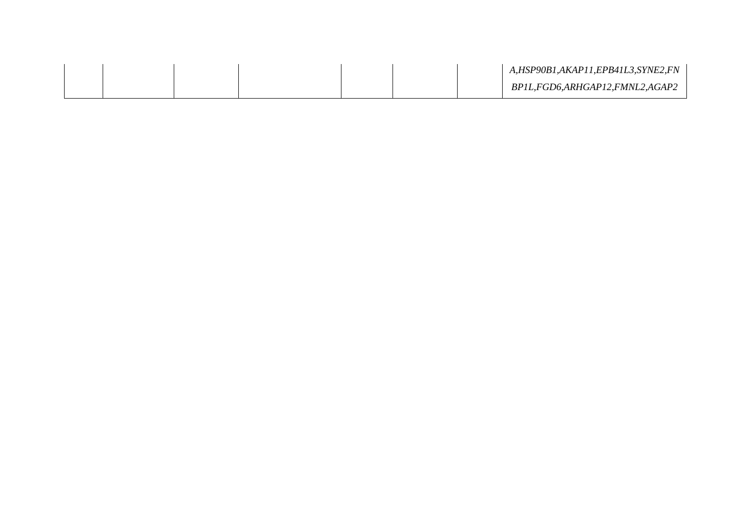| | | | | | | | |
|---|---|---|---|---|---|---|---|
| | | | | | | | *A,HSP90B1,AKAP11,EPB41L3,SYNE2,FNBP1L,FGD6,ARHGAP12,FMNL2,AGAP2* |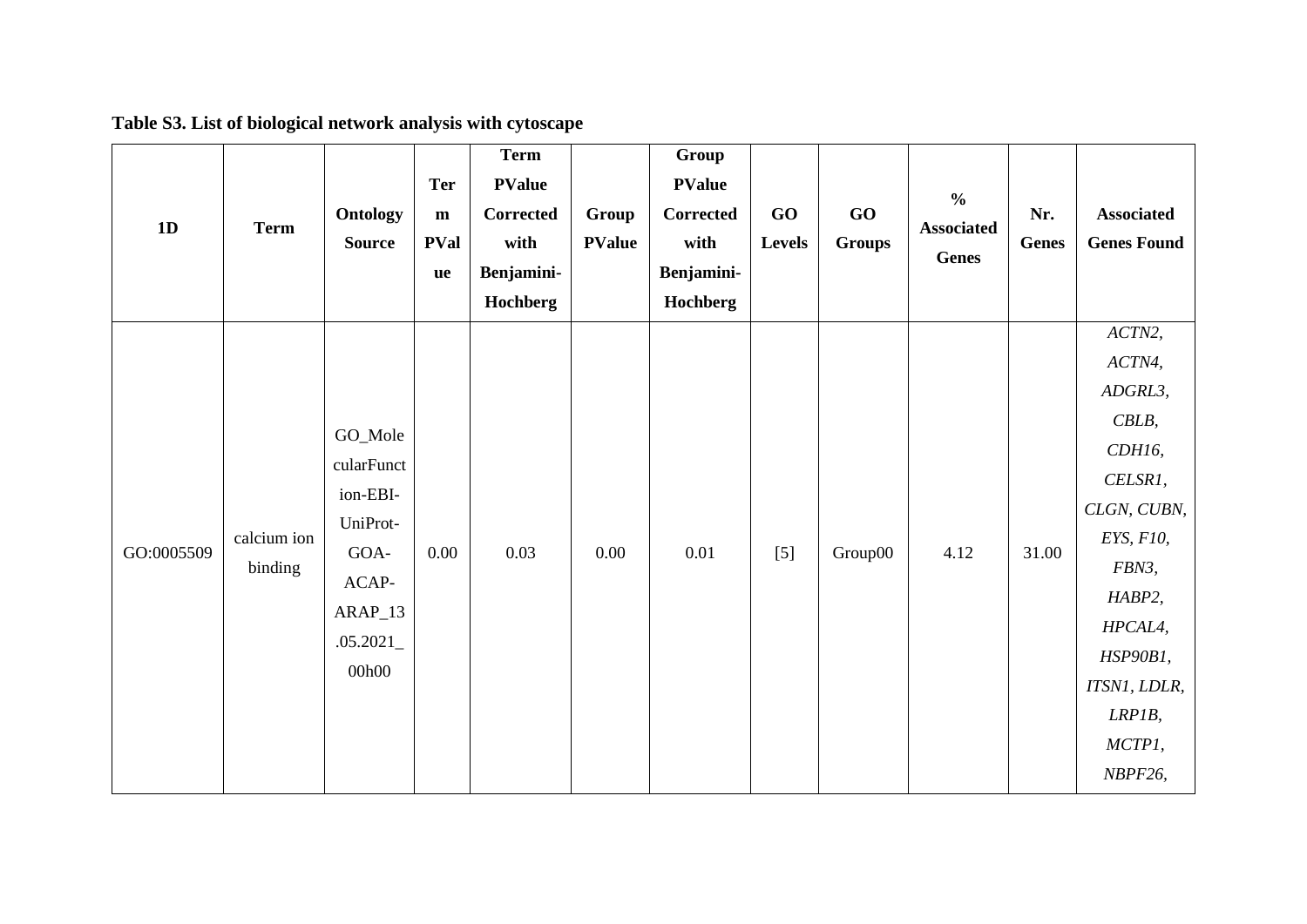**Table S3. List of biological network analysis with cytoscape**

| 1D | Term | Ontology Source | Term PValue | Term PValue Corrected with Benjamini-Hochberg | Group PValue | Group PValue Corrected with Benjamini-Hochberg | GO Levels | GO Groups | % Associated Genes | Nr. Genes | Associated Genes Found |
|---|---|---|---|---|---|---|---|---|---|---|---|
| GO:0005509 | calcium ion binding | GO_MolecularFunction-EBI-UniProt-GOA-ACAP-ARAP_13.05.2021_00h00 | 0.00 | 0.03 | 0.00 | 0.01 | [5] | Group00 | 4.12 | 31.00 | *ACTN2, ACTN4, ADGRL3, CBLB, CDH16, CELSR1, CLGN, CUBN, EYS, F10, FBN3, HABP2, HPCAL4, HSP90B1, ITSN1, LDLR, LRP1B, MCTP1, NBPF26,* |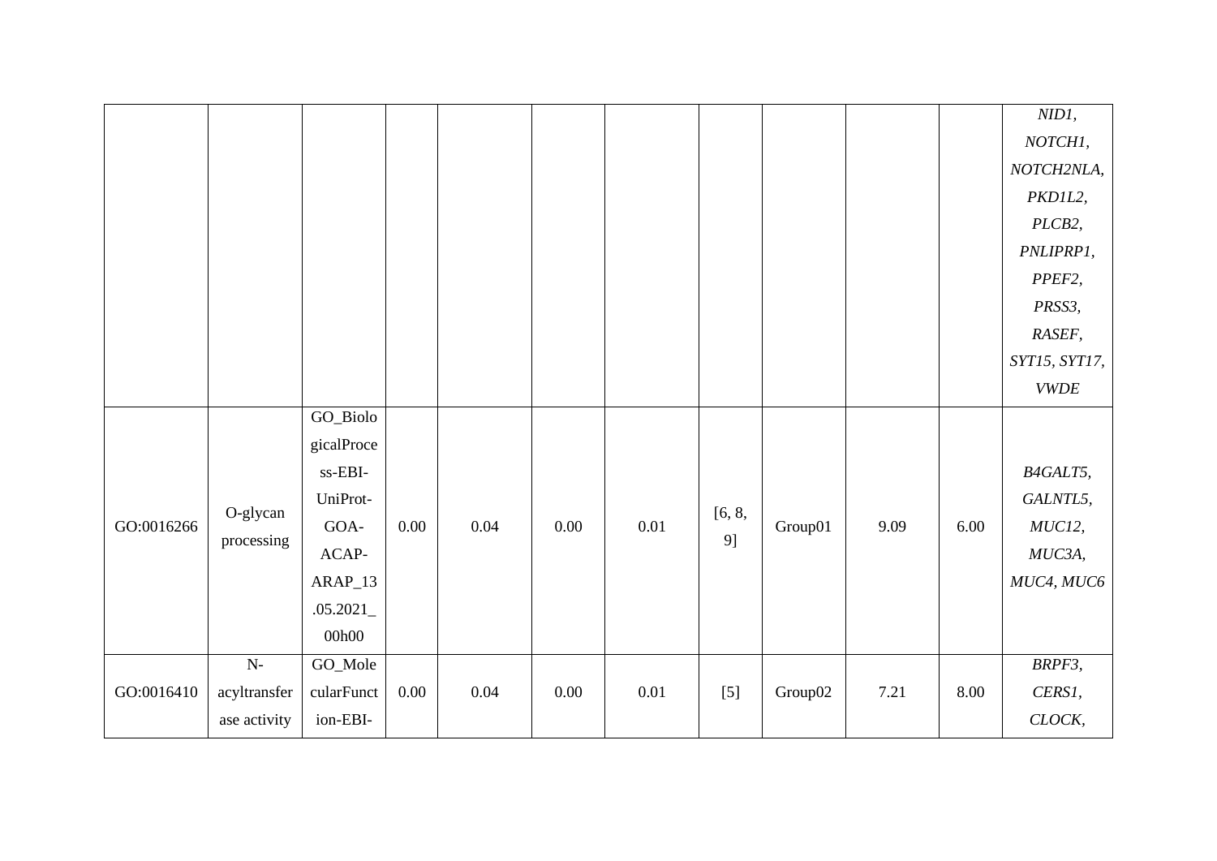| | | | | | | | | | | | *NID1*, *NOTCH1*, *NOTCH2NLA*, *PKD1L2*, *PLCB2*, *PNLIPRP1*, *PPEF2*, *PRSS3*, *RASEF*, *SYT15*, *SYT17*, *VWDE* |
|---|---|---|---|---|---|---|---|---|---|---|---|
| GO:0016266 | O-glycan processing | GO_BiologicalProcess-EBI-UniProt-GOA-ACAP-ARAP_13.05.2021_00h00 | 0.00 | 0.04 | 0.00 | 0.01 | [6, 8, 9] | Group01 | 9.09 | 6.00 | *B4GALT5*, *GALNTL5*, *MUC12*, *MUC3A*, *MUC4*, *MUC6* |
| GO:0016410 | N-acyltransferase activity | GO_MolecularFunction-EBI- | 0.00 | 0.04 | 0.00 | 0.01 | [5] | Group02 | 7.21 | 8.00 | *BRPF3*, *CERS1*, *CLOCK*, |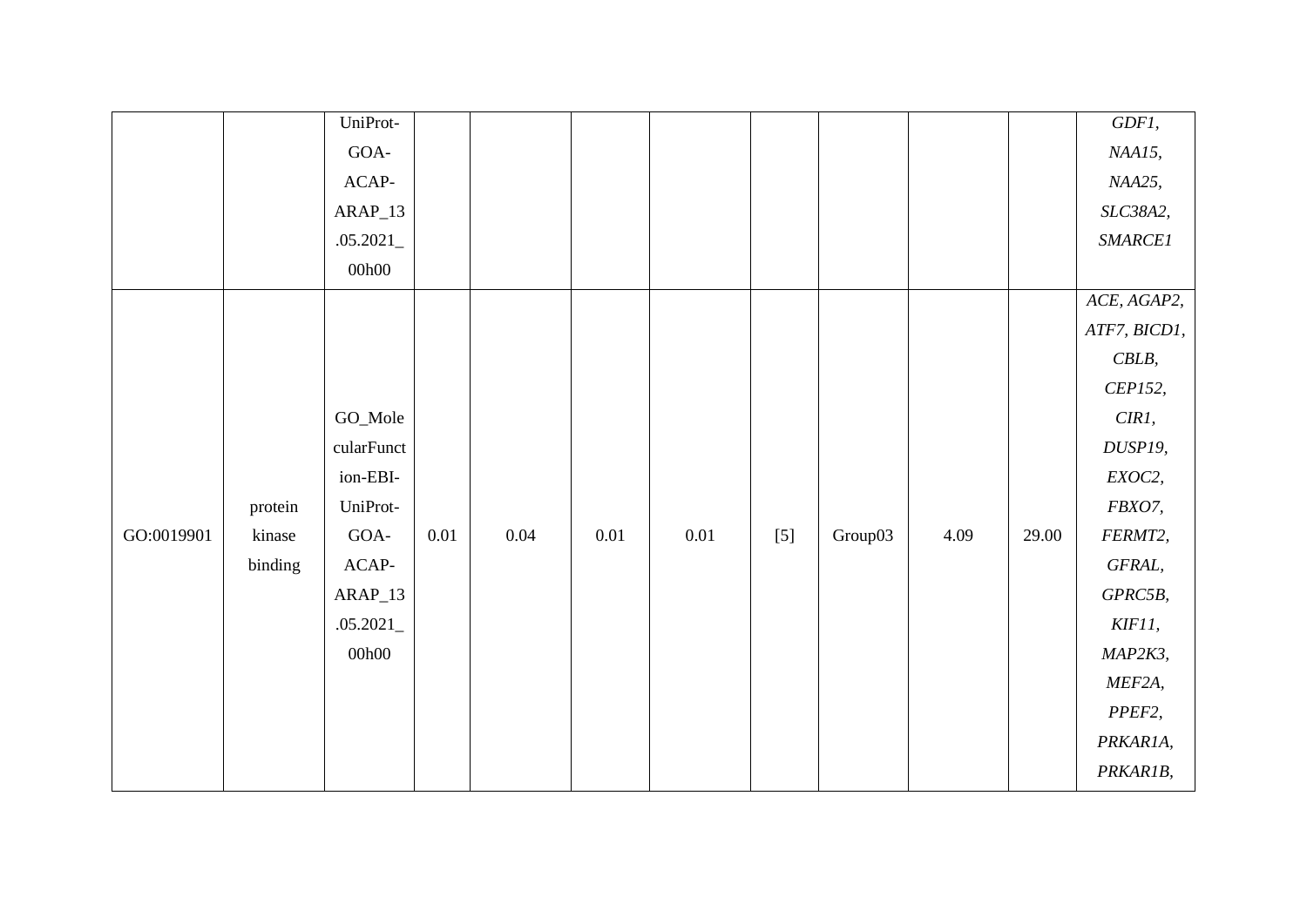| | | | | | | | | | | | |
|---|---|---|---|---|---|---|---|---|---|---|---|
| | | UniProt-GOA-ACAP-ARAP_13.05.2021_00h00 | | | | | | | | | *GDF1, NAA15, NAA25, SLC38A2, SMARCE1* |
| GO:0019901 | protein kinase binding | GO_MolecularFunction-EBI-UniProt-GOA-ACAP-ARAP_13.05.2021_00h00 | 0.01 | 0.04 | 0.01 | 0.01 | [5] | Group03 | 4.09 | 29.00 | *ACE, AGAP2, ATF7, BICD1, CBLB, CEP152, CIR1, DUSP19, EXOC2, FBXO7, FERMT2, GFRAL, GPRC5B, KIF11, MAP2K3, MEF2A, PPEF2, PRKAR1A, PRKAR1B,* |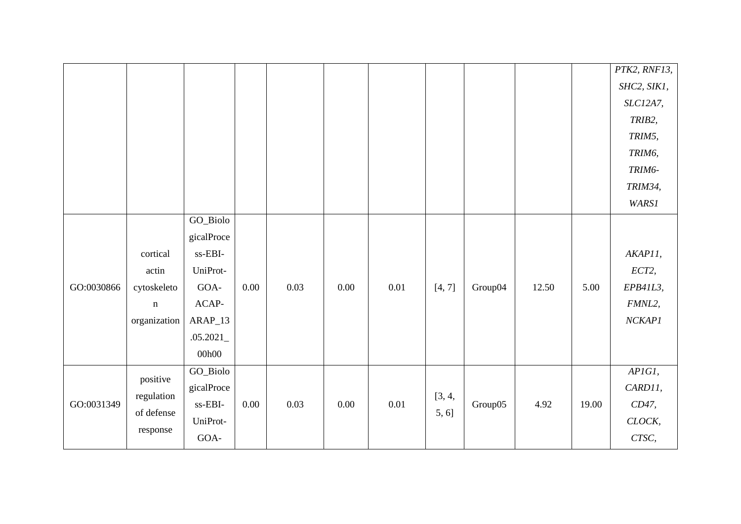| | | | | | | | | | | | *PTK2, RNF13, SHC2, SIK1, SLC12A7, TRIB2, TRIM5, TRIM6, TRIM6-TRIM34, WARS1* |
|---|---|---|---|---|---|---|---|---|---|---|---|
| GO:0030866 | cortical actin cytoskeleton organization | GO_BiologicalProcess-EBI-UniProt-GOA-ACAP-ARAP_13.05.2021_00h00 | 0.00 | 0.03 | 0.00 | 0.01 | [4, 7] | Group04 | 12.50 | 5.00 | *AKAP11, ECT2, EPB41L3, FMNL2, NCKAP1* |
| GO:0031349 | positive regulation of defense response | GO_BiologicalProcess-EBI-UniProt-GOA- | 0.00 | 0.03 | 0.00 | 0.01 | [3, 4, 5, 6] | Group05 | 4.92 | 19.00 | *AP1G1, CARD11, CD47, CLOCK, CTSC,* |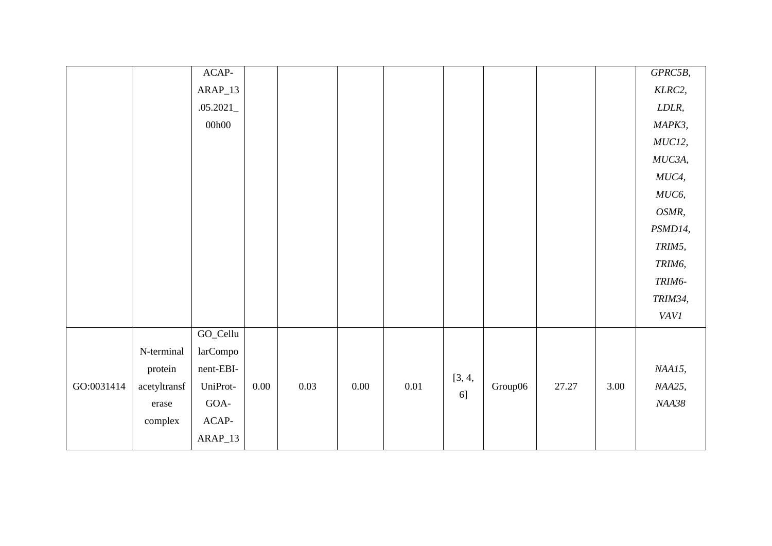|  |  |  |  |  |  |  |  |  |  |  |  |
|---|---|---|---|---|---|---|---|---|---|---|---|
|  |  | ACAP-ARAP_13.05.2021_00h00 |  |  |  |  |  |  |  |  | *GPRC5B, KLRC2, LDLR, MAPK3, MUC12, MUC3A, MUC4, MUC6, OSMR, PSMD14, TRIM5, TRIM6, TRIM6-TRIM34, VAV1* |
| GO:0031414 | N-terminal protein acetyltransferase complex | GO_CellularComponent-EBI-UniProt-GOA-ACAP-ARAP_13 | 0.00 | 0.03 | 0.00 | 0.01 | [3, 4, 6] | Group06 | 27.27 | 3.00 | *NAA15, NAA25, NAA38* |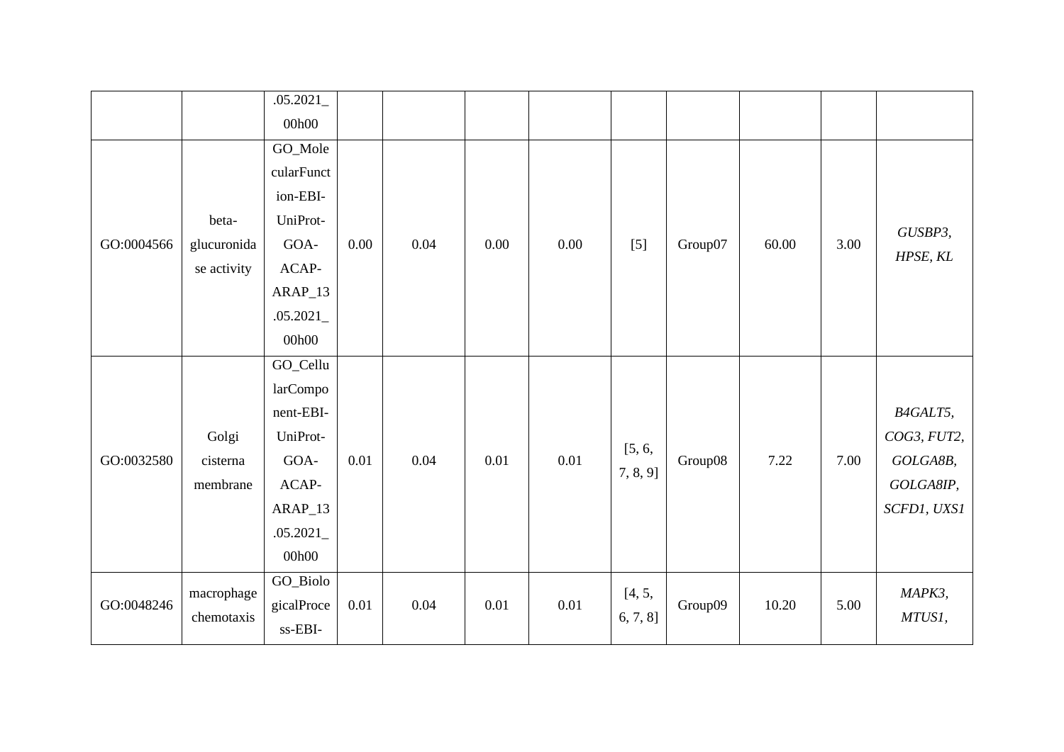| | | .05.2021_00h00 | | | | | | | | | |
|---|---|---|---|---|---|---|---|---|---|---|---|
| GO:0004566 | beta-glucuronidase activity | GO_MolecularFunction-EBI-UniProt-GOA-ACAP-ARAP_13.05.2021_00h00 | 0.00 | 0.04 | 0.00 | 0.00 | [5] | Group07 | 60.00 | 3.00 | *GUSBP3, HPSE, KL* |
| GO:0032580 | Golgi cisterna membrane | GO_CellularComponent-EBI-UniProt-GOA-ACAP-ARAP_13.05.2021_00h00 | 0.01 | 0.04 | 0.01 | 0.01 | [5, 6, 7, 8, 9] | Group08 | 7.22 | 7.00 | *B4GALT5, COG3, FUT2, GOLGA8B, GOLGA8IP, SCFD1, UXS1* |
| GO:0048246 | macrophage chemotaxis | GO_BiologicalProcess-EBI- | 0.01 | 0.04 | 0.01 | 0.01 | [4, 5, 6, 7, 8] | Group09 | 10.20 | 5.00 | *MAPK3, MTUS1,* |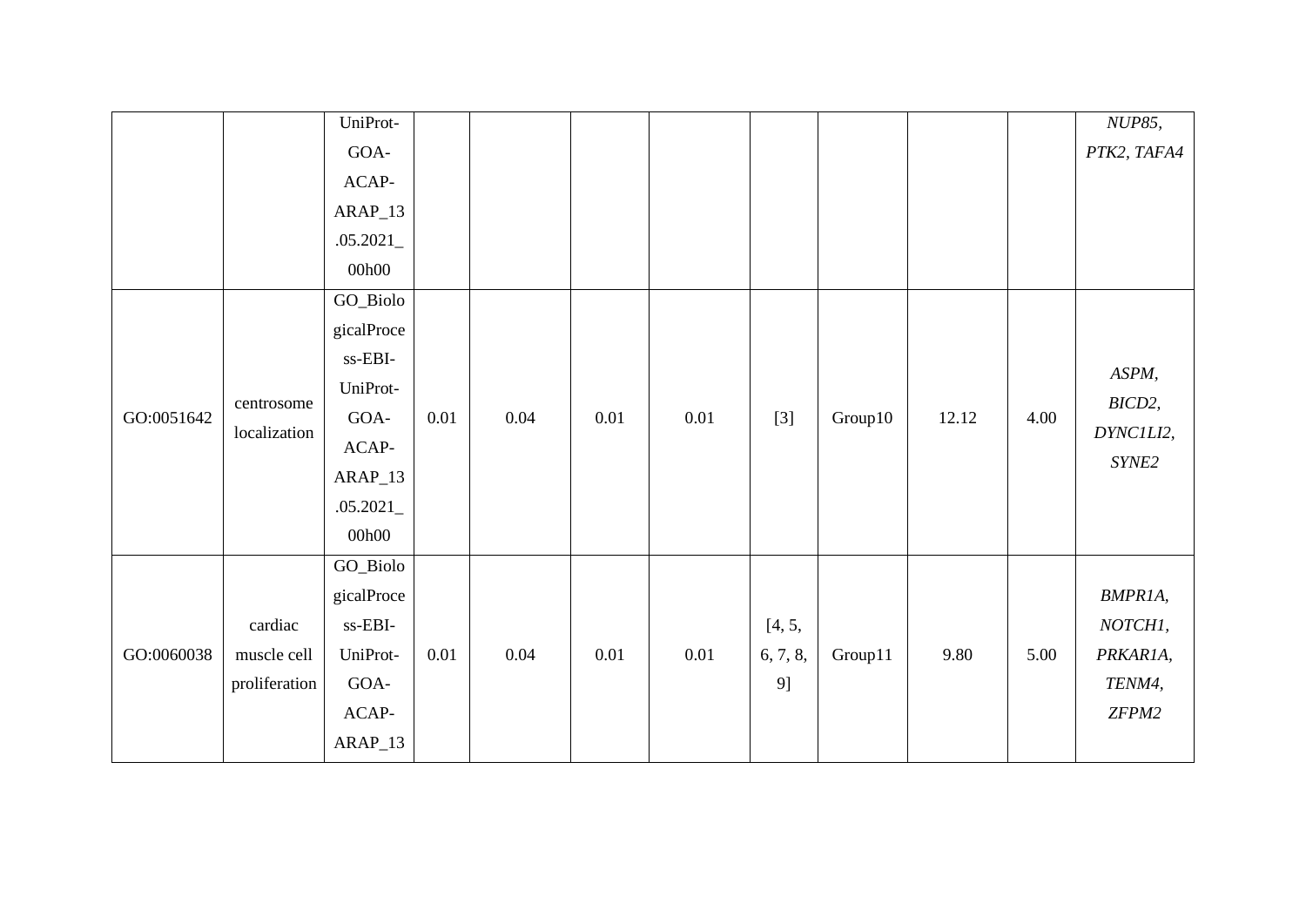| | | UniProt-GOA-ACAP-ARAP_13.05.2021_00h00 | | | | | | | | | *NUP85, PTK2, TAFA4* |
|---|---|---|---|---|---|---|---|---|---|---|---|
| GO:0051642 | centrosome localization | GO_BiologicalProcess-EBI-UniProt-GOA-ACAP-ARAP_13.05.2021_00h00 | 0.01 | 0.04 | 0.01 | 0.01 | [3] | Group10 | 12.12 | 4.00 | *ASPM, BICD2, DYNC1LI2, SYNE2* |
| GO:0060038 | cardiac muscle cell proliferation | GO_BiologicalProcess-EBI-UniProt-GOA-ACAP-ARAP_13 | 0.01 | 0.04 | 0.01 | 0.01 | [4, 5, 6, 7, 8, 9] | Group11 | 9.80 | 5.00 | *BMPR1A, NOTCH1, PRKAR1A, TENM4, ZFPM2* |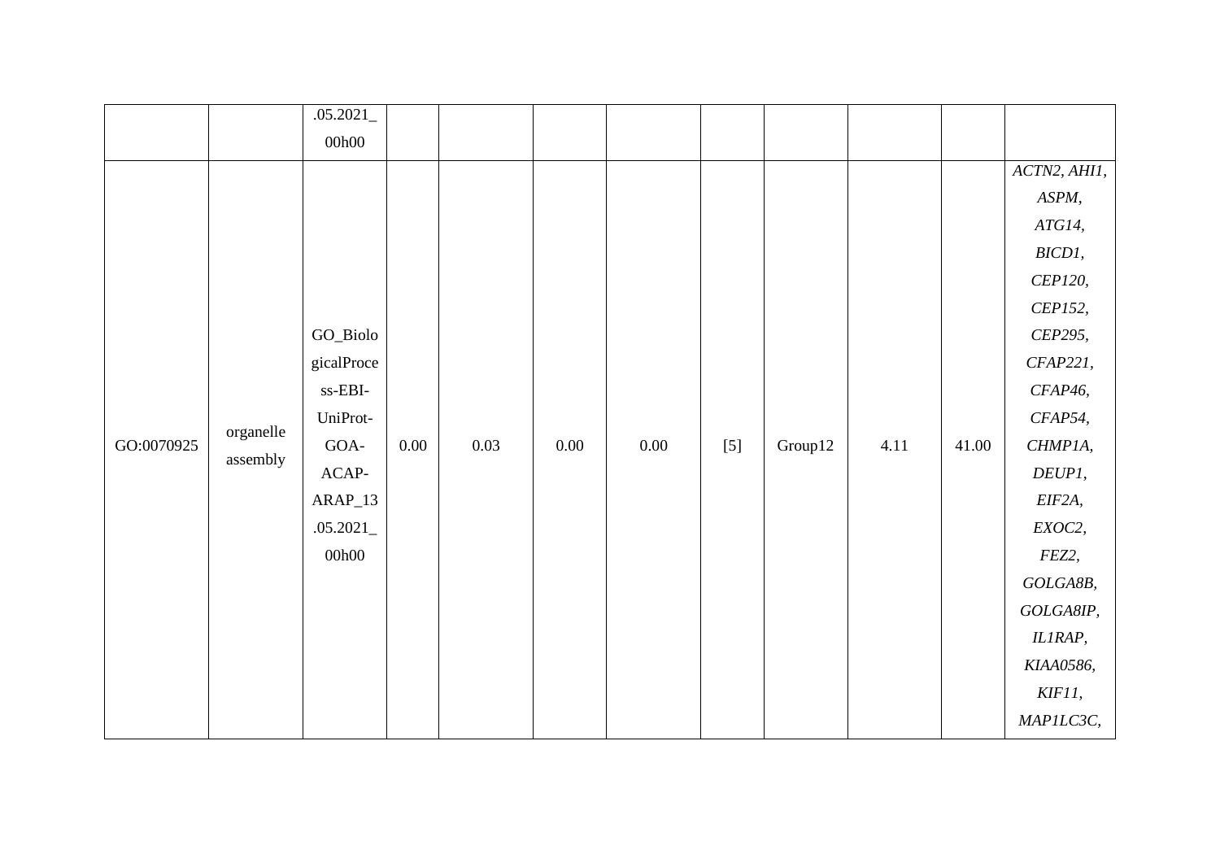|  |  | .05.2021_00h00 |  |  |  |  |  |  |  |  |  |
|---|---|---|---|---|---|---|---|---|---|---|---|
| GO:0070925 | organelle assembly | GO_BiologicalProcess-EBI-UniProt-GOA-ACAP-ARAP_13.05.2021_00h00 | 0.00 | 0.03 | 0.00 | 0.00 | [5] | Group12 | 4.11 | 41.00 | *ACTN2, AHI1, ASPM, ATG14, BICD1, CEP120, CEP152, CEP295, CFAP221, CFAP46, CFAP54, CHMP1A, DEUP1, EIF2A, EXOC2, FEZ2, GOLGA8B, GOLGA8IP, IL1RAP, KIAA0586, KIF11, MAP1LC3C,* |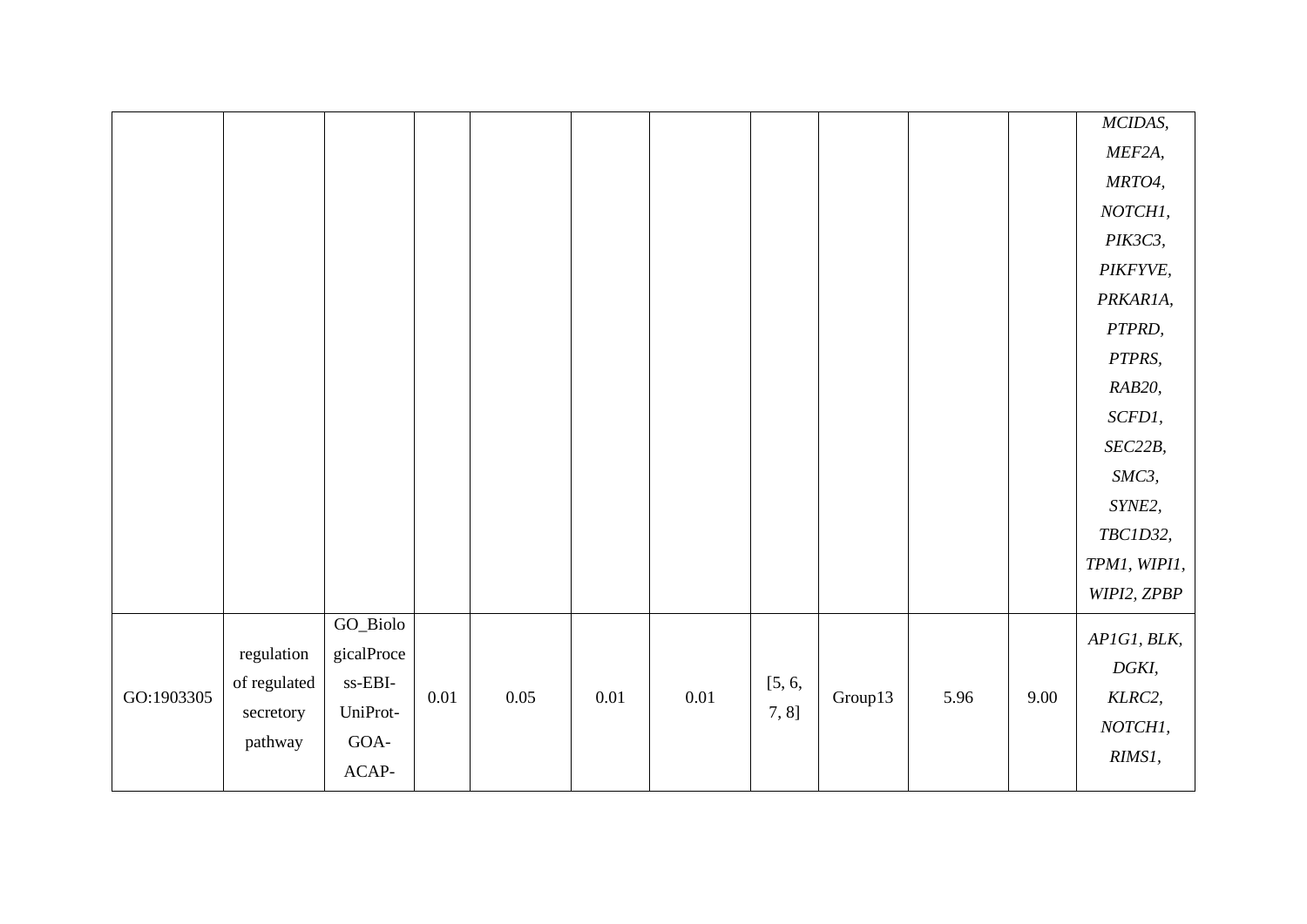|  |  |  |  |  |  |  |  |  |  |  |  |
|---|---|---|---|---|---|---|---|---|---|---|---|
|  |  |  |  |  |  |  |  |  |  |  | *MCIDAS, MEF2A, MRTO4, NOTCH1, PIK3C3, PIKFYVE, PRKAR1A, PTPRD, PTPRS, RAB20, SCFD1, SEC22B, SMC3, SYNE2, TBC1D32, TPM1, WIPI1, WIPI2, ZPBP* |
| GO:1903305 | regulation of regulated secretory pathway | GO_BiologicalProcess-EBI-UniProt-GOA-ACAP- | 0.01 | 0.05 | 0.01 | 0.01 | [5, 6, 7, 8] | Group13 | 5.96 | 9.00 | *AP1G1, BLK, DGKI, KLRC2, NOTCH1, RIMS1,* |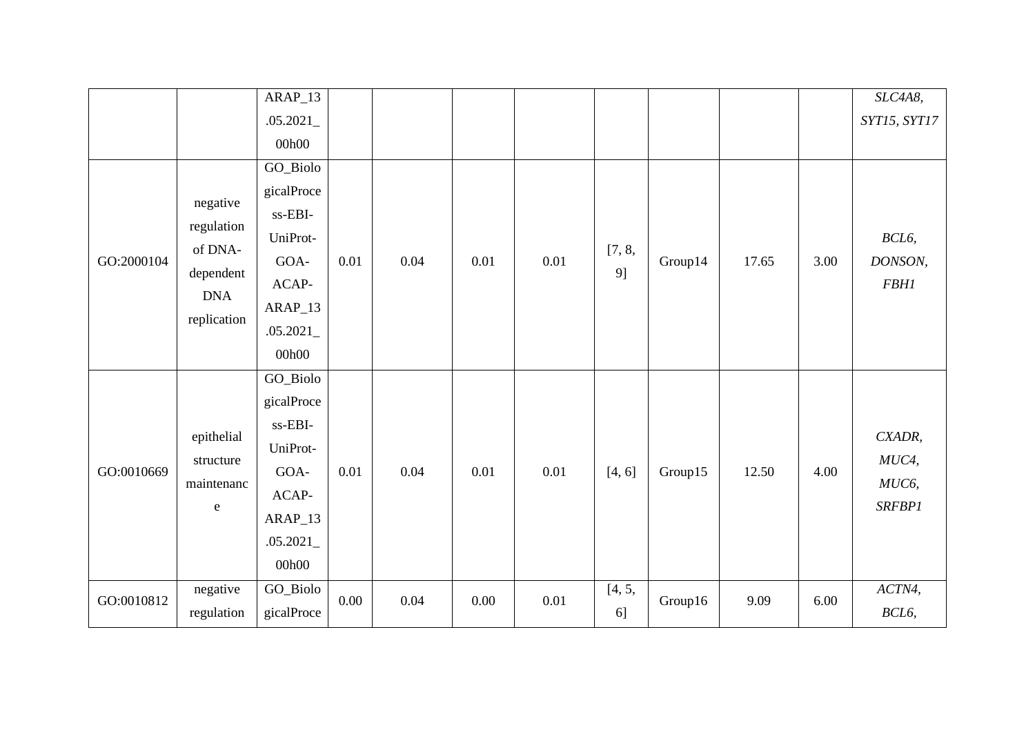| | | ARAP_13.05.2021_00h00 | | | | | | | | | *SLC4A8*, *SYT15*, *SYT17* |
|---|---|---|---|---|---|---|---|---|---|---|---|
| GO:2000104 | negative regulation of DNA-dependent DNA replication | GO_BiologicalProcess-EBI-UniProt-GOA-ACAP-ARAP_13.05.2021_00h00 | 0.01 | 0.04 | 0.01 | 0.01 | [7, 8, 9] | Group14 | 17.65 | 3.00 | *BCL6*, *DONSON*, *FBH1* |
| GO:0010669 | epithelial structure maintenance | GO_BiologicalProcess-EBI-UniProt-GOA-ACAP-ARAP_13.05.2021_00h00 | 0.01 | 0.04 | 0.01 | 0.01 | [4, 6] | Group15 | 12.50 | 4.00 | *CXADR*, *MUC4*, *MUC6*, *SRFBP1* |
| GO:0010812 | negative regulation | GO_BiologicalProce | 0.00 | 0.04 | 0.00 | 0.01 | [4, 5, 6] | Group16 | 9.09 | 6.00 | *ACTN4*, *BCL6*, |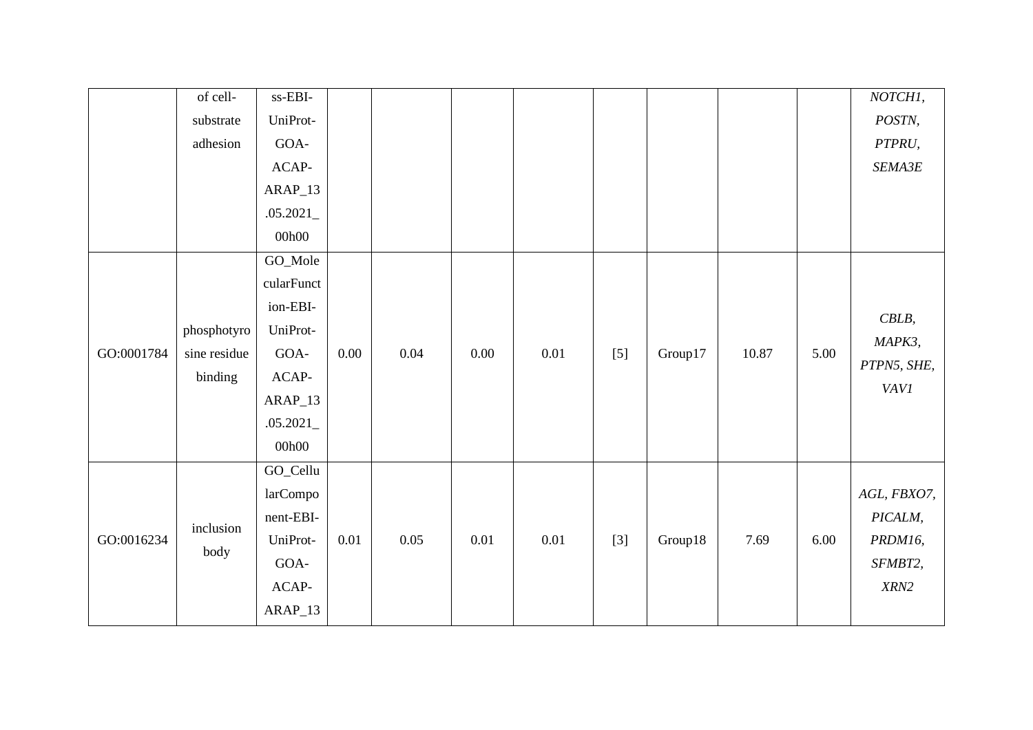| | | | | | | | | | | |
|---|---|---|---|---|---|---|---|---|---|---|
| | of cell-substrate adhesion | ss-EBI-UniProt-GOA-ACAP-ARAP_13.05.2021_00h00 | | | | | | | | *NOTCH1, POSTN, PTPRU, SEMA3E* |
| GO:0001784 | phosphotyrosine residue binding | GO_MolecularFunction-EBI-UniProt-GOA-ACAP-ARAP_13.05.2021_00h00 | 0.00 | 0.04 | 0.00 | 0.01 | [5] | Group17 | 10.87 | 5.00 | *CBLB, MAPK3, PTPN5, SHE, VAV1* |
| GO:0016234 | inclusion body | GO_CellularComponent-EBI-UniProt-GOA-ACAP-ARAP_13 | 0.01 | 0.05 | 0.01 | 0.01 | [3] | Group18 | 7.69 | 6.00 | *AGL, FBXO7, PICALM, PRDM16, SFMBT2, XRN2* |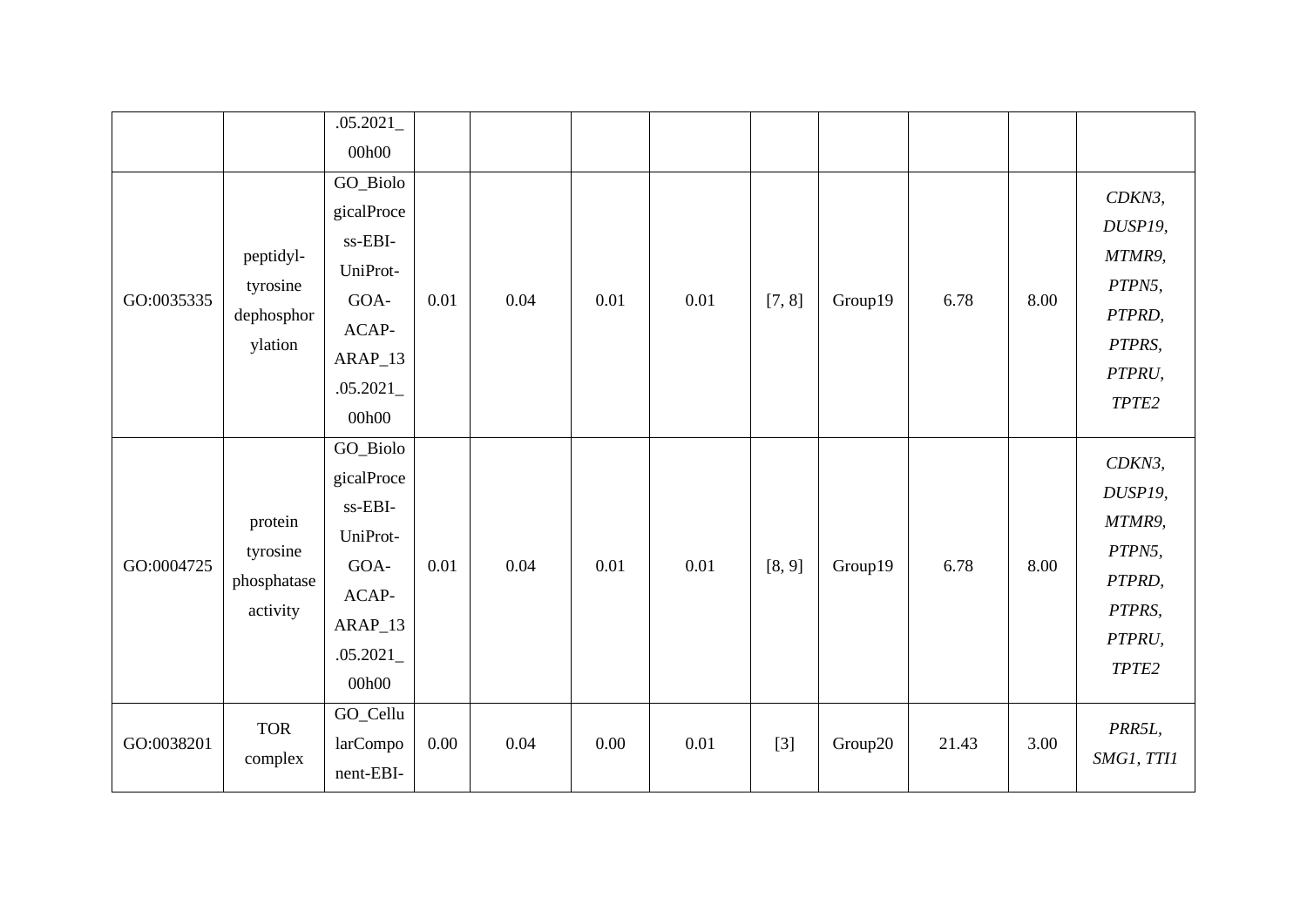|  |  | .05.2021_00h00 |  |  |  |  |  |  |  |  |  |
|---|---|---|---|---|---|---|---|---|---|---|---|
| GO:0035335 | peptidyl-tyrosine dephosphorylation | GO_BiologicalProcess-EBI-UniProt-GOA-ACAP-ARAP_13.05.2021_00h00 | 0.01 | 0.04 | 0.01 | 0.01 | [7, 8] | Group19 | 6.78 | 8.00 | *CDKN3, DUSP19, MTMR9, PTPN5, PTPRD, PTPRS, PTPRU, TPTE2* |
| GO:0004725 | protein tyrosine phosphatase activity | GO_BiologicalProcess-EBI-UniProt-GOA-ACAP-ARAP_13.05.2021_00h00 | 0.01 | 0.04 | 0.01 | 0.01 | [8, 9] | Group19 | 6.78 | 8.00 | *CDKN3, DUSP19, MTMR9, PTPN5, PTPRD, PTPRS, PTPRU, TPTE2* |
| GO:0038201 | TOR complex | GO_CellularComponent-EBI- | 0.00 | 0.04 | 0.00 | 0.01 | [3] | Group20 | 21.43 | 3.00 | *PRR5L, SMG1, TTI1* |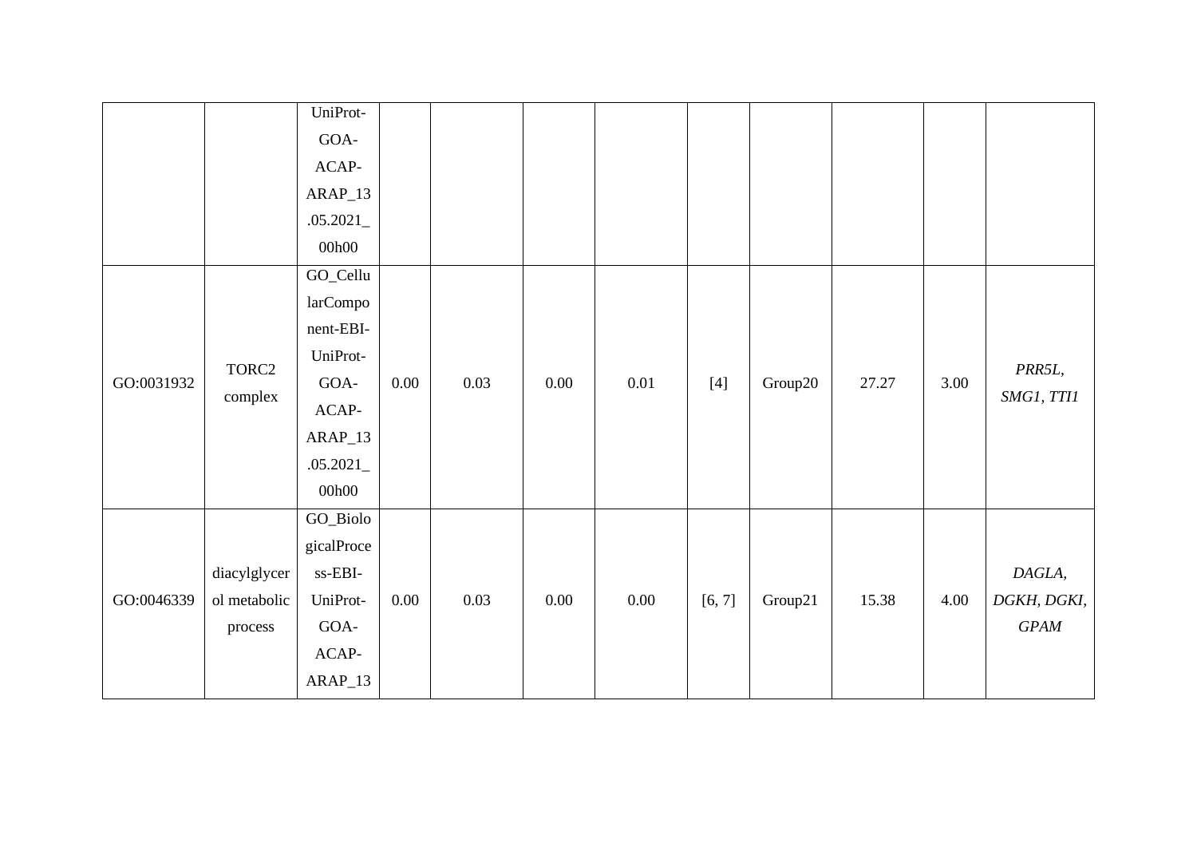| | | UniProt-GOA-ACAP-ARAP_13.05.2021_00h00 | | | | | | | | | |
|---|---|---|---|---|---|---|---|---|---|---|---|
| GO:0031932 | TORC2 complex | GO_CellularComponent-EBI-UniProt-GOA-ACAP-ARAP_13.05.2021_00h00 | 0.00 | 0.03 | 0.00 | 0.01 | [4] | Group20 | 27.27 | 3.00 | *PRR5L, SMG1, TTI1* |
| GO:0046339 | diacylglycerol metabolic process | GO_BiologicalProcess-EBI-UniProt-GOA-ACAP-ARAP_13 | 0.00 | 0.03 | 0.00 | 0.00 | [6, 7] | Group21 | 15.38 | 4.00 | *DAGLA, DGKH, DGKI, GPAM* |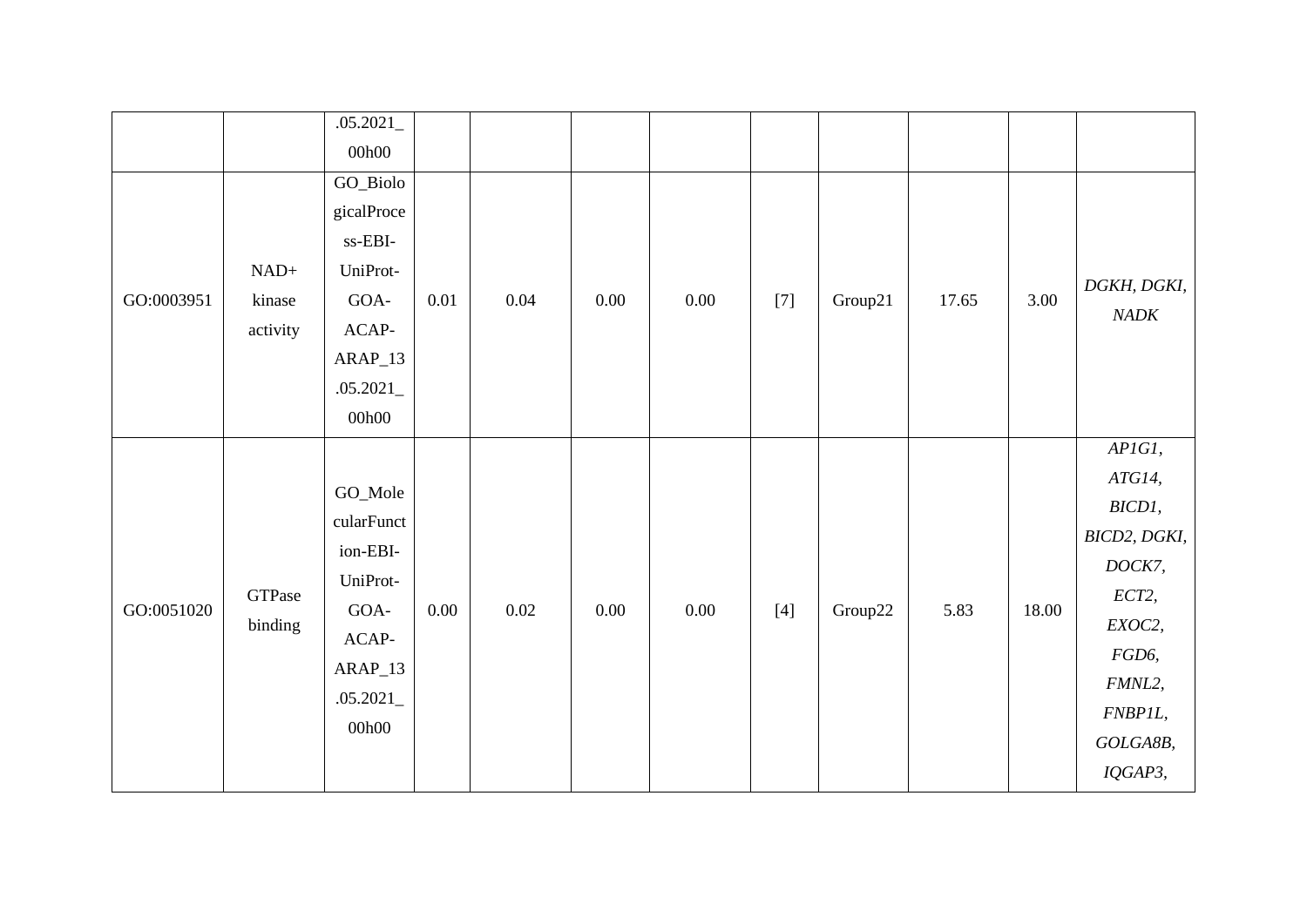| | | .05.2021_00h00 | | | | | | | | | |
|---|---|---|---|---|---|---|---|---|---|---|---|
| GO:0003951 | NAD+ kinase activity | GO_BiologicalProcess-EBI-UniProt-GOA-ACAP-ARAP_13.05.2021_00h00 | 0.01 | 0.04 | 0.00 | 0.00 | [7] | Group21 | 17.65 | 3.00 | *DGKH, DGKI, NADK* |
| GO:0051020 | GTPase binding | GO_MolecularFunction-EBI-UniProt-GOA-ACAP-ARAP_13.05.2021_00h00 | 0.00 | 0.02 | 0.00 | 0.00 | [4] | Group22 | 5.83 | 18.00 | *AP1G1, ATG14, BICD1, BICD2, DGKI, DOCK7, ECT2, EXOC2, FGD6, FMNL2, FNBP1L, GOLGA8B, IQGAP3,* |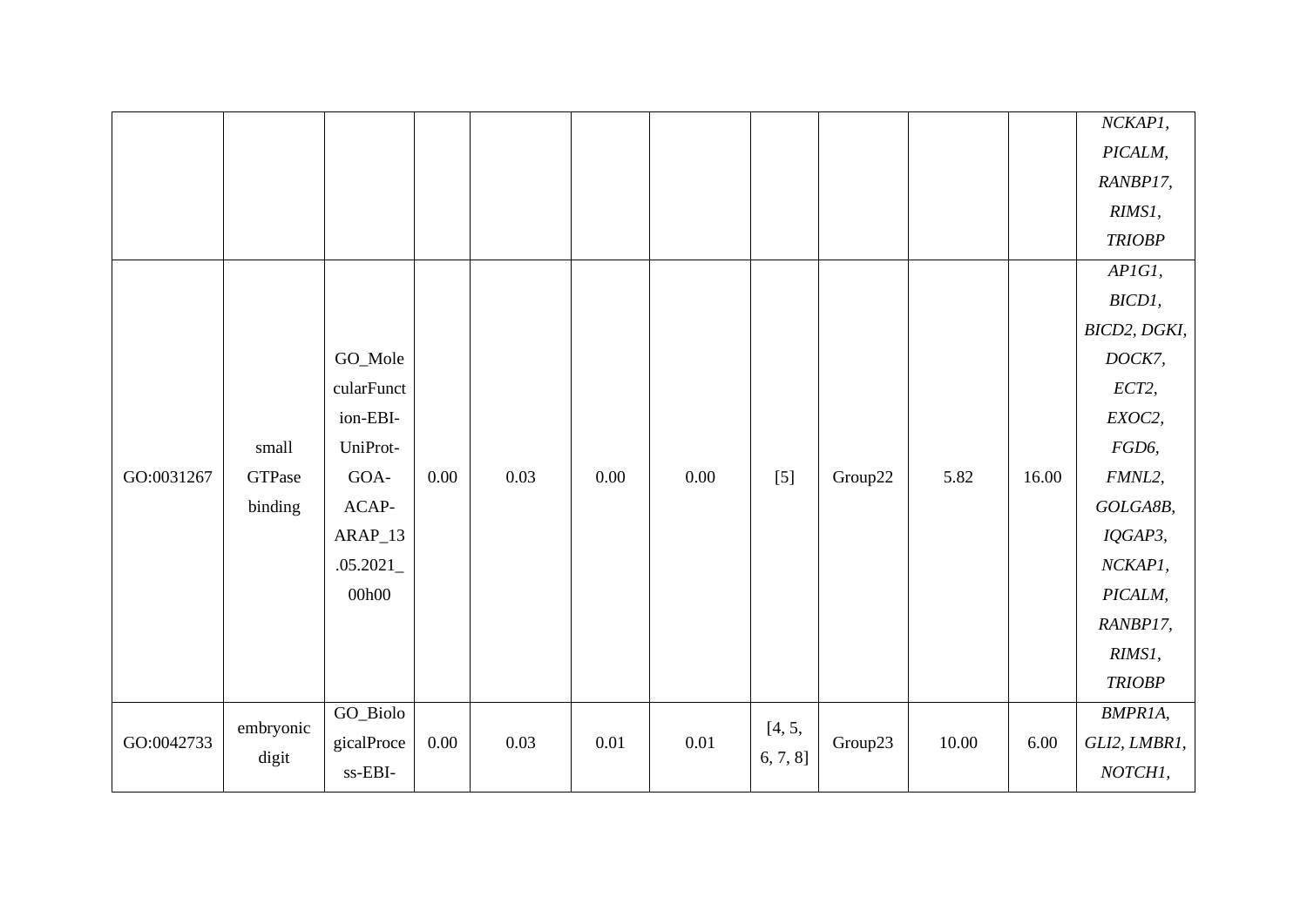| | | | | | | | | | | | |
|---|---|---|---|---|---|---|---|---|---|---|---|
| | | | | | | | | | | | *NCKAP1, PICALM, RANBP17, RIMS1, TRIOBP* |
| GO:0031267 | small GTPase binding | GO_MolecularFunction-EBI-UniProt-GOA-ACAP-ARAP_13.05.2021_00h00 | 0.00 | 0.03 | 0.00 | 0.00 | [5] | Group22 | 5.82 | 16.00 | *AP1G1, BICD1, BICD2, DGKI, DOCK7, ECT2, EXOC2, FGD6, FMNL2, GOLGA8B, IQGAP3, NCKAP1, PICALM, RANBP17, RIMS1, TRIOBP* |
| GO:0042733 | embryonic digit | GO_BiologicalProcess-EBI- | 0.00 | 0.03 | 0.01 | 0.01 | [4, 5, 6, 7, 8] | Group23 | 10.00 | 6.00 | *BMPR1A, GLI2, LMBR1, NOTCH1,* |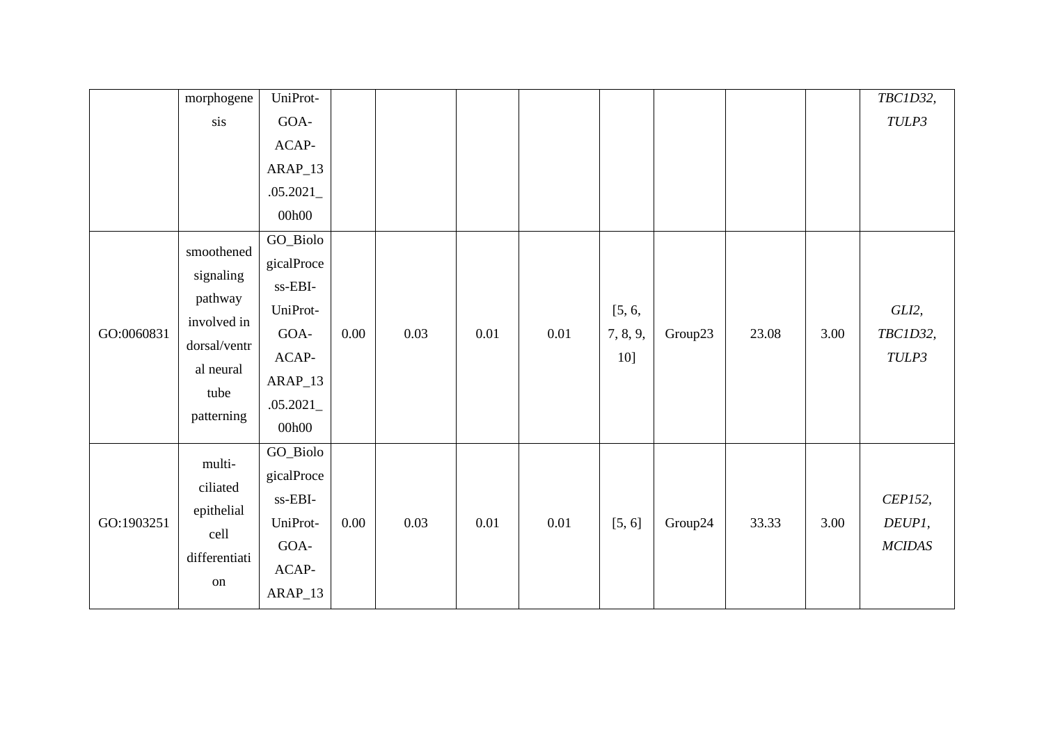|  |  |  |  |  |  |  |  |  |  |  |  |
|---|---|---|---|---|---|---|---|---|---|---|---|
|  | morphogenesis | UniProt-GOA-ACAP-ARAP_13.05.2021_00h00 |  |  |  |  |  |  |  |  | *TBC1D32, TULP3* |
| GO:0060831 | smoothened signaling pathway involved in dorsal/ventral neural tube patterning | GO_BiologicalProcess-EBI-UniProt-GOA-ACAP-ARAP_13.05.2021_00h00 | 0.00 | 0.03 | 0.01 | 0.01 | [5, 6, 7, 8, 9, 10] | Group23 | 23.08 | 3.00 | *GLI2, TBC1D32, TULP3* |
| GO:1903251 | multi-ciliated epithelial cell differentiation | GO_BiologicalProcess-EBI-UniProt-GOA-ACAP-ARAP_13 | 0.00 | 0.03 | 0.01 | 0.01 | [5, 6] | Group24 | 33.33 | 3.00 | *CEP152, DEUP1, MCIDAS* |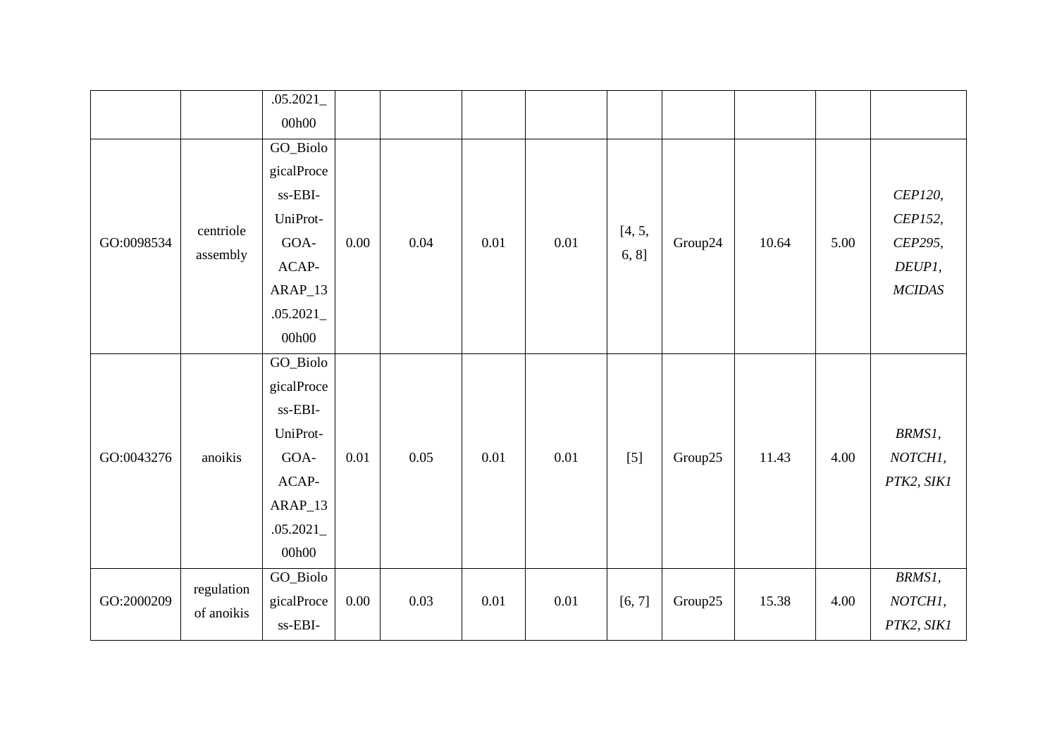|  |  |  |  |  |  |  |  |  |  |  |  |
|---|---|---|---|---|---|---|---|---|---|---|---|
|  |  | .05.2021_00h00 |  |  |  |  |  |  |  |  |  |
| GO:0098534 | centriole assembly | GO_BiologicalProcess-EBI-UniProt-GOA-ACAP-ARAP_13.05.2021_00h00 | 0.00 | 0.04 | 0.01 | 0.01 | [4, 5, 6, 8] | Group24 | 10.64 | 5.00 | *CEP120, CEP152, CEP295, DEUP1, MCIDAS* |
| GO:0043276 | anoikis | GO_BiologicalProcess-EBI-UniProt-GOA-ACAP-ARAP_13.05.2021_00h00 | 0.01 | 0.05 | 0.01 | 0.01 | [5] | Group25 | 11.43 | 4.00 | *BRMS1, NOTCH1, PTK2, SIK1* |
| GO:2000209 | regulation of anoikis | GO_BiologicalProcess-EBI- | 0.00 | 0.03 | 0.01 | 0.01 | [6, 7] | Group25 | 15.38 | 4.00 | *BRMS1, NOTCH1, PTK2, SIK1* |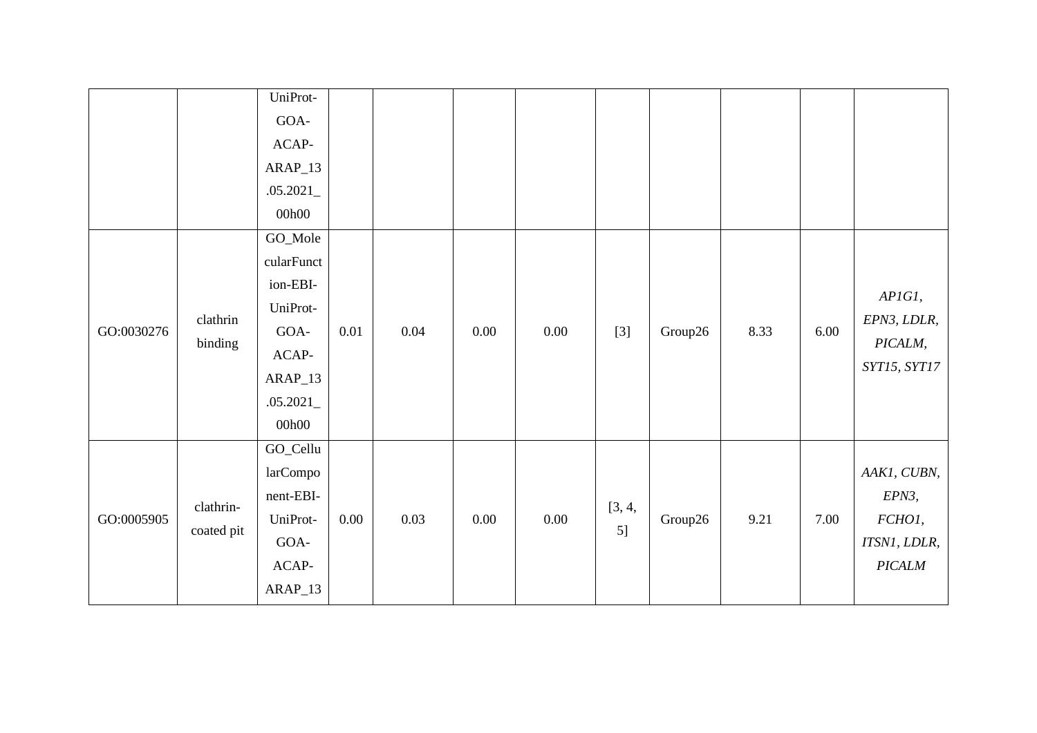| | | UniProt-GOA-ACAP-ARAP_13.05.2021_00h00 | | | | | | | | | |
|---|---|---|---|---|---|---|---|---|---|---|---|
| GO:0030276 | clathrin binding | GO_MolecularFunction-EBI-UniProt-GOA-ACAP-ARAP_13.05.2021_00h00 | 0.01 | 0.04 | 0.00 | 0.00 | [3] | Group26 | 8.33 | 6.00 | *AP1G1, EPN3, LDLR, PICALM, SYT15, SYT17* |
| GO:0005905 | clathrin-coated pit | GO_CellularComponent-EBI-UniProt-GOA-ACAP-ARAP_13 | 0.00 | 0.03 | 0.00 | 0.00 | [3, 4, 5] | Group26 | 9.21 | 7.00 | *AAK1, CUBN, EPN3, FCHO1, ITSN1, LDLR, PICALM* |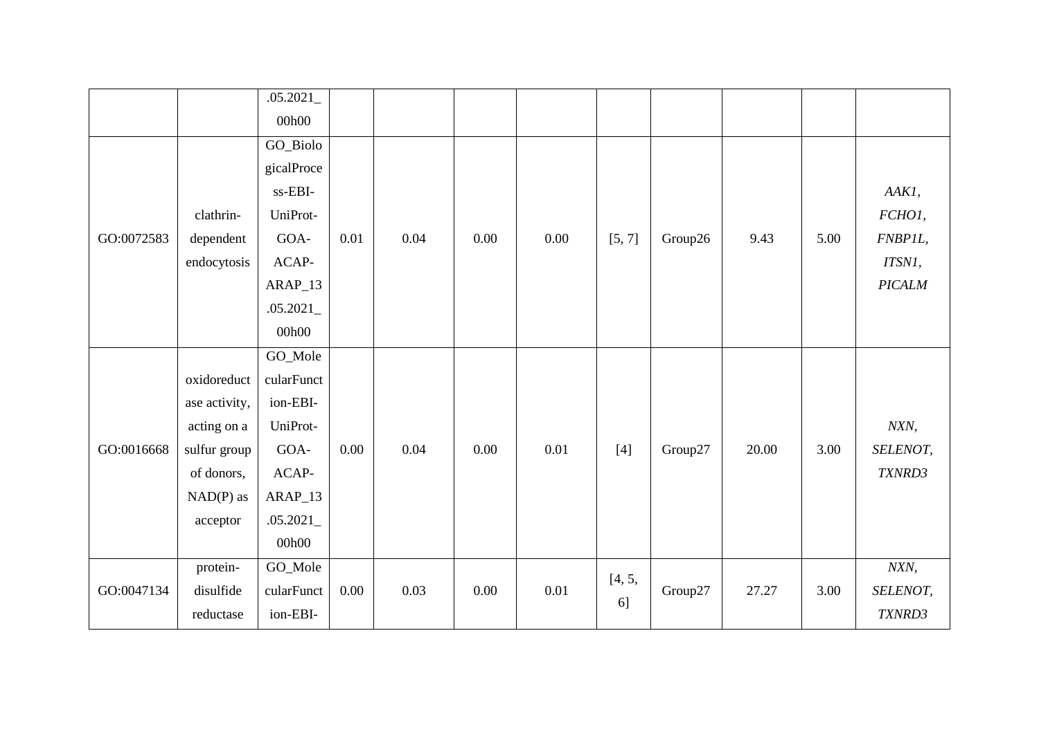| | | .05.2021_00h00 | | | | | | | | | |
|---|---|---|---|---|---|---|---|---|---|---|---|
| GO:0072583 | clathrin-dependent endocytosis | GO_BiologicalProcess-EBI-UniProt-GOA-ACAP-ARAP_13.05.2021_00h00 | 0.01 | 0.04 | 0.00 | 0.00 | [5, 7] | Group26 | 9.43 | 5.00 | *AAK1*, *FCHO1*, *FNBP1L*, *ITSN1*, *PICALM* |
| GO:0016668 | oxidoreductase activity, acting on a sulfur group of donors, NAD(P) as acceptor | GO_MolecularFunction-EBI-UniProt-GOA-ACAP-ARAP_13.05.2021_00h00 | 0.00 | 0.04 | 0.00 | 0.01 | [4] | Group27 | 20.00 | 3.00 | *NXN*, *SELENOT*, *TXNRD3* |
| GO:0047134 | protein-disulfide reductase | GO_MolecularFunction-EBI- | 0.00 | 0.03 | 0.00 | 0.01 | [4, 5, 6] | Group27 | 27.27 | 3.00 | *NXN*, *SELENOT*, *TXNRD3* |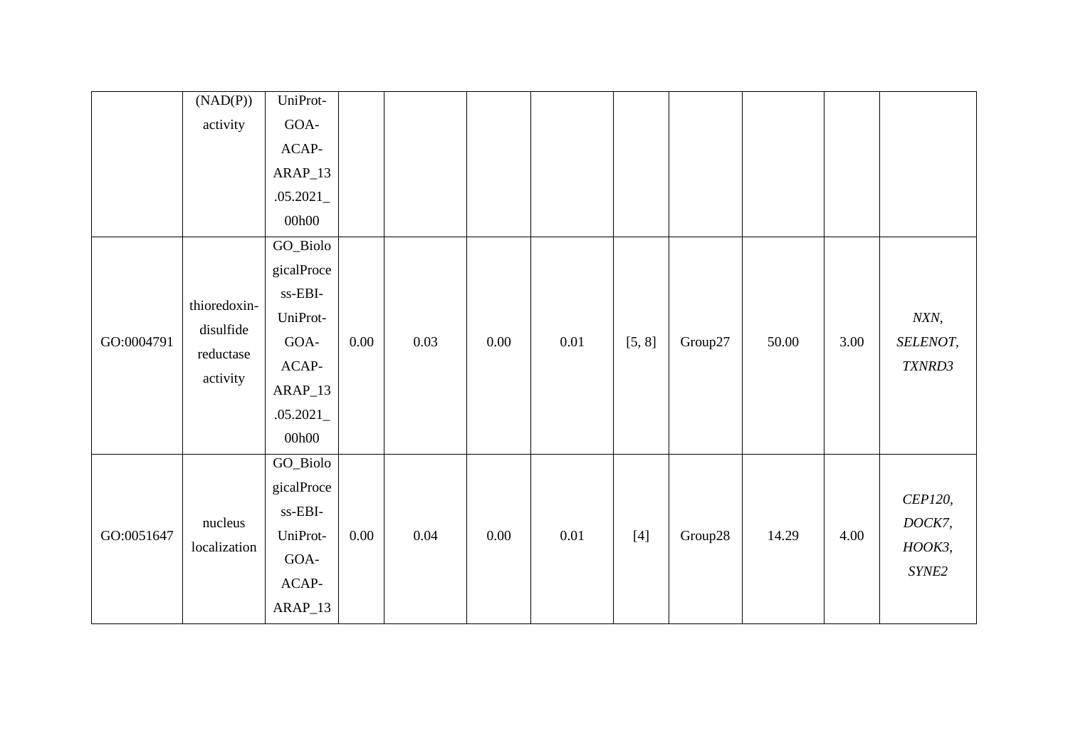|  | (NAD(P)) activity | UniProt-GOA-ACAP-ARAP_13.05.2021_00h00 |  |  |  |  |  |  |  |  |  |
|---|---|---|---|---|---|---|---|---|---|---|---|
| GO:0004791 | thioredoxin-disulfide reductase activity | GO_BiologicalProcess-EBI-UniProt-GOA-ACAP-ARAP_13.05.2021_00h00 | 0.00 | 0.03 | 0.00 | 0.01 | [5, 8] | Group27 | 50.00 | 3.00 | *NXN, SELENOT, TXNRD3* |
| GO:0051647 | nucleus localization | GO_BiologicalProcess-EBI-UniProt-GOA-ACAP-ARAP_13 | 0.00 | 0.04 | 0.00 | 0.01 | [4] | Group28 | 14.29 | 4.00 | *CEP120, DOCK7, HOOK3, SYNE2* |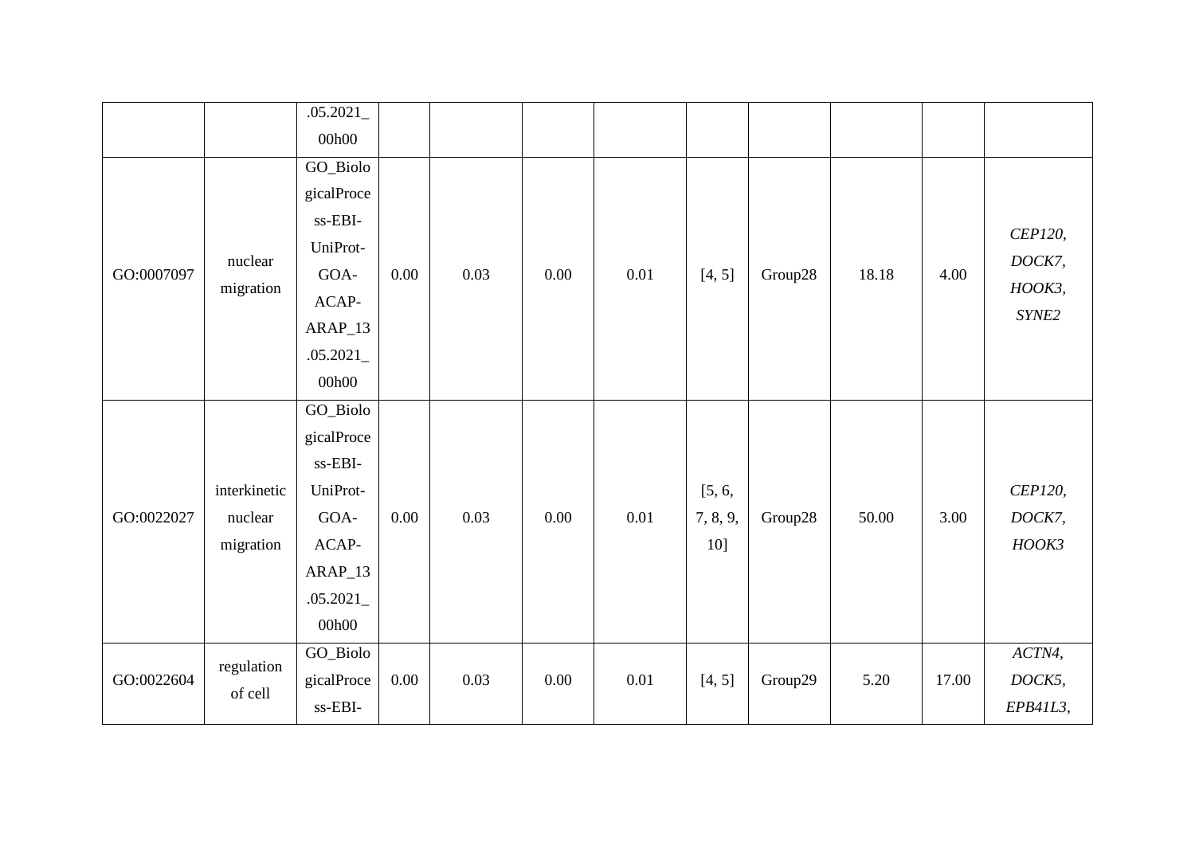| | | .05.2021_00h00 | | | | | | | | | |
|---|---|---|---|---|---|---|---|---|---|---|---|
| GO:0007097 | nuclear migration | GO_BiologicalProcess-EBI-UniProt-GOA-ACAP-ARAP_13.05.2021_00h00 | 0.00 | 0.03 | 0.00 | 0.01 | [4, 5] | Group28 | 18.18 | 4.00 | *CEP120, DOCK7, HOOK3, SYNE2* |
| GO:0022027 | interkinetic nuclear migration | GO_BiologicalProcess-EBI-UniProt-GOA-ACAP-ARAP_13.05.2021_00h00 | 0.00 | 0.03 | 0.00 | 0.01 | [5, 6, 7, 8, 9, 10] | Group28 | 50.00 | 3.00 | *CEP120, DOCK7, HOOK3* |
| GO:0022604 | regulation of cell | GO_BiologicalProcess-EBI- | 0.00 | 0.03 | 0.00 | 0.01 | [4, 5] | Group29 | 5.20 | 17.00 | *ACTN4, DOCK5, EPB41L3,* |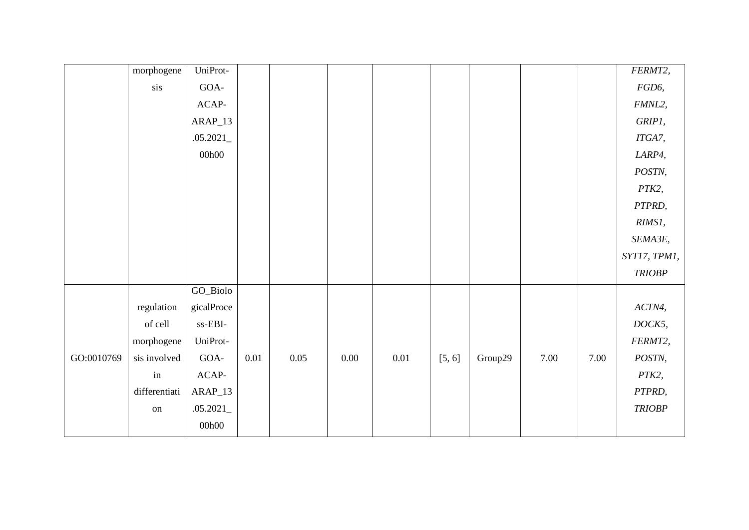|  |  |  |  |  |  |  |  |  |  |  |  |
|---|---|---|---|---|---|---|---|---|---|---|---|
|  | morphogenesis | UniProt-GOA-ACAP-ARAP_13.05.2021_00h00 |  |  |  |  |  |  |  |  | *FERMT2*, *FGD6*, *FMNL2*, *GRIP1*, *ITGA7*, *LARP4*, *POSTN*, *PTK2*, *PTPRD*, *RIMS1*, *SEMA3E*, *SYT17*, *TPM1*, *TRIOBP* |
| GO:0010769 | regulation of cell morphogenesis involved in differentiation | GO_BiologicalProcess-EBI-UniProt-GOA-ACAP-ARAP_13.05.2021_00h00 | 0.01 | 0.05 | 0.00 | 0.01 | [5, 6] | Group29 | 7.00 | 7.00 | *ACTN4*, *DOCK5*, *FERMT2*, *POSTN*, *PTK2*, *PTPRD*, *TRIOBP* |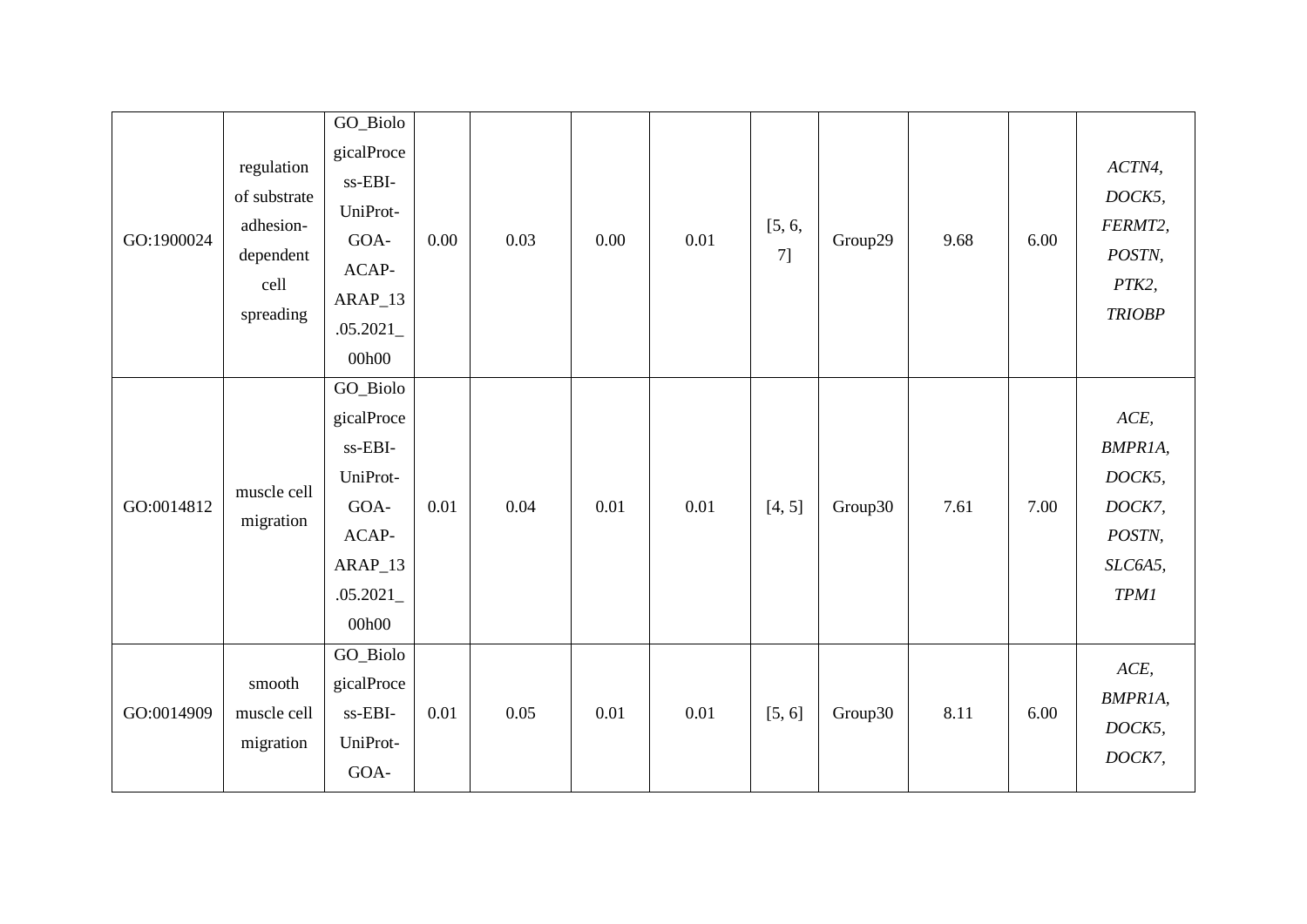| GO:1900024 | regulation of substrate adhesion-dependent cell spreading | GO_BiologicalProcess-EBI-UniProt-GOA-ACAP-ARAP_13.05.2021_00h00 | 0.00 | 0.03 | 0.00 | 0.01 | [5, 6, 7] | Group29 | 9.68 | 6.00 | *ACTN4, DOCK5, FERMT2, POSTN, PTK2, TRIOBP* |
|---|---|---|---|---|---|---|---|---|---|---|---|
| GO:0014812 | muscle cell migration | GO_BiologicalProcess-EBI-UniProt-GOA-ACAP-ARAP_13.05.2021_00h00 | 0.01 | 0.04 | 0.01 | 0.01 | [4, 5] | Group30 | 7.61 | 7.00 | *ACE, BMPR1A, DOCK5, DOCK7, POSTN, SLC6A5, TPM1* |
| GO:0014909 | smooth muscle cell migration | GO_BiologicalProcess-EBI-UniProt-GOA- | 0.01 | 0.05 | 0.01 | 0.01 | [5, 6] | Group30 | 8.11 | 6.00 | *ACE, BMPR1A, DOCK5, DOCK7,* |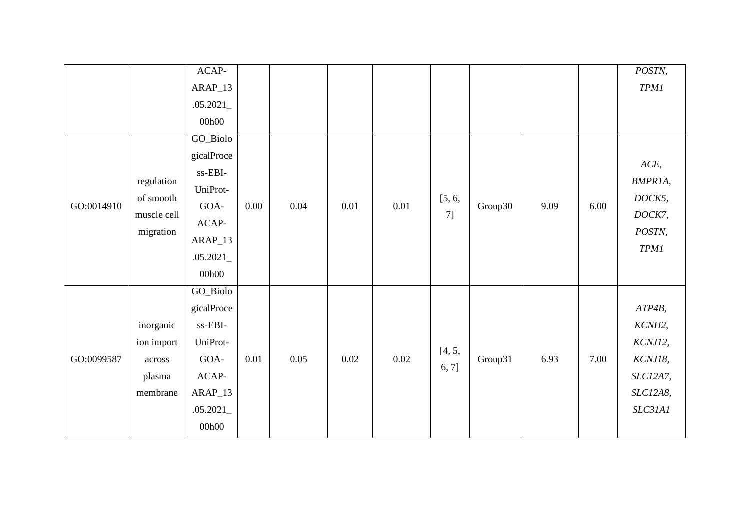|  |  | ACAP-ARAP_13.05.2021_00h00 |  |  |  |  |  |  |  |  | *POSTN, TPM1* |
|---|---|---|---|---|---|---|---|---|---|---|---|
| GO:0014910 | regulation of smooth muscle cell migration | GO_BiologicalProcess-EBI-UniProt-GOA-ACAP-ARAP_13.05.2021_00h00 | 0.00 | 0.04 | 0.01 | 0.01 | [5, 6, 7] | Group30 | 9.09 | 6.00 | *ACE, BMPR1A, DOCK5, DOCK7, POSTN, TPM1* |
| GO:0099587 | inorganic ion import across plasma membrane | GO_BiologicalProcess-EBI-UniProt-GOA-ACAP-ARAP_13.05.2021_00h00 | 0.01 | 0.05 | 0.02 | 0.02 | [4, 5, 6, 7] | Group31 | 6.93 | 7.00 | *ATP4B, KCNH2, KCNJ12, KCNJ18, SLC12A7, SLC12A8, SLC31A1* |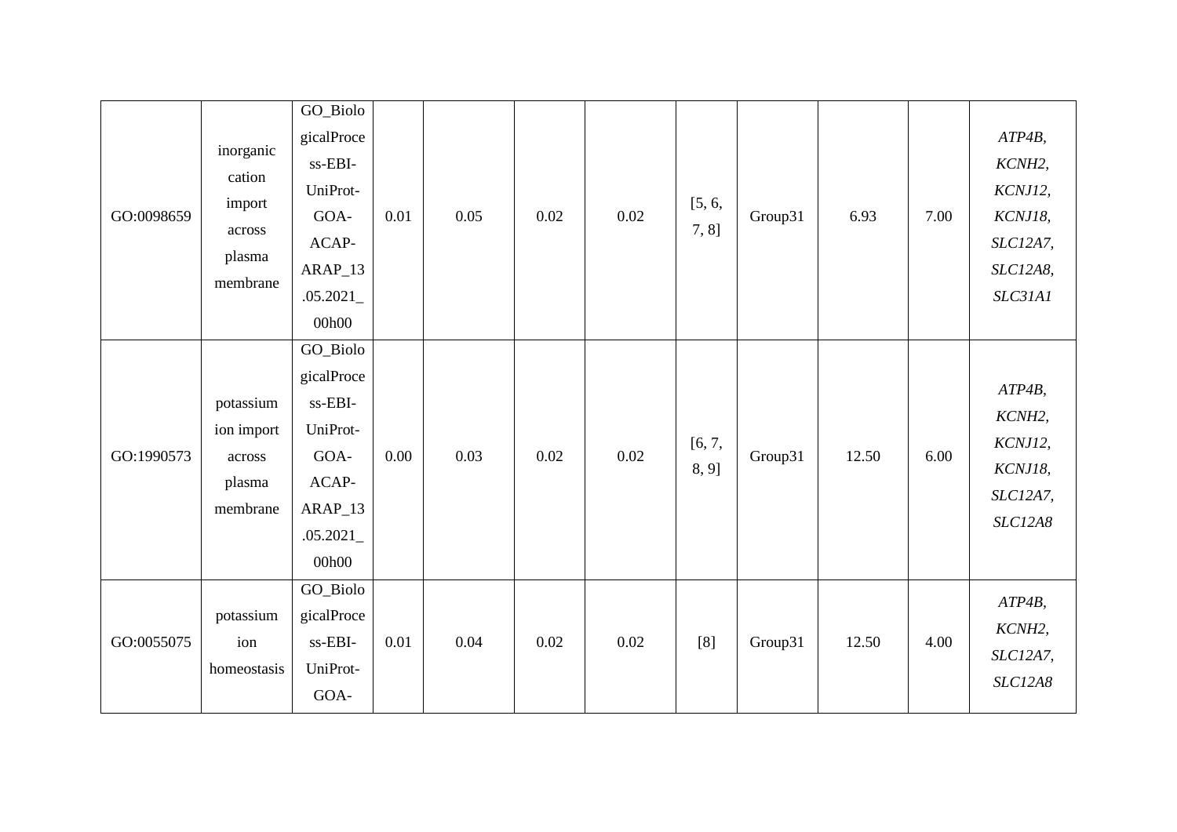| | | | | | | | | | | | |
|---|---|---|---|---|---|---|---|---|---|---|---|
| GO:0098659 | inorganic cation import across plasma membrane | GO_BiologicalProcess-EBI-UniProt-GOA-ACAP-ARAP_13.05.2021_00h00 | 0.01 | 0.05 | 0.02 | 0.02 | [5, 6, 7, 8] | Group31 | 6.93 | 7.00 | *ATP4B, KCNH2, KCNJ12, KCNJ18, SLC12A7, SLC12A8, SLC31A1* |
| GO:1990573 | potassium ion import across plasma membrane | GO_BiologicalProcess-EBI-UniProt-GOA-ACAP-ARAP_13.05.2021_00h00 | 0.00 | 0.03 | 0.02 | 0.02 | [6, 7, 8, 9] | Group31 | 12.50 | 6.00 | *ATP4B, KCNH2, KCNJ12, KCNJ18, SLC12A7, SLC12A8* |
| GO:0055075 | potassium ion homeostasis | GO_BiologicalProcess-EBI-UniProt-GOA- | 0.01 | 0.04 | 0.02 | 0.02 | [8] | Group31 | 12.50 | 4.00 | *ATP4B, KCNH2, SLC12A7, SLC12A8* |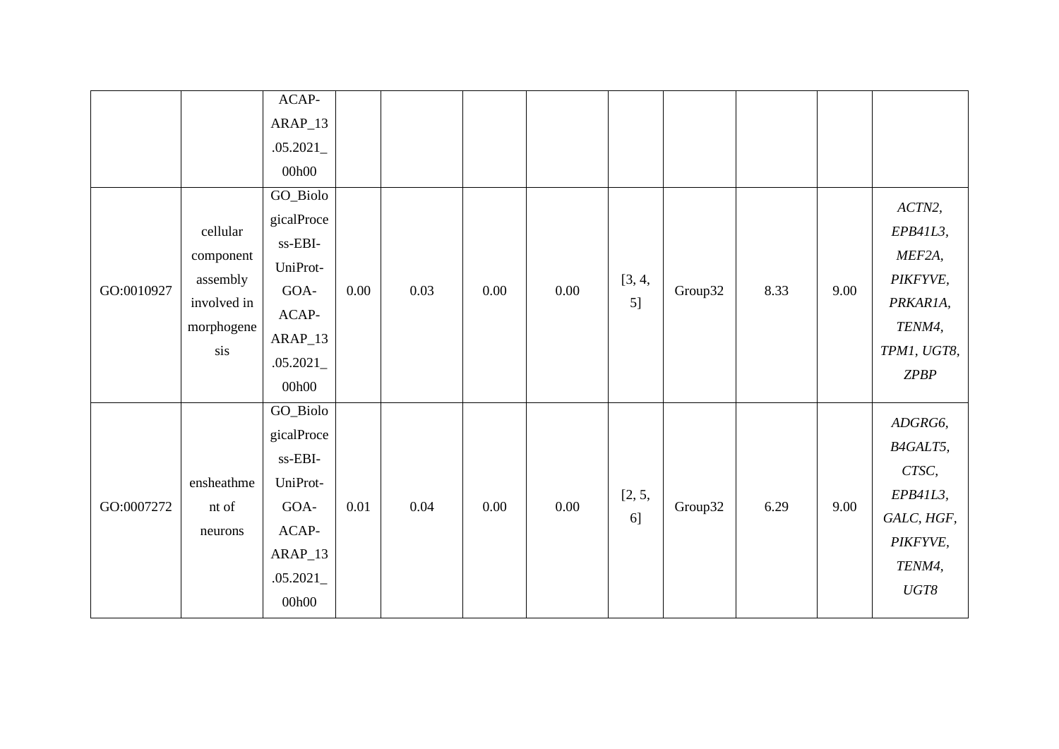| | | ACAP-ARAP_13.05.2021_00h00 | | | | | | | | | |
|---|---|---|---|---|---|---|---|---|---|---|---|
| GO:0010927 | cellular component assembly involved in morphogenesis | GO_BiologicalProcess-EBI-UniProt-GOA-ACAP-ARAP_13.05.2021_00h00 | 0.00 | 0.03 | 0.00 | 0.00 | [3, 4, 5] | Group32 | 8.33 | 9.00 | *ACTN2*, *EPB41L3*, *MEF2A*, *PIKFYVE*, *PRKAR1A*, *TENM4*, *TPM1*, *UGT8*, *ZPBP* |
| GO:0007272 | ensheathment of neurons | GO_BiologicalProcess-EBI-UniProt-GOA-ACAP-ARAP_13.05.2021_00h00 | 0.01 | 0.04 | 0.00 | 0.00 | [2, 5, 6] | Group32 | 6.29 | 9.00 | *ADGRG6*, *B4GALT5*, *CTSC*, *EPB41L3*, *GALC*, *HGF*, *PIKFYVE*, *TENM4*, *UGT8* |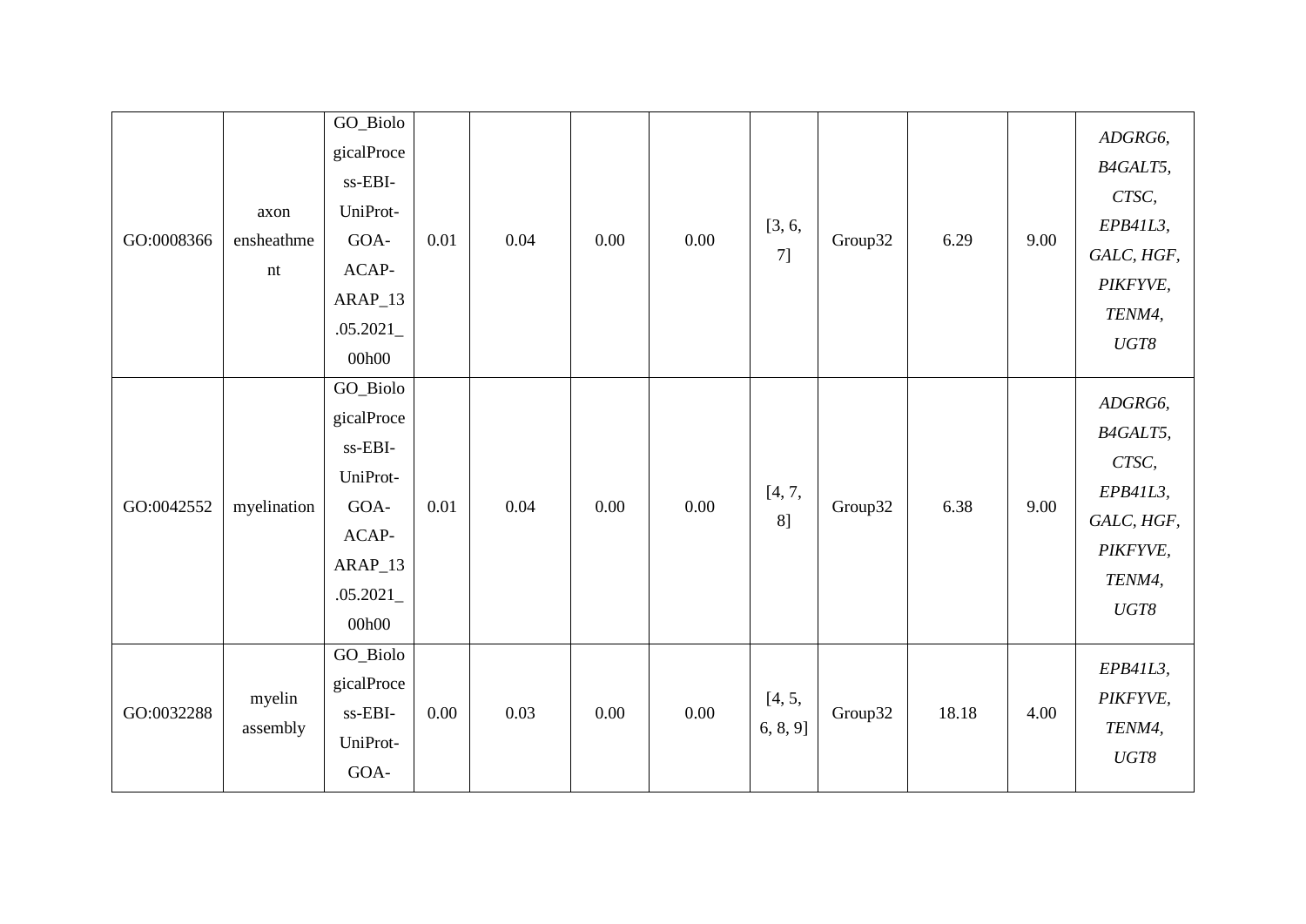| GO:0008366 | axon ensheathment | GO_BiologicalProcess-EBI-UniProt-GOA-ACAP-ARAP_13.05.2021_00h00 | 0.01 | 0.04 | 0.00 | 0.00 | [3, 6, 7] | Group32 | 6.29 | 9.00 | *ADGRG6, B4GALT5, CTSC, EPB41L3, GALC, HGF, PIKFYVE, TENM4, UGT8* |
|---|---|---|---|---|---|---|---|---|---|---|---|
| GO:0042552 | myelination | GO_BiologicalProcess-EBI-UniProt-GOA-ACAP-ARAP_13.05.2021_00h00 | 0.01 | 0.04 | 0.00 | 0.00 | [4, 7, 8] | Group32 | 6.38 | 9.00 | *ADGRG6, B4GALT5, CTSC, EPB41L3, GALC, HGF, PIKFYVE, TENM4, UGT8* |
| GO:0032288 | myelin assembly | GO_BiologicalProcess-EBI-UniProt-GOA- | 0.00 | 0.03 | 0.00 | 0.00 | [4, 5, 6, 8, 9] | Group32 | 18.18 | 4.00 | *EPB41L3, PIKFYVE, TENM4, UGT8* |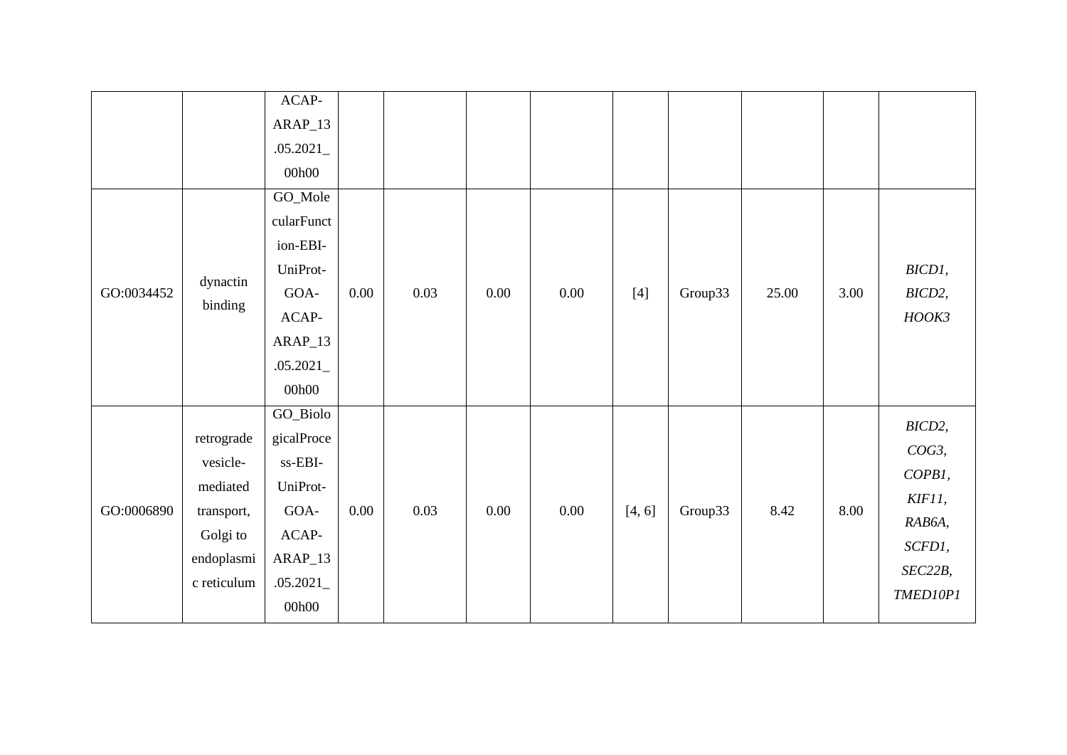| | | ACAP-ARAP_13.05.2021_00h00 | | | | | | | | | |
|---|---|---|---|---|---|---|---|---|---|---|---|
| GO:0034452 | dynactin binding | GO_MolecularFunction-EBI-UniProt-GOA-ACAP-ARAP_13.05.2021_00h00 | 0.00 | 0.03 | 0.00 | 0.00 | [4] | Group33 | 25.00 | 3.00 | *BICD1, BICD2, HOOK3* |
| GO:0006890 | retrograde vesicle-mediated transport, Golgi to endoplasmic reticulum | GO_BiologicalProcess-EBI-UniProt-GOA-ACAP-ARAP_13.05.2021_00h00 | 0.00 | 0.03 | 0.00 | 0.00 | [4, 6] | Group33 | 8.42 | 8.00 | *BICD2, COG3, COPB1, KIF11, RAB6A, SCFD1, SEC22B, TMED10P1* |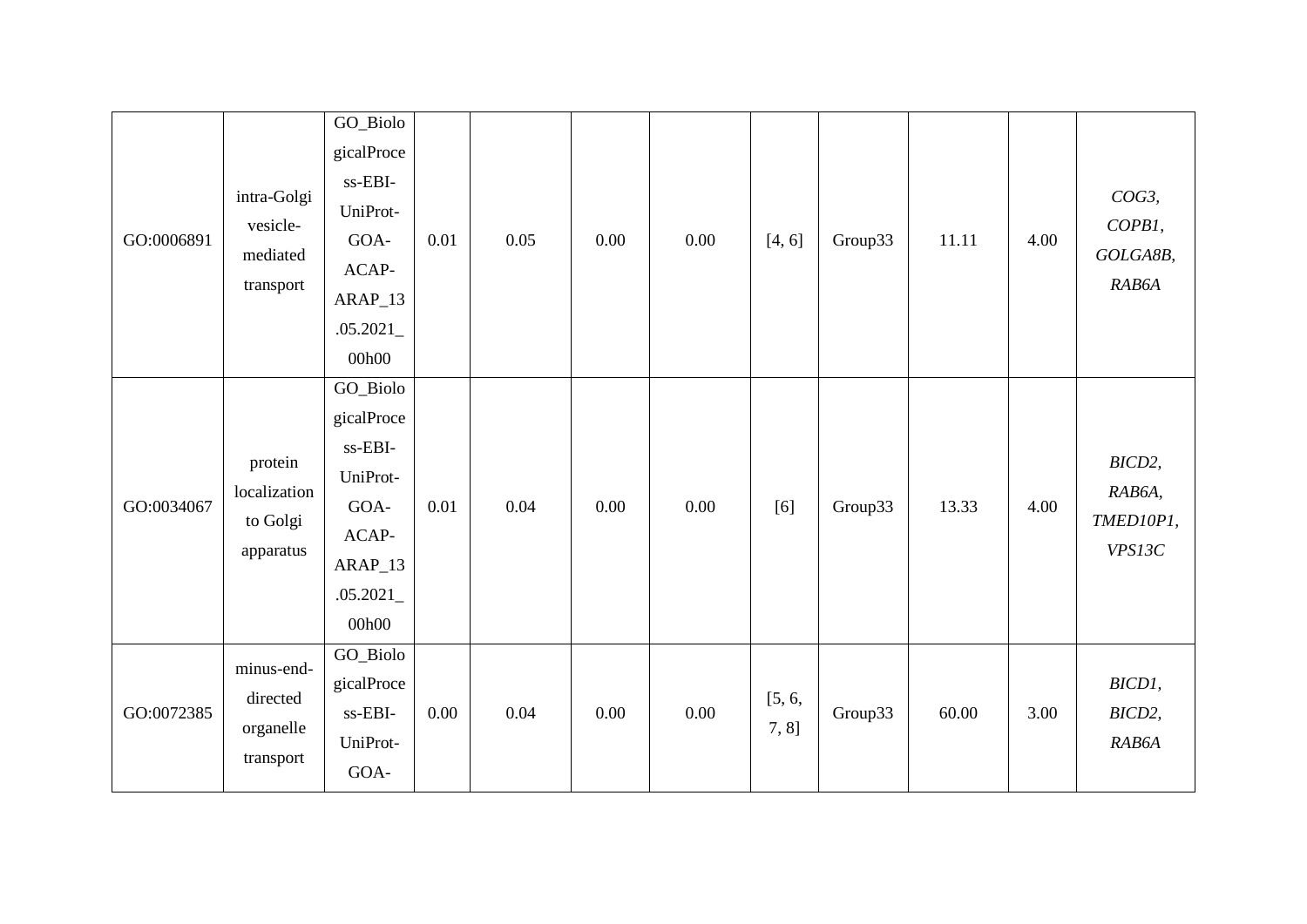| GO:0006891 | intra-Golgi vesicle-mediated transport | GO_BiologicalProcess-EBI-UniProt-GOA-ACAP-ARAP_13.05.2021_00h00 | 0.01 | 0.05 | 0.00 | 0.00 | [4, 6] | Group33 | 11.11 | 4.00 | *COG3, COPB1, GOLGA8B, RAB6A* |
|---|---|---|---|---|---|---|---|---|---|---|---|
| GO:0034067 | protein localization to Golgi apparatus | GO_BiologicalProcess-EBI-UniProt-GOA-ACAP-ARAP_13.05.2021_00h00 | 0.01 | 0.04 | 0.00 | 0.00 | [6] | Group33 | 13.33 | 4.00 | *BICD2, RAB6A, TMED10P1, VPS13C* |
| GO:0072385 | minus-end-directed organelle transport | GO_BiologicalProcess-EBI-UniProt-GOA- | 0.00 | 0.04 | 0.00 | 0.00 | [5, 6, 7, 8] | Group33 | 60.00 | 3.00 | *BICD1, BICD2, RAB6A* |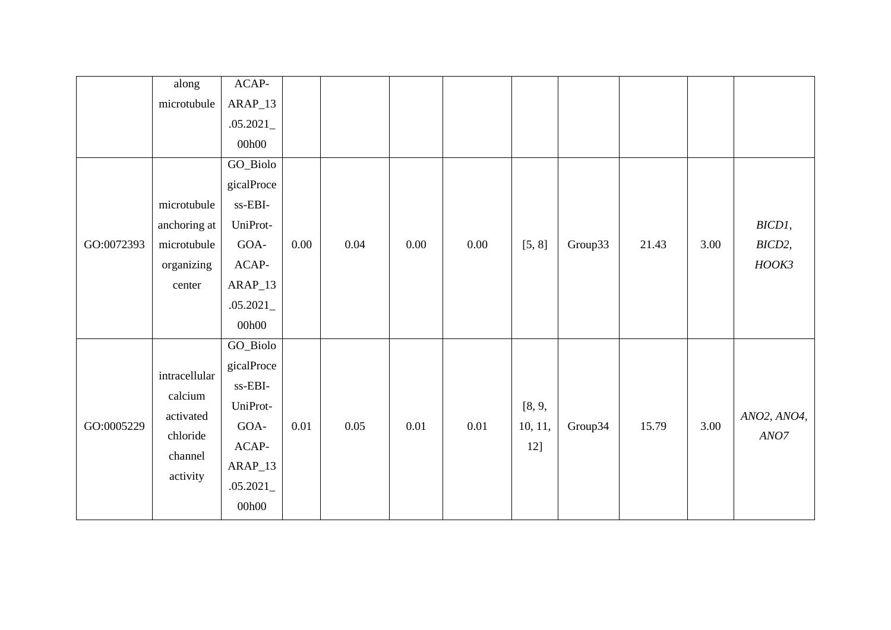|  | along microtubule | ACAP-ARAP_13.05.2021_00h00 |  |  |  |  |  |  |  |  |  |
|---|---|---|---|---|---|---|---|---|---|---|---|
| GO:0072393 | microtubule anchoring at microtubule organizing center | GO_BiologicalProcess-EBI-UniProt-GOA-ACAP-ARAP_13.05.2021_00h00 | 0.00 | 0.04 | 0.00 | 0.00 | [5, 8] | Group33 | 21.43 | 3.00 | *BICD1, BICD2, HOOK3* |
| GO:0005229 | intracellular calcium activated chloride channel activity | GO_BiologicalProcess-EBI-UniProt-GOA-ACAP-ARAP_13.05.2021_00h00 | 0.01 | 0.05 | 0.01 | 0.01 | [8, 9, 10, 11, 12] | Group34 | 15.79 | 3.00 | *ANO2, ANO4, ANO7* |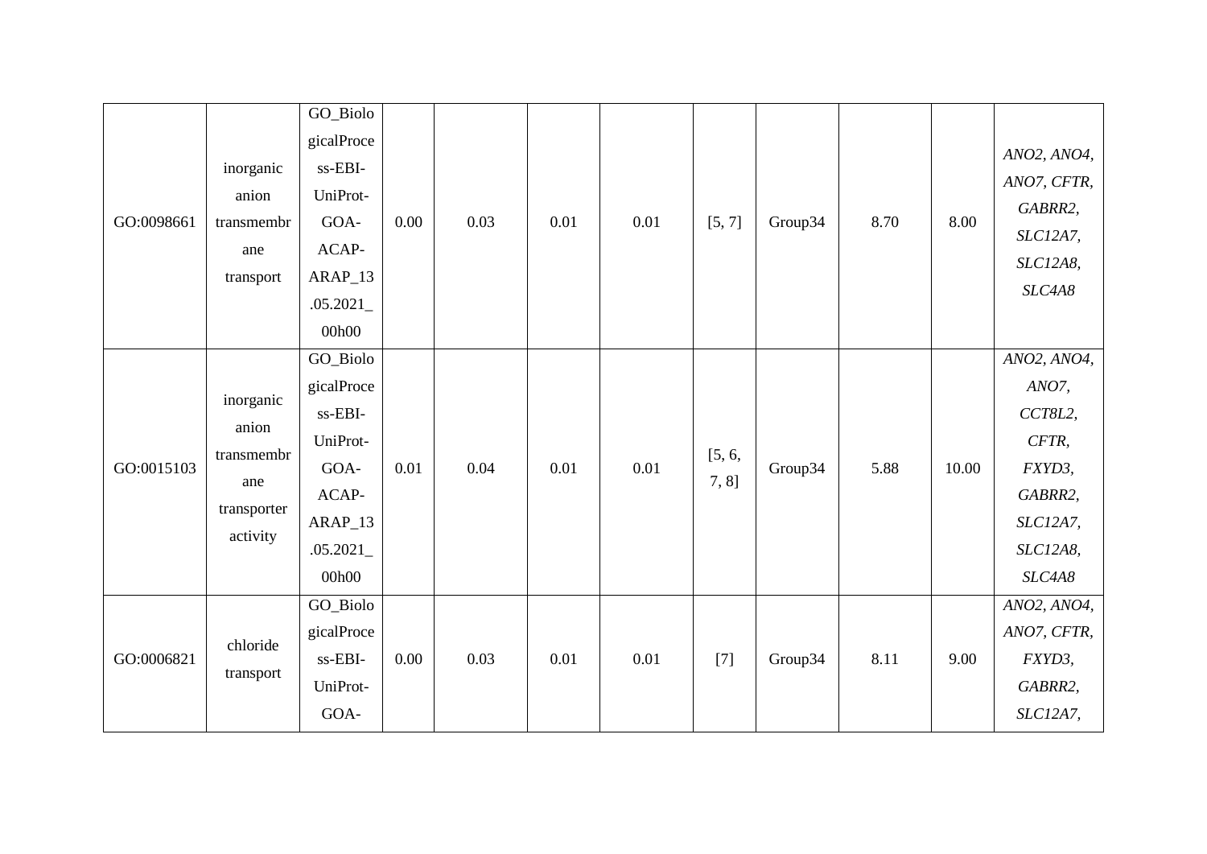| GO:0098661 | inorganic anion transmembrane transport | GO_BiologicalProcess-EBI-UniProt-GOA-ACAP-ARAP_13.05.2021_00h00 | 0.00 | 0.03 | 0.01 | 0.01 | [5, 7] | Group34 | 8.70 | 8.00 | *ANO2*, *ANO4*, *ANO7*, *CFTR*, *GABRR2*, *SLC12A7*, *SLC12A8*, *SLC4A8* |
|---|---|---|---|---|---|---|---|---|---|---|---|
| GO:0015103 | inorganic anion transmembrane transporter activity | GO_BiologicalProcess-EBI-UniProt-GOA-ACAP-ARAP_13.05.2021_00h00 | 0.01 | 0.04 | 0.01 | 0.01 | [5, 6, 7, 8] | Group34 | 5.88 | 10.00 | *ANO2*, *ANO4*, *ANO7*, *CCT8L2*, *CFTR*, *FXYD3*, *GABRR2*, *SLC12A7*, *SLC12A8*, *SLC4A8* |
| GO:0006821 | chloride transport | GO_BiologicalProcess-EBI-UniProt-GOA- | 0.00 | 0.03 | 0.01 | 0.01 | [7] | Group34 | 8.11 | 9.00 | *ANO2*, *ANO4*, *ANO7*, *CFTR*, *FXYD3*, *GABRR2*, *SLC12A7*, |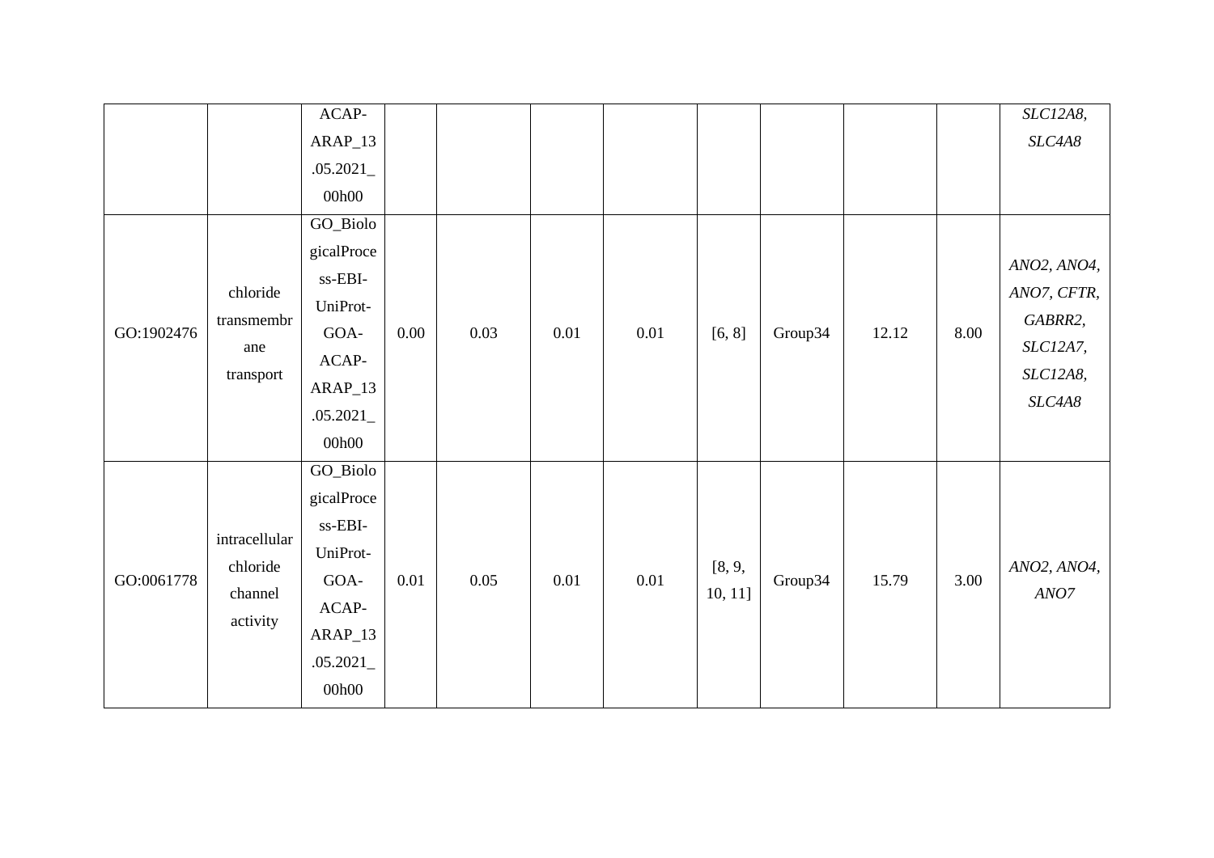| | | ACAP-ARAP_13.05.2021_00h00 | | | | | | | | | *SLC12A8*, *SLC4A8* |
|---|---|---|---|---|---|---|---|---|---|---|---|
| GO:1902476 | chloride transmembrane transport | GO_BiologicalProcess-EBI-UniProt-GOA-ACAP-ARAP_13.05.2021_00h00 | 0.00 | 0.03 | 0.01 | 0.01 | [6, 8] | Group34 | 12.12 | 8.00 | *ANO2*, *ANO4*, *ANO7*, *CFTR*, *GABRR2*, *SLC12A7*, *SLC12A8*, *SLC4A8* |
| GO:0061778 | intracellular chloride channel activity | GO_BiologicalProcess-EBI-UniProt-GOA-ACAP-ARAP_13.05.2021_00h00 | 0.01 | 0.05 | 0.01 | 0.01 | [8, 9, 10, 11] | Group34 | 15.79 | 3.00 | *ANO2*, *ANO4*, *ANO7* |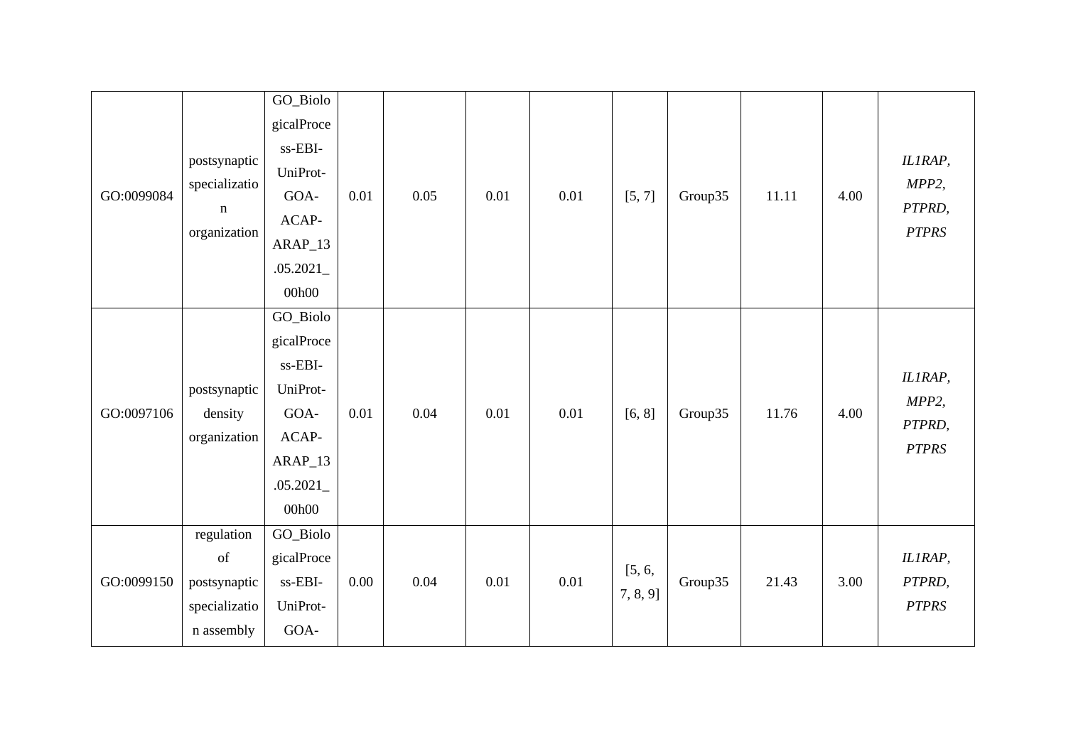| | | | | | | | | | | | |
|---|---|---|---|---|---|---|---|---|---|---|---|
| GO:0099084 | postsynaptic specialization organization | GO_BiologicalProcess-EBI-UniProt-GOA-ACAP-ARAP_13.05.2021_00h00 | 0.01 | 0.05 | 0.01 | 0.01 | [5, 7] | Group35 | 11.11 | 4.00 | *IL1RAP, MPP2, PTPRD, PTPRS* |
| GO:0097106 | postsynaptic density organization | GO_BiologicalProcess-EBI-UniProt-GOA-ACAP-ARAP_13.05.2021_00h00 | 0.01 | 0.04 | 0.01 | 0.01 | [6, 8] | Group35 | 11.76 | 4.00 | *IL1RAP, MPP2, PTPRD, PTPRS* |
| GO:0099150 | regulation of postsynaptic specialization assembly | GO_BiologicalProcess-EBI-UniProt-GOA- | 0.00 | 0.04 | 0.01 | 0.01 | [5, 6, 7, 8, 9] | Group35 | 21.43 | 3.00 | *IL1RAP, PTPRD, PTPRS* |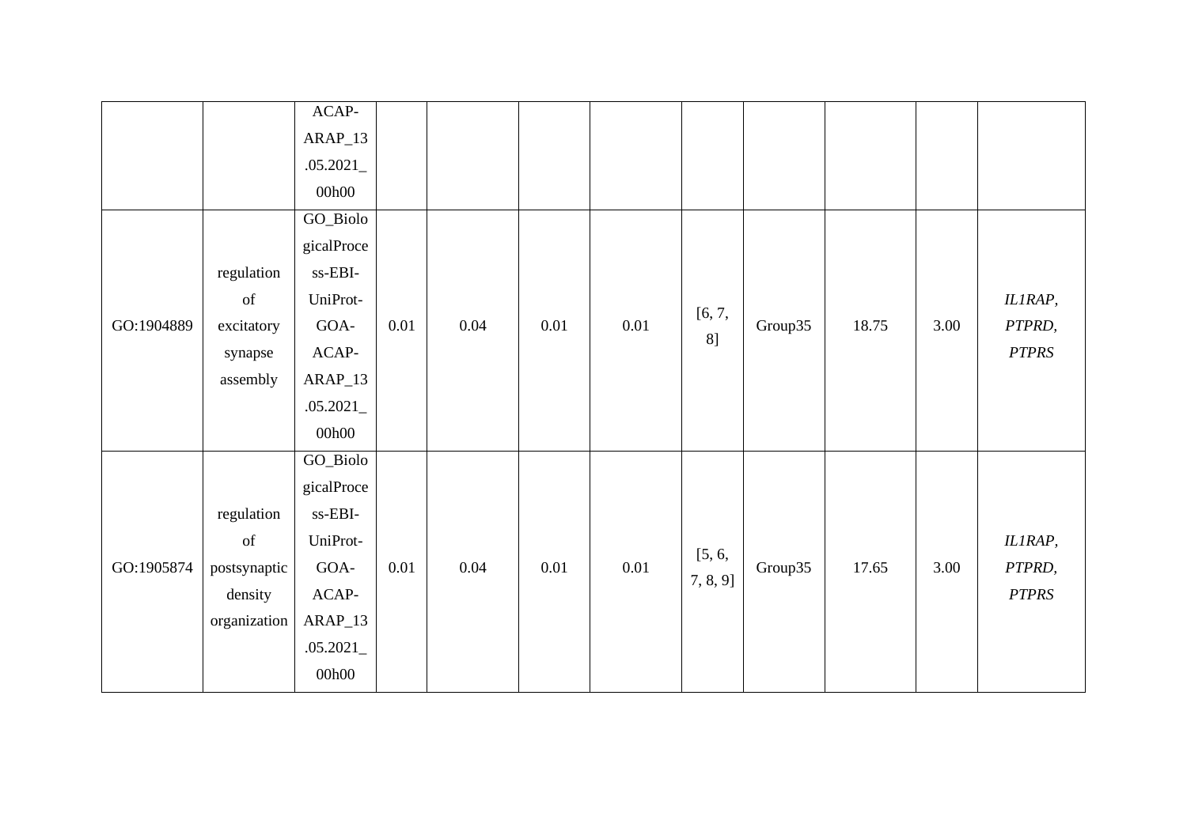| | | ACAP-ARAP_13.05.2021_00h00 | | | | | | | | | |
|---|---|---|---|---|---|---|---|---|---|---|---|
| GO:1904889 | regulation of excitatory synapse assembly | GO_BiologicalProcess-EBI-UniProt-GOA-ACAP-ARAP_13.05.2021_00h00 | 0.01 | 0.04 | 0.01 | 0.01 | [6, 7, 8] | Group35 | 18.75 | 3.00 | *IL1RAP, PTPRD, PTPRS* |
| GO:1905874 | regulation of postsynaptic density organization | GO_BiologicalProcess-EBI-UniProt-GOA-ACAP-ARAP_13.05.2021_00h00 | 0.01 | 0.04 | 0.01 | 0.01 | [5, 6, 7, 8, 9] | Group35 | 17.65 | 3.00 | *IL1RAP, PTPRD, PTPRS* |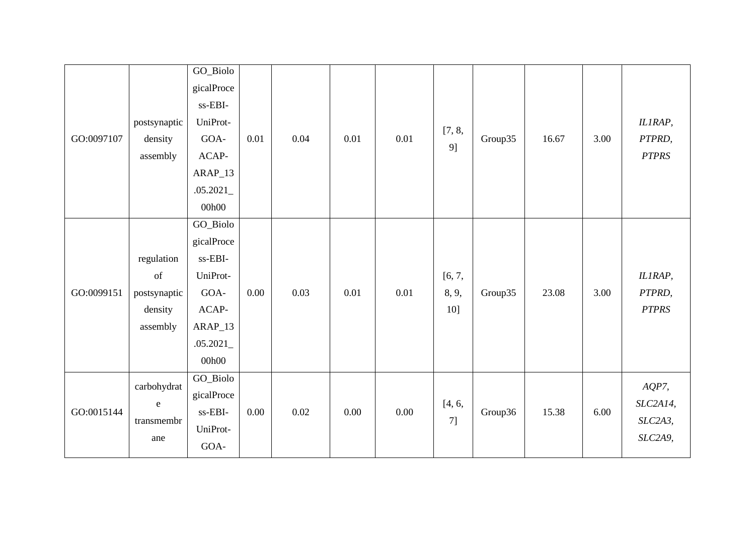| | | | | | | | | | | | |
|---|---|---|---|---|---|---|---|---|---|---|---|
| GO:0097107 | postsynaptic density assembly | GO_BiologicalProcess-EBI-UniProt-GOA-ACAP-ARAP_13.05.2021_00h00 | 0.01 | 0.04 | 0.01 | 0.01 | [7, 8, 9] | Group35 | 16.67 | 3.00 | *IL1RAP, PTPRD, PTPRS* |
| GO:0099151 | regulation of postsynaptic density assembly | GO_BiologicalProcess-EBI-UniProt-GOA-ACAP-ARAP_13.05.2021_00h00 | 0.00 | 0.03 | 0.01 | 0.01 | [6, 7, 8, 9, 10] | Group35 | 23.08 | 3.00 | *IL1RAP, PTPRD, PTPRS* |
| GO:0015144 | carbohydrate transmembrane | GO_BiologicalProcess-EBI-UniProt-GOA- | 0.00 | 0.02 | 0.00 | 0.00 | [4, 6, 7] | Group36 | 15.38 | 6.00 | *AQP7, SLC2A14, SLC2A3, SLC2A9,* |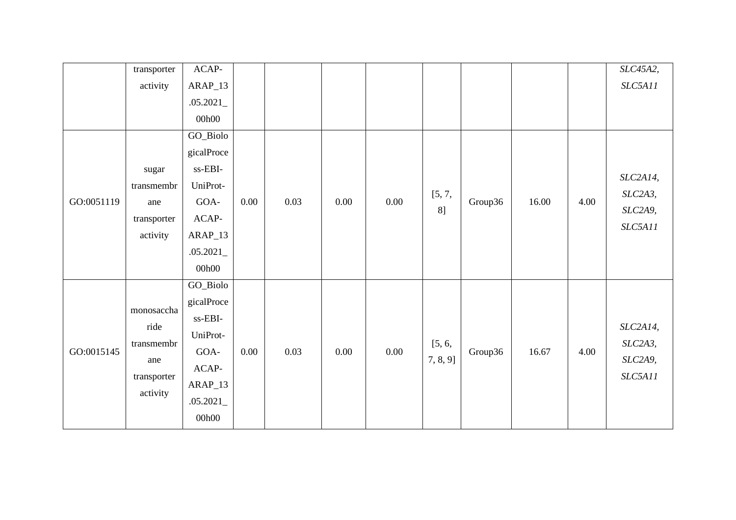| | | | | | | | | | | | |
|---|---|---|---|---|---|---|---|---|---|---|---|
| | transporter activity | ACAP-ARAP_13.05.2021_00h00 | | | | | | | | | *SLC45A2*, *SLC5A11* |
| GO:0051119 | sugar transmembrane transporter activity | GO_BiologicalProcess-EBI-UniProt-GOA-ACAP-ARAP_13.05.2021_00h00 | 0.00 | 0.03 | 0.00 | 0.00 | [5, 7, 8] | Group36 | 16.00 | 4.00 | *SLC2A14*, *SLC2A3*, *SLC2A9*, *SLC5A11* |
| GO:0015145 | monosaccharide transmembrane transporter activity | GO_BiologicalProcess-EBI-UniProt-GOA-ACAP-ARAP_13.05.2021_00h00 | 0.00 | 0.03 | 0.00 | 0.00 | [5, 6, 7, 8, 9] | Group36 | 16.67 | 4.00 | *SLC2A14*, *SLC2A3*, *SLC2A9*, *SLC5A11* |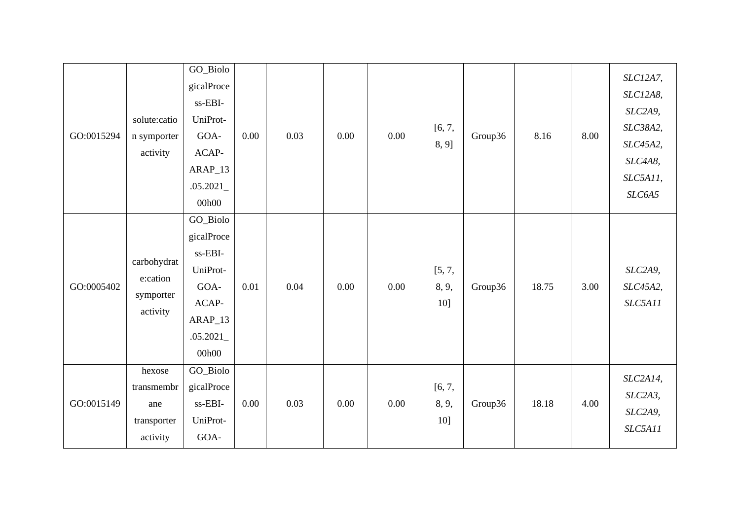| | | | | | | | | | | | |
|---|---|---|---|---|---|---|---|---|---|---|---|
| GO:0015294 | solute:cation symporter activity | GO_BiologicalProcess-EBI-UniProt-GOA-ACAP-ARAP_13.05.2021_00h00 | 0.00 | 0.03 | 0.00 | 0.00 | [6, 7, 8, 9] | Group36 | 8.16 | 8.00 | *SLC12A7, SLC12A8, SLC2A9, SLC38A2, SLC45A2, SLC4A8, SLC5A11, SLC6A5* |
| GO:0005402 | carbohydrate:cation symporter activity | GO_BiologicalProcess-EBI-UniProt-GOA-ACAP-ARAP_13.05.2021_00h00 | 0.01 | 0.04 | 0.00 | 0.00 | [5, 7, 8, 9, 10] | Group36 | 18.75 | 3.00 | *SLC2A9, SLC45A2, SLC5A11* |
| GO:0015149 | hexose transmembrane transporter activity | GO_BiologicalProcess-EBI-UniProt-GOA- | 0.00 | 0.03 | 0.00 | 0.00 | [6, 7, 8, 9, 10] | Group36 | 18.18 | 4.00 | *SLC2A14, SLC2A3, SLC2A9, SLC5A11* |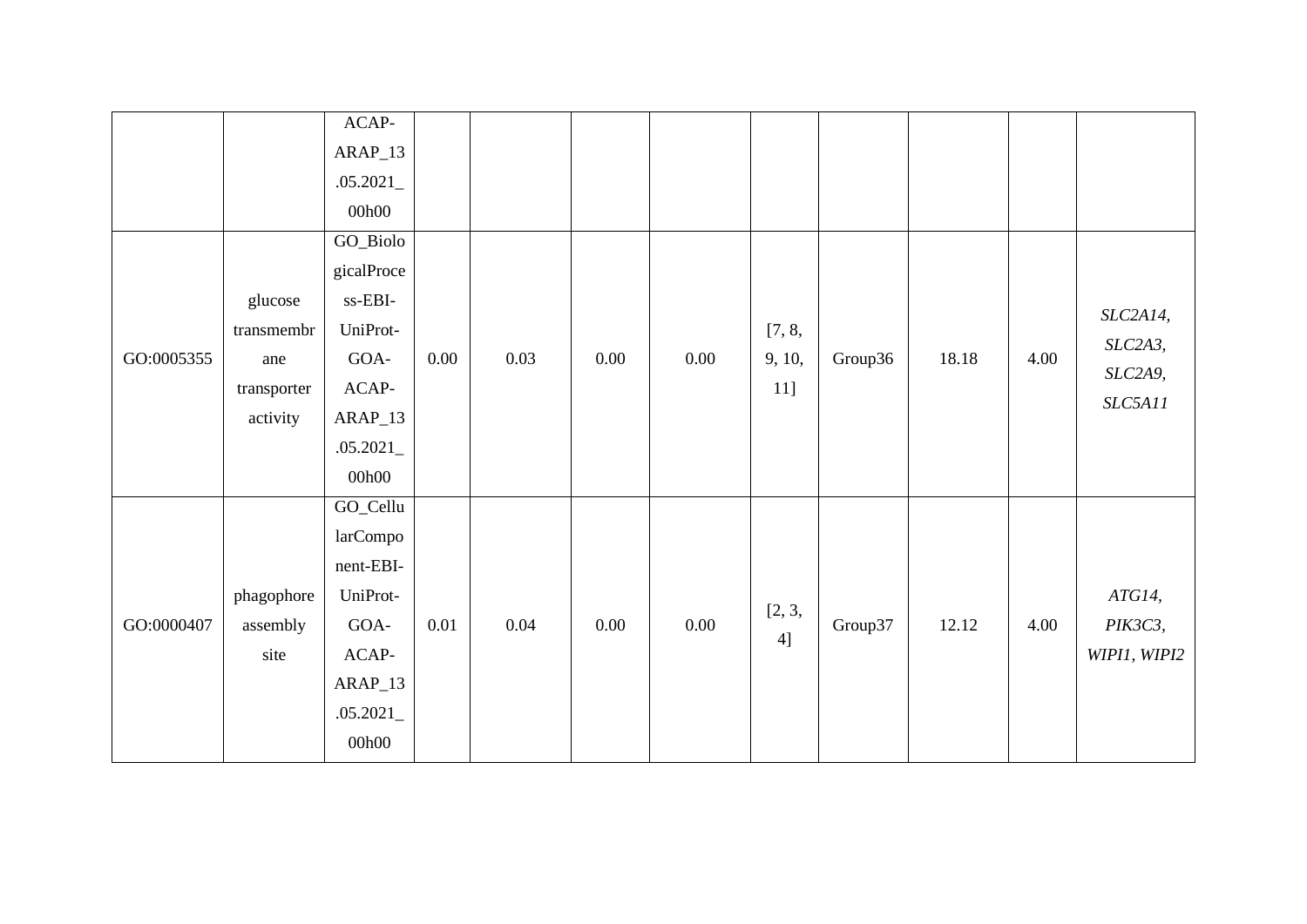| | | | | | | | | | | | |
|---|---|---|---|---|---|---|---|---|---|---|---|
| | | ACAP-ARAP_13.05.2021_00h00 | | | | | | | | | |
| GO:0005355 | glucose transmembrane transporter activity | GO_BiologicalProcess-EBI-UniProt-GOA-ACAP-ARAP_13.05.2021_00h00 | 0.00 | 0.03 | 0.00 | 0.00 | [7, 8, 9, 10, 11] | Group36 | 18.18 | 4.00 | *SLC2A14, SLC2A3, SLC2A9, SLC5A11* |
| GO:0000407 | phagophore assembly site | GO_CellularComponent-EBI-UniProt-GOA-ACAP-ARAP_13.05.2021_00h00 | 0.01 | 0.04 | 0.00 | 0.00 | [2, 3, 4] | Group37 | 12.12 | 4.00 | *ATG14, PIK3C3, WIPI1, WIPI2* |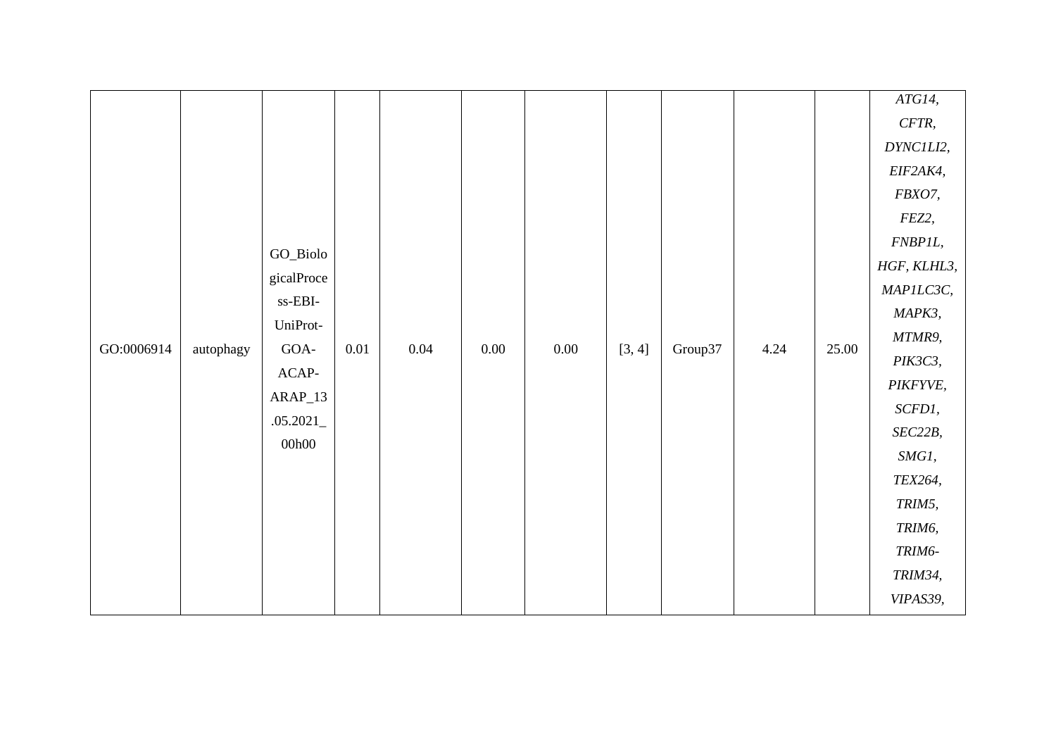| | | | | | | | | | | | |
|---|---|---|---|---|---|---|---|---|---|---|---|
| GO:0006914 | autophagy | GO_BiologicalProcess-EBI-UniProt-GOA-ACAP-ARAP_13.05.2021_00h00 | 0.01 | 0.04 | 0.00 | 0.00 | [3, 4] | Group37 | 4.24 | 25.00 | *ATG14, CFTR, DYNC1LI2, EIF2AK4, FBXO7, FEZ2, FNBP1L, HGF, KLHL3, MAP1LC3C, MAPK3, MTMR9, PIK3C3, PIKFYVE, SCFD1, SEC22B, SMG1, TEX264, TRIM5, TRIM6, TRIM6-TRIM34, VIPAS39,* |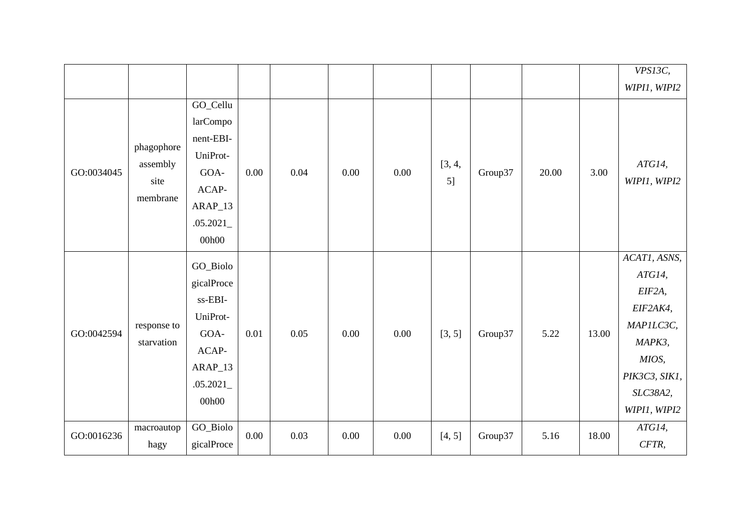| | | | | | | | | | | | |
|---|---|---|---|---|---|---|---|---|---|---|---|
| | | | | | | | | | | | *VPS13C, WIPI1, WIPI2* |
| GO:0034045 | phagophore assembly site membrane | GO_CellularComponent-EBI-UniProt-GOA-ACAP-ARAP_13.05.2021_00h00 | 0.00 | 0.04 | 0.00 | 0.00 | [3, 4, 5] | Group37 | 20.00 | 3.00 | *ATG14, WIPI1, WIPI2* |
| GO:0042594 | response to starvation | GO_BiologicalProcess-EBI-UniProt-GOA-ACAP-ARAP_13.05.2021_00h00 | 0.01 | 0.05 | 0.00 | 0.00 | [3, 5] | Group37 | 5.22 | 13.00 | *ACAT1, ASNS, ATG14, EIF2A, EIF2AK4, MAP1LC3C, MAPK3, MIOS, PIK3C3, SIK1, SLC38A2, WIPI1, WIPI2* |
| GO:0016236 | macroautophagy | GO_BiologicalProce | 0.00 | 0.03 | 0.00 | 0.00 | [4, 5] | Group37 | 5.16 | 18.00 | *ATG14, CFTR,* |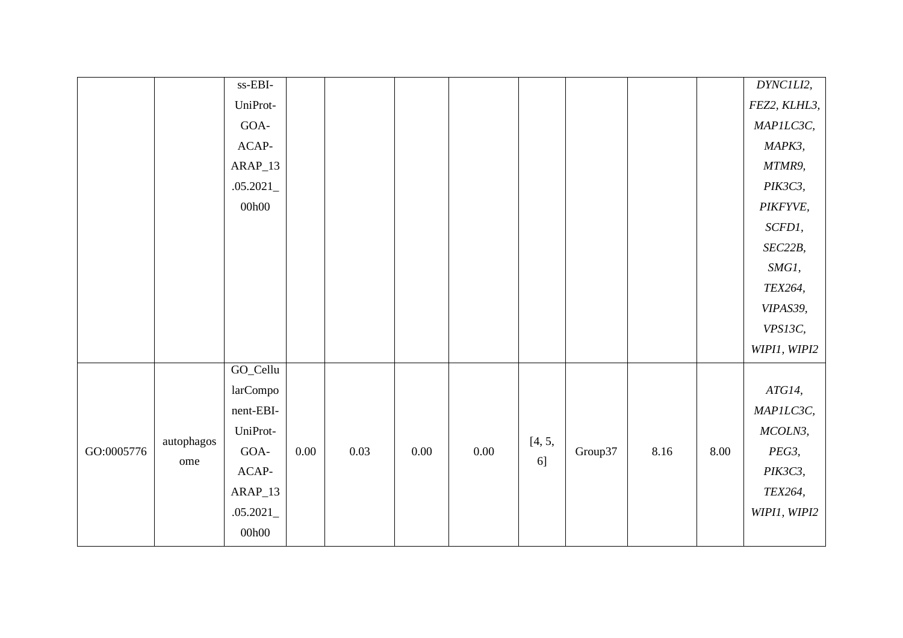| | | | | | | | | | | | |
|---|---|---|---|---|---|---|---|---|---|---|---|
| | | ss-EBI-UniProt-GOA-ACAP-ARAP_13.05.2021_00h00 | | | | | | | | | *DYNC1LI2, FEZ2, KLHL3, MAP1LC3C, MAPK3, MTMR9, PIK3C3, PIKFYVE, SCFD1, SEC22B, SMG1, TEX264, VIPAS39, VPS13C, WIPI1, WIPI2* |
| GO:0005776 | autophagosome | GO_CellularComponent-EBI-UniProt-GOA-ACAP-ARAP_13.05.2021_00h00 | 0.00 | 0.03 | 0.00 | 0.00 | [4, 5, 6] | Group37 | 8.16 | 8.00 | *ATG14, MAP1LC3C, MCOLN3, PEG3, PIK3C3, TEX264, WIPI1, WIPI2* |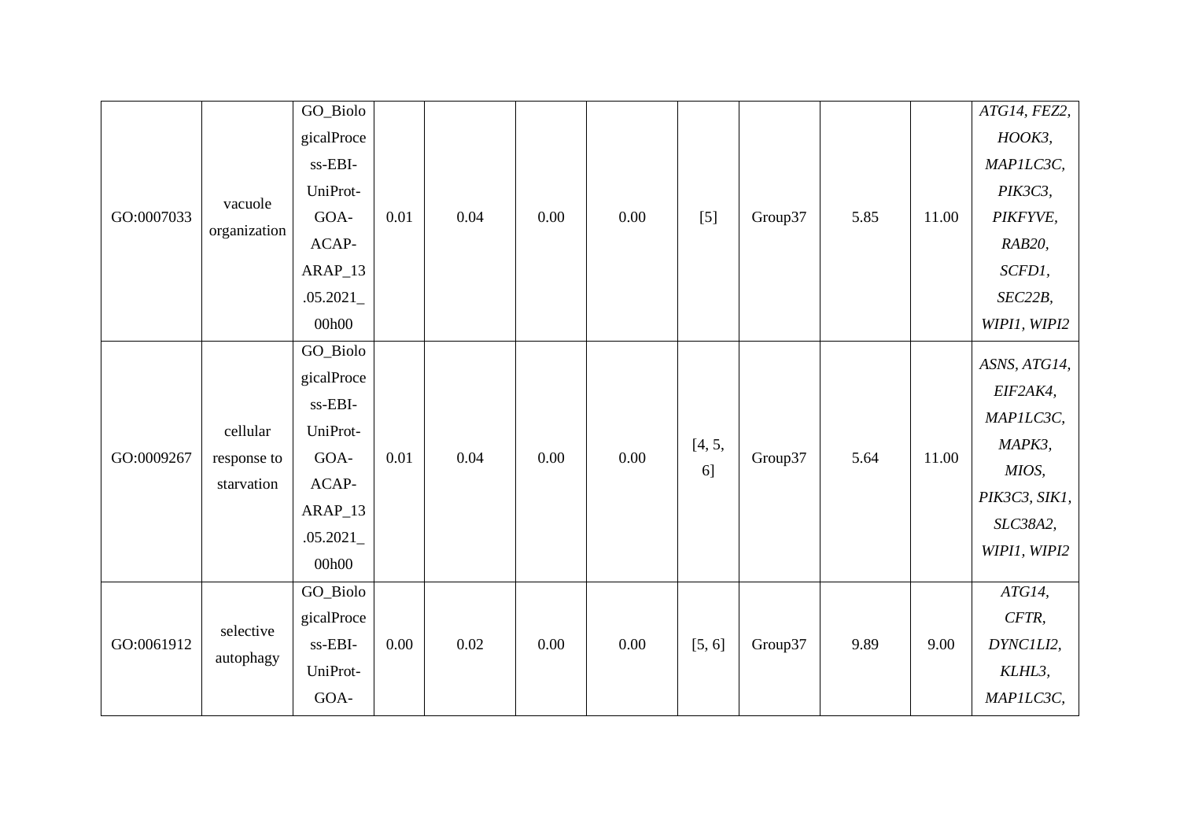| | | | | | | | | | | | |
|---|---|---|---|---|---|---|---|---|---|---|---|
| GO:0007033 | vacuole organization | GO_BiologicalProcess-EBI-UniProt-GOA-ACAP-ARAP_13.05.2021_00h00 | 0.01 | 0.04 | 0.00 | 0.00 | [5] | Group37 | 5.85 | 11.00 | *ATG14, FEZ2, HOOK3, MAP1LC3C, PIK3C3, PIKFYVE, RAB20, SCFD1, SEC22B, WIPI1, WIPI2* |
| GO:0009267 | cellular response to starvation | GO_BiologicalProcess-EBI-UniProt-GOA-ACAP-ARAP_13.05.2021_00h00 | 0.01 | 0.04 | 0.00 | 0.00 | [4, 5, 6] | Group37 | 5.64 | 11.00 | *ASNS, ATG14, EIF2AK4, MAP1LC3C, MAPK3, MIOS, PIK3C3, SIK1, SLC38A2, WIPI1, WIPI2* |
| GO:0061912 | selective autophagy | GO_BiologicalProcess-EBI-UniProt-GOA- | 0.00 | 0.02 | 0.00 | 0.00 | [5, 6] | Group37 | 9.89 | 9.00 | *ATG14, CFTR, DYNC1LI2, KLHL3, MAP1LC3C,* |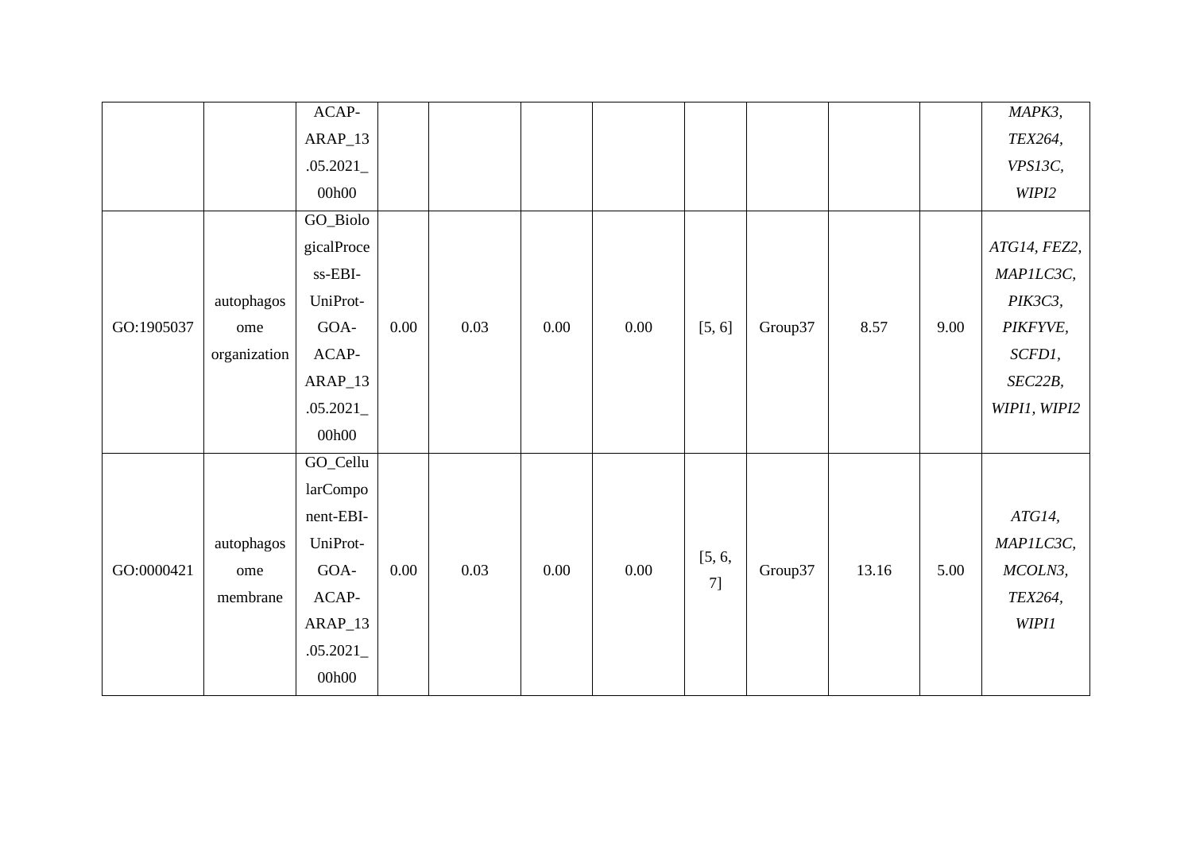| | | ACAP-ARAP_13.05.2021_00h00 | | | | | | | | | *MAPK3, TEX264, VPS13C, WIPI2* |
|---|---|---|---|---|---|---|---|---|---|---|---|
| GO:1905037 | autophagosome organization | GO_BiologicalProcess-EBI-UniProt-GOA-ACAP-ARAP_13.05.2021_00h00 | 0.00 | 0.03 | 0.00 | 0.00 | [5, 6] | Group37 | 8.57 | 9.00 | *ATG14, FEZ2, MAP1LC3C, PIK3C3, PIKFYVE, SCFD1, SEC22B, WIPI1, WIPI2* |
| GO:0000421 | autophagosome membrane | GO_CellularComponent-EBI-UniProt-GOA-ACAP-ARAP_13.05.2021_00h00 | 0.00 | 0.03 | 0.00 | 0.00 | [5, 6, 7] | Group37 | 13.16 | 5.00 | *ATG14, MAP1LC3C, MCOLN3, TEX264, WIPI1* |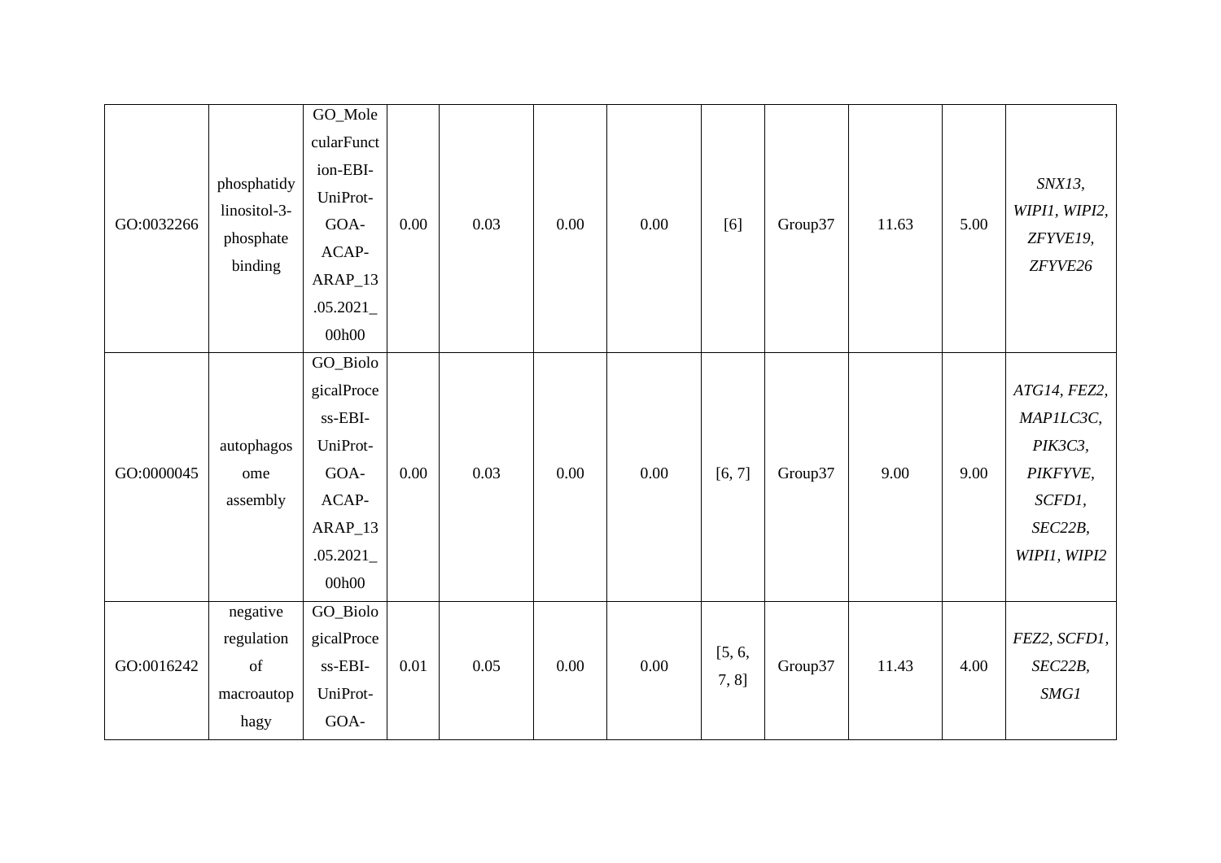| GO:0032266 | phosphatidylinositol-3-phosphate binding | GO_MolecularFunction-EBI-UniProt-GOA-ACAP-ARAP_13.05.2021_00h00 | 0.00 | 0.03 | 0.00 | 0.00 | [6] | Group37 | 11.63 | 5.00 | *SNX13, WIPI1, WIPI2, ZFYVE19, ZFYVE26* |
|---|---|---|---|---|---|---|---|---|---|---|---|
| GO:0000045 | autophagosome assembly | GO_BiologicalProcess-EBI-UniProt-GOA-ACAP-ARAP_13.05.2021_00h00 | 0.00 | 0.03 | 0.00 | 0.00 | [6, 7] | Group37 | 9.00 | 9.00 | *ATG14, FEZ2, MAP1LC3C, PIK3C3, PIKFYVE, SCFD1, SEC22B, WIPI1, WIPI2* |
| GO:0016242 | negative regulation of macroautophagy | GO_BiologicalProcess-EBI-UniProt-GOA- | 0.01 | 0.05 | 0.00 | 0.00 | [5, 6, 7, 8] | Group37 | 11.43 | 4.00 | *FEZ2, SCFD1, SEC22B, SMG1* |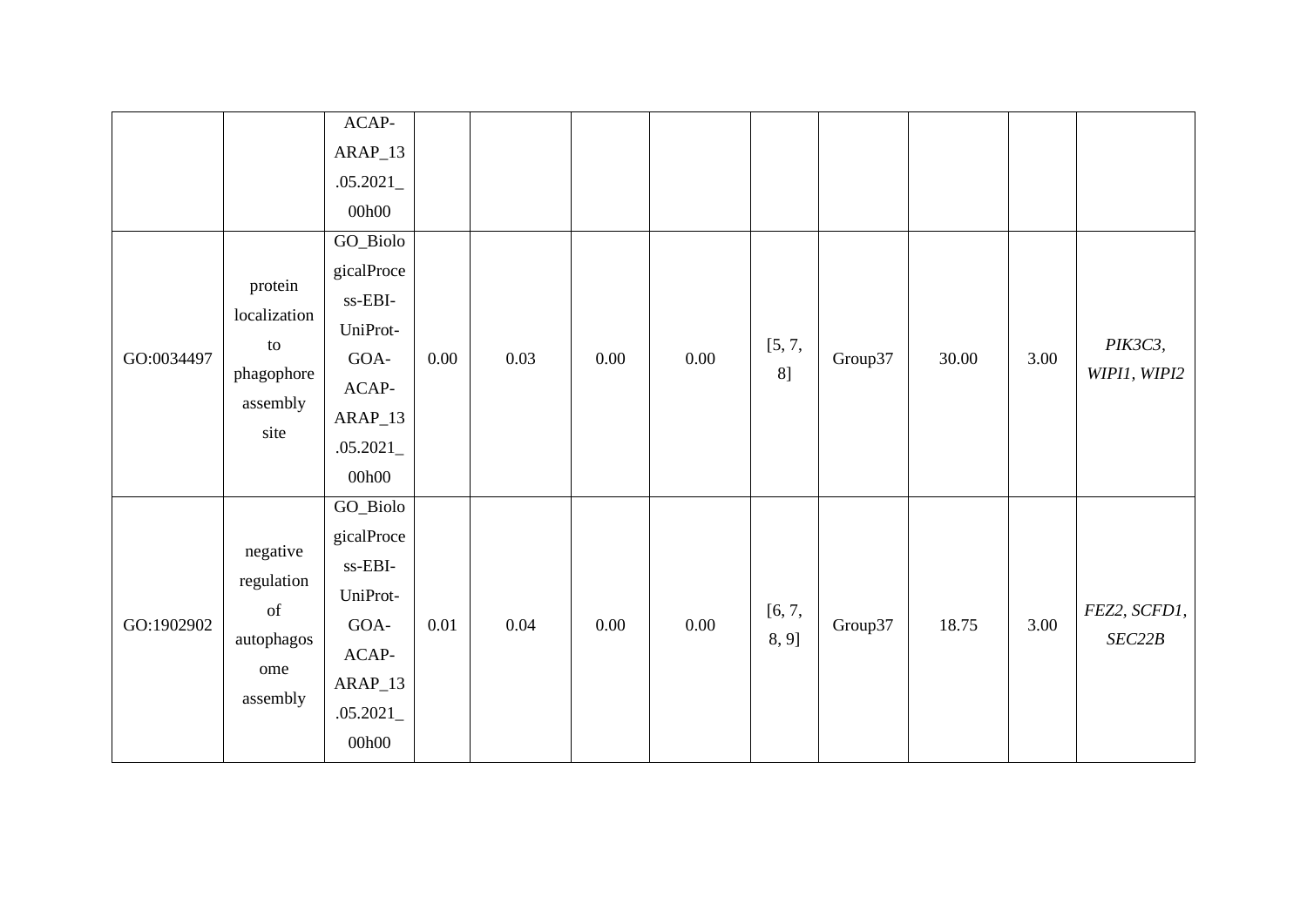| | | | | | | | | | | | |
|---|---|---|---|---|---|---|---|---|---|---|---|
| | | ACAP-ARAP_13.05.2021_00h00 | | | | | | | | | |
| GO:0034497 | protein localization to phagophore assembly site | GO_BiologicalProcess-EBI-UniProt-GOA-ACAP-ARAP_13.05.2021_00h00 | 0.00 | 0.03 | 0.00 | 0.00 | [5, 7, 8] | Group37 | 30.00 | 3.00 | *PIK3C3, WIPI1, WIPI2* |
| GO:1902902 | negative regulation of autophagosome assembly | GO_BiologicalProcess-EBI-UniProt-GOA-ACAP-ARAP_13.05.2021_00h00 | 0.01 | 0.04 | 0.00 | 0.00 | [6, 7, 8, 9] | Group37 | 18.75 | 3.00 | *FEZ2, SCFD1, SEC22B* |